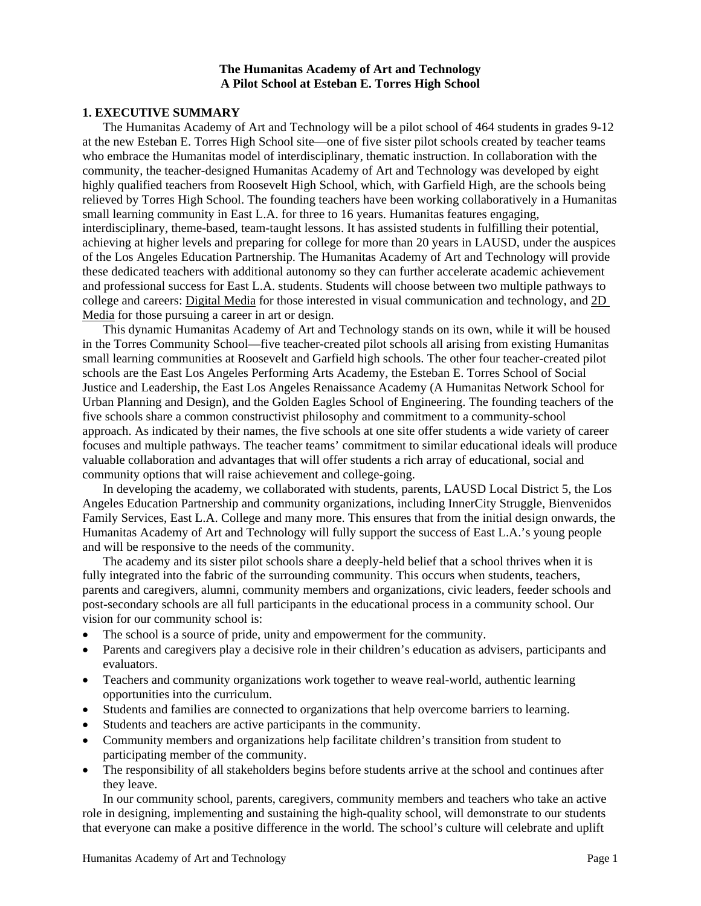**The Humanitas Academy of Art and Technology**
**A Pilot School at Esteban E. Torres High School**

## 1. EXECUTIVE SUMMARY

The Humanitas Academy of Art and Technology will be a pilot school of 464 students in grades 9-12 at the new Esteban E. Torres High School site—one of five sister pilot schools created by teacher teams who embrace the Humanitas model of interdisciplinary, thematic instruction. In collaboration with the community, the teacher-designed Humanitas Academy of Art and Technology was developed by eight highly qualified teachers from Roosevelt High School, which, with Garfield High, are the schools being relieved by Torres High School. The founding teachers have been working collaboratively in a Humanitas small learning community in East L.A. for three to 16 years. Humanitas features engaging, interdisciplinary, theme-based, team-taught lessons. It has assisted students in fulfilling their potential, achieving at higher levels and preparing for college for more than 20 years in LAUSD, under the auspices of the Los Angeles Education Partnership. The Humanitas Academy of Art and Technology will provide these dedicated teachers with additional autonomy so they can further accelerate academic achievement and professional success for East L.A. students. Students will choose between two multiple pathways to college and careers: Digital Media for those interested in visual communication and technology, and 2D Media for those pursuing a career in art or design.

This dynamic Humanitas Academy of Art and Technology stands on its own, while it will be housed in the Torres Community School—five teacher-created pilot schools all arising from existing Humanitas small learning communities at Roosevelt and Garfield high schools. The other four teacher-created pilot schools are the East Los Angeles Performing Arts Academy, the Esteban E. Torres School of Social Justice and Leadership, the East Los Angeles Renaissance Academy (A Humanitas Network School for Urban Planning and Design), and the Golden Eagles School of Engineering. The founding teachers of the five schools share a common constructivist philosophy and commitment to a community-school approach. As indicated by their names, the five schools at one site offer students a wide variety of career focuses and multiple pathways. The teacher teams' commitment to similar educational ideals will produce valuable collaboration and advantages that will offer students a rich array of educational, social and community options that will raise achievement and college-going.

In developing the academy, we collaborated with students, parents, LAUSD Local District 5, the Los Angeles Education Partnership and community organizations, including InnerCity Struggle, Bienvenidos Family Services, East L.A. College and many more. This ensures that from the initial design onwards, the Humanitas Academy of Art and Technology will fully support the success of East L.A.'s young people and will be responsive to the needs of the community.

The academy and its sister pilot schools share a deeply-held belief that a school thrives when it is fully integrated into the fabric of the surrounding community. This occurs when students, teachers, parents and caregivers, alumni, community members and organizations, civic leaders, feeder schools and post-secondary schools are all full participants in the educational process in a community school. Our vision for our community school is:

- The school is a source of pride, unity and empowerment for the community.
- Parents and caregivers play a decisive role in their children's education as advisers, participants and evaluators.
- Teachers and community organizations work together to weave real-world, authentic learning opportunities into the curriculum.
- Students and families are connected to organizations that help overcome barriers to learning.
- Students and teachers are active participants in the community.
- Community members and organizations help facilitate children's transition from student to participating member of the community.
- The responsibility of all stakeholders begins before students arrive at the school and continues after they leave.

In our community school, parents, caregivers, community members and teachers who take an active role in designing, implementing and sustaining the high-quality school, will demonstrate to our students that everyone can make a positive difference in the world. The school's culture will celebrate and uplift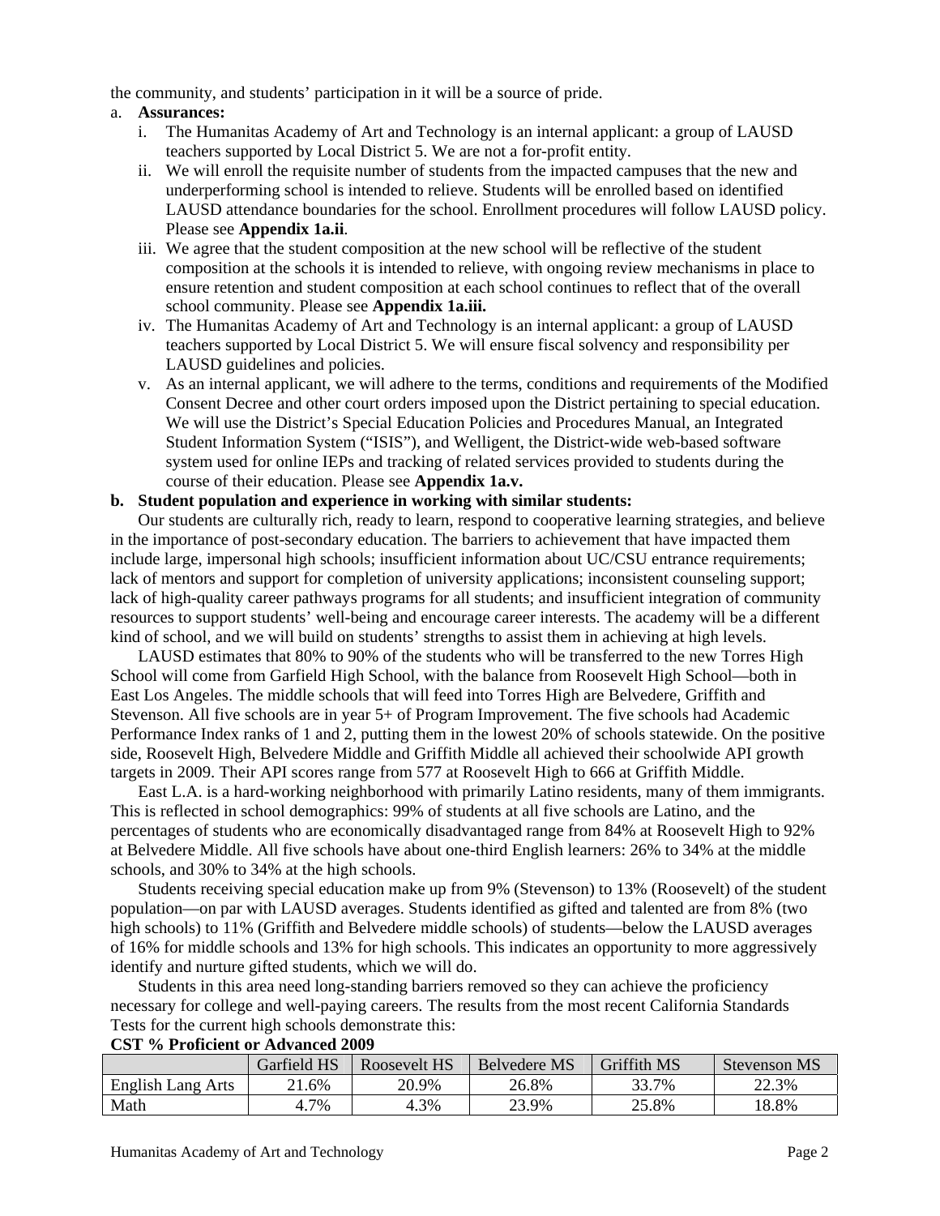the community, and students' participation in it will be a source of pride.

a. **Assurances:**

   i. The Humanitas Academy of Art and Technology is an internal applicant: a group of LAUSD teachers supported by Local District 5. We are not a for-profit entity.

   ii. We will enroll the requisite number of students from the impacted campuses that the new and underperforming school is intended to relieve. Students will be enrolled based on identified LAUSD attendance boundaries for the school. Enrollment procedures will follow LAUSD policy. Please see **Appendix 1a.ii**.

   iii. We agree that the student composition at the new school will be reflective of the student composition at the schools it is intended to relieve, with ongoing review mechanisms in place to ensure retention and student composition at each school continues to reflect that of the overall school community. Please see **Appendix 1a.iii.**

   iv. The Humanitas Academy of Art and Technology is an internal applicant: a group of LAUSD teachers supported by Local District 5. We will ensure fiscal solvency and responsibility per LAUSD guidelines and policies.

   v. As an internal applicant, we will adhere to the terms, conditions and requirements of the Modified Consent Decree and other court orders imposed upon the District pertaining to special education. We will use the District's Special Education Policies and Procedures Manual, an Integrated Student Information System ("ISIS"), and Welligent, the District-wide web-based software system used for online IEPs and tracking of related services provided to students during the course of their education. Please see **Appendix 1a.v.**

**b. Student population and experience in working with similar students:**

Our students are culturally rich, ready to learn, respond to cooperative learning strategies, and believe in the importance of post-secondary education. The barriers to achievement that have impacted them include large, impersonal high schools; insufficient information about UC/CSU entrance requirements; lack of mentors and support for completion of university applications; inconsistent counseling support; lack of high-quality career pathways programs for all students; and insufficient integration of community resources to support students' well-being and encourage career interests. The academy will be a different kind of school, and we will build on students' strengths to assist them in achieving at high levels.

LAUSD estimates that 80% to 90% of the students who will be transferred to the new Torres High School will come from Garfield High School, with the balance from Roosevelt High School—both in East Los Angeles. The middle schools that will feed into Torres High are Belvedere, Griffith and Stevenson. All five schools are in year 5+ of Program Improvement. The five schools had Academic Performance Index ranks of 1 and 2, putting them in the lowest 20% of schools statewide. On the positive side, Roosevelt High, Belvedere Middle and Griffith Middle all achieved their schoolwide API growth targets in 2009. Their API scores range from 577 at Roosevelt High to 666 at Griffith Middle.

East L.A. is a hard-working neighborhood with primarily Latino residents, many of them immigrants. This is reflected in school demographics: 99% of students at all five schools are Latino, and the percentages of students who are economically disadvantaged range from 84% at Roosevelt High to 92% at Belvedere Middle. All five schools have about one-third English learners: 26% to 34% at the middle schools, and 30% to 34% at the high schools.

Students receiving special education make up from 9% (Stevenson) to 13% (Roosevelt) of the student population—on par with LAUSD averages. Students identified as gifted and talented are from 8% (two high schools) to 11% (Griffith and Belvedere middle schools) of students—below the LAUSD averages of 16% for middle schools and 13% for high schools. This indicates an opportunity to more aggressively identify and nurture gifted students, which we will do.

Students in this area need long-standing barriers removed so they can achieve the proficiency necessary for college and well-paying careers. The results from the most recent California Standards Tests for the current high schools demonstrate this:

**CST % Proficient or Advanced 2009**

| | Garfield HS | Roosevelt HS | Belvedere MS | Griffith MS | Stevenson MS |
|---|---|---|---|---|---|
| English Lang Arts | 21.6% | 20.9% | 26.8% | 33.7% | 22.3% |
| Math | 4.7% | 4.3% | 23.9% | 25.8% | 18.8% |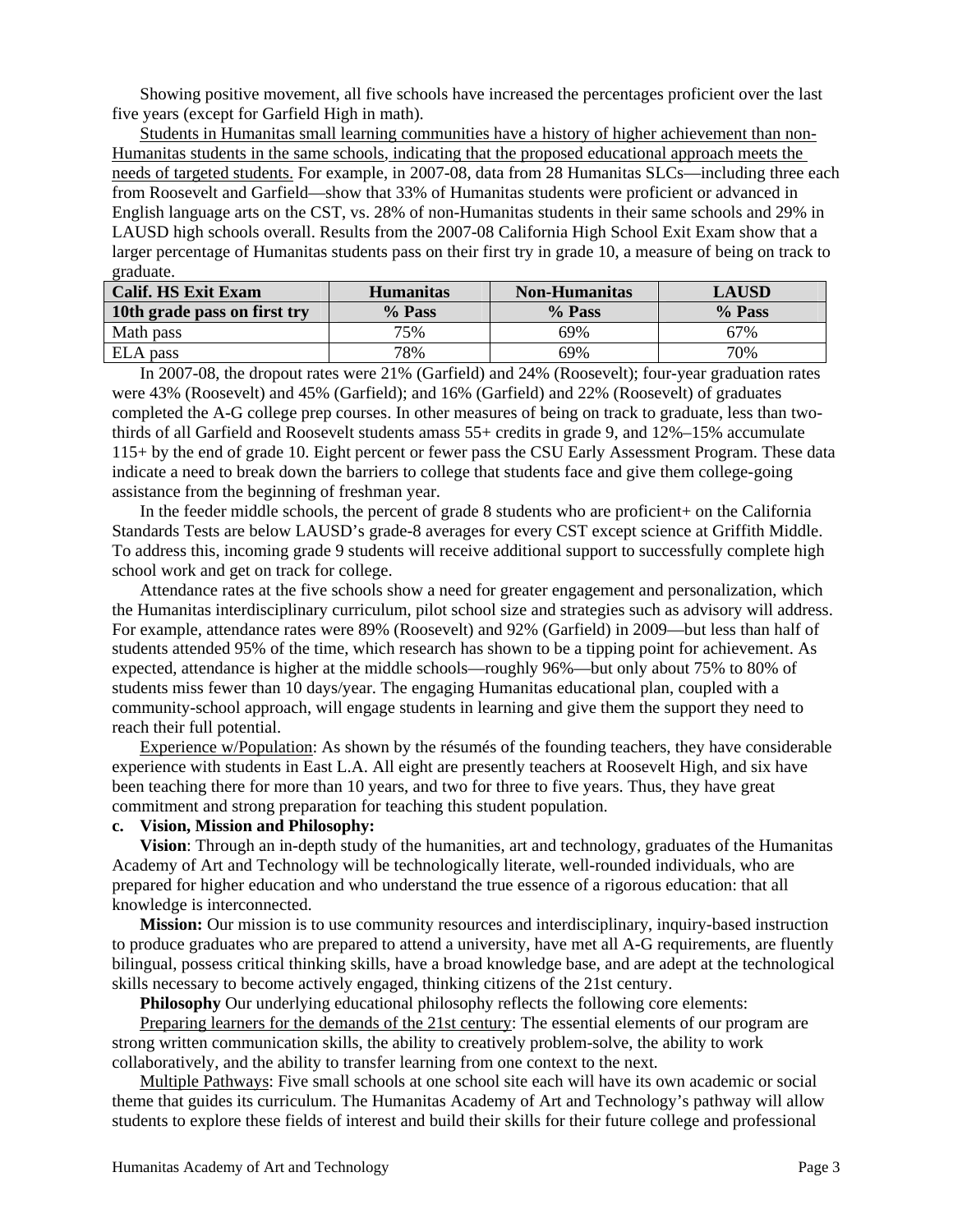Showing positive movement, all five schools have increased the percentages proficient over the last five years (except for Garfield High in math).

Students in Humanitas small learning communities have a history of higher achievement than non-Humanitas students in the same schools, indicating that the proposed educational approach meets the needs of targeted students. For example, in 2007-08, data from 28 Humanitas SLCs—including three each from Roosevelt and Garfield—show that 33% of Humanitas students were proficient or advanced in English language arts on the CST, vs. 28% of non-Humanitas students in their same schools and 29% in LAUSD high schools overall. Results from the 2007-08 California High School Exit Exam show that a larger percentage of Humanitas students pass on their first try in grade 10, a measure of being on track to graduate.

| Calif. HS Exit Exam | Humanitas | Non-Humanitas | LAUSD |
|---|---|---|---|
| **10th grade pass on first try** | **% Pass** | **% Pass** | **% Pass** |
| Math pass | 75% | 69% | 67% |
| ELA pass | 78% | 69% | 70% |

In 2007-08, the dropout rates were 21% (Garfield) and 24% (Roosevelt); four-year graduation rates were 43% (Roosevelt) and 45% (Garfield); and 16% (Garfield) and 22% (Roosevelt) of graduates completed the A-G college prep courses. In other measures of being on track to graduate, less than two-thirds of all Garfield and Roosevelt students amass 55+ credits in grade 9, and 12%–15% accumulate 115+ by the end of grade 10. Eight percent or fewer pass the CSU Early Assessment Program. These data indicate a need to break down the barriers to college that students face and give them college-going assistance from the beginning of freshman year.

In the feeder middle schools, the percent of grade 8 students who are proficient+ on the California Standards Tests are below LAUSD's grade-8 averages for every CST except science at Griffith Middle. To address this, incoming grade 9 students will receive additional support to successfully complete high school work and get on track for college.

Attendance rates at the five schools show a need for greater engagement and personalization, which the Humanitas interdisciplinary curriculum, pilot school size and strategies such as advisory will address. For example, attendance rates were 89% (Roosevelt) and 92% (Garfield) in 2009—but less than half of students attended 95% of the time, which research has shown to be a tipping point for achievement. As expected, attendance is higher at the middle schools—roughly 96%—but only about 75% to 80% of students miss fewer than 10 days/year. The engaging Humanitas educational plan, coupled with a community-school approach, will engage students in learning and give them the support they need to reach their full potential.

Experience w/Population: As shown by the résumés of the founding teachers, they have considerable experience with students in East L.A. All eight are presently teachers at Roosevelt High, and six have been teaching there for more than 10 years, and two for three to five years. Thus, they have great commitment and strong preparation for teaching this student population.

**c. Vision, Mission and Philosophy:**

**Vision**: Through an in-depth study of the humanities, art and technology, graduates of the Humanitas Academy of Art and Technology will be technologically literate, well-rounded individuals, who are prepared for higher education and who understand the true essence of a rigorous education: that all knowledge is interconnected.

**Mission:** Our mission is to use community resources and interdisciplinary, inquiry-based instruction to produce graduates who are prepared to attend a university, have met all A-G requirements, are fluently bilingual, possess critical thinking skills, have a broad knowledge base, and are adept at the technological skills necessary to become actively engaged, thinking citizens of the 21st century.

**Philosophy** Our underlying educational philosophy reflects the following core elements:

Preparing learners for the demands of the 21st century: The essential elements of our program are strong written communication skills, the ability to creatively problem-solve, the ability to work collaboratively, and the ability to transfer learning from one context to the next.

Multiple Pathways: Five small schools at one school site each will have its own academic or social theme that guides its curriculum. The Humanitas Academy of Art and Technology's pathway will allow students to explore these fields of interest and build their skills for their future college and professional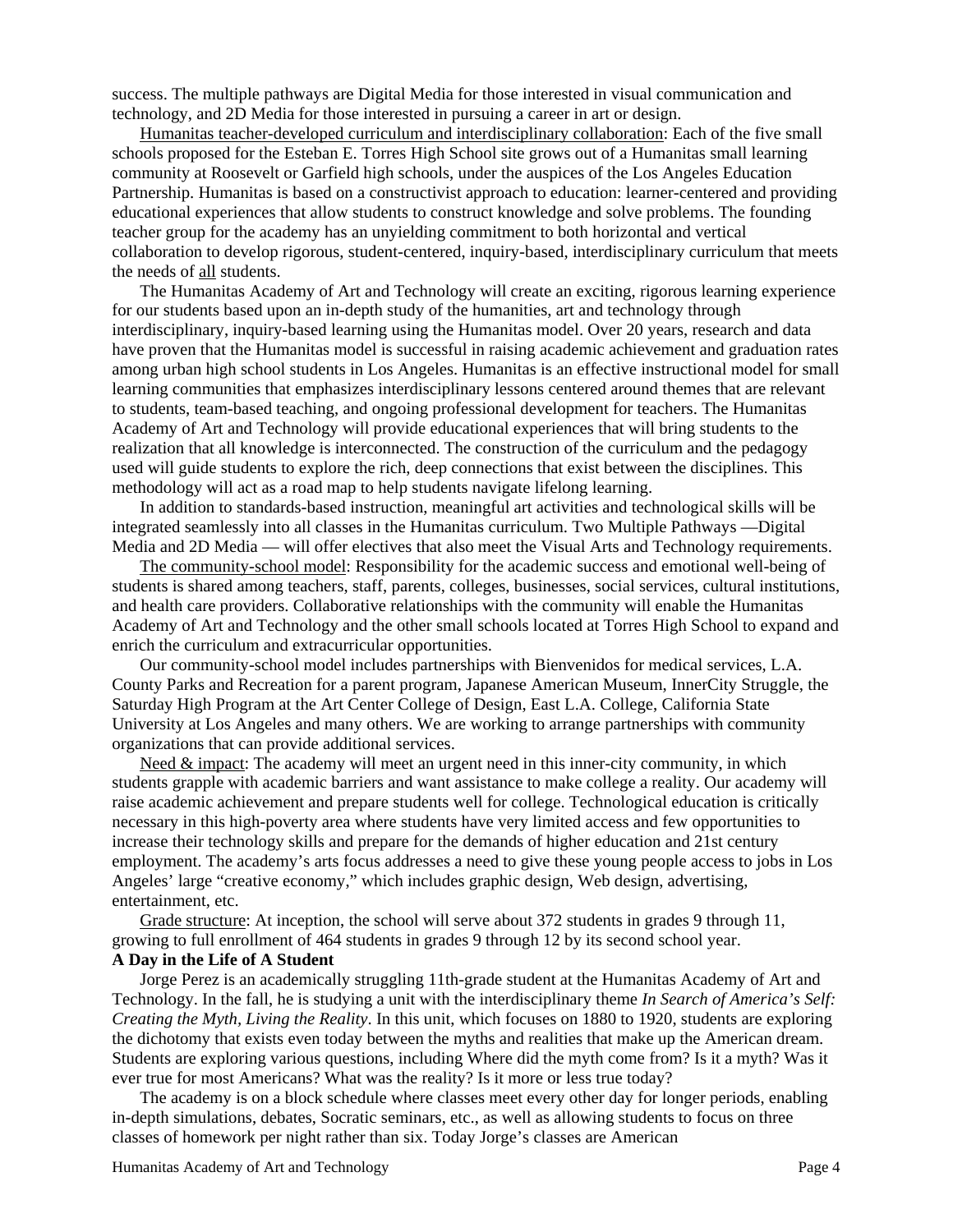success. The multiple pathways are Digital Media for those interested in visual communication and technology, and 2D Media for those interested in pursuing a career in art or design.

<u>Humanitas teacher-developed curriculum and interdisciplinary collaboration</u>: Each of the five small schools proposed for the Esteban E. Torres High School site grows out of a Humanitas small learning community at Roosevelt or Garfield high schools, under the auspices of the Los Angeles Education Partnership. Humanitas is based on a constructivist approach to education: learner-centered and providing educational experiences that allow students to construct knowledge and solve problems. The founding teacher group for the academy has an unyielding commitment to both horizontal and vertical collaboration to develop rigorous, student-centered, inquiry-based, interdisciplinary curriculum that meets the needs of <u>all</u> students.

The Humanitas Academy of Art and Technology will create an exciting, rigorous learning experience for our students based upon an in-depth study of the humanities, art and technology through interdisciplinary, inquiry-based learning using the Humanitas model. Over 20 years, research and data have proven that the Humanitas model is successful in raising academic achievement and graduation rates among urban high school students in Los Angeles. Humanitas is an effective instructional model for small learning communities that emphasizes interdisciplinary lessons centered around themes that are relevant to students, team-based teaching, and ongoing professional development for teachers. The Humanitas Academy of Art and Technology will provide educational experiences that will bring students to the realization that all knowledge is interconnected. The construction of the curriculum and the pedagogy used will guide students to explore the rich, deep connections that exist between the disciplines. This methodology will act as a road map to help students navigate lifelong learning.

In addition to standards-based instruction, meaningful art activities and technological skills will be integrated seamlessly into all classes in the Humanitas curriculum. Two Multiple Pathways —Digital Media and 2D Media — will offer electives that also meet the Visual Arts and Technology requirements.

<u>The community-school model</u>: Responsibility for the academic success and emotional well-being of students is shared among teachers, staff, parents, colleges, businesses, social services, cultural institutions, and health care providers. Collaborative relationships with the community will enable the Humanitas Academy of Art and Technology and the other small schools located at Torres High School to expand and enrich the curriculum and extracurricular opportunities.

Our community-school model includes partnerships with Bienvenidos for medical services, L.A. County Parks and Recreation for a parent program, Japanese American Museum, InnerCity Struggle, the Saturday High Program at the Art Center College of Design, East L.A. College, California State University at Los Angeles and many others. We are working to arrange partnerships with community organizations that can provide additional services.

<u>Need & impact</u>: The academy will meet an urgent need in this inner-city community, in which students grapple with academic barriers and want assistance to make college a reality. Our academy will raise academic achievement and prepare students well for college. Technological education is critically necessary in this high-poverty area where students have very limited access and few opportunities to increase their technology skills and prepare for the demands of higher education and 21st century employment. The academy's arts focus addresses a need to give these young people access to jobs in Los Angeles' large "creative economy," which includes graphic design, Web design, advertising, entertainment, etc.

<u>Grade structure</u>: At inception, the school will serve about 372 students in grades 9 through 11, growing to full enrollment of 464 students in grades 9 through 12 by its second school year.

**A Day in the Life of A Student**

Jorge Perez is an academically struggling 11th-grade student at the Humanitas Academy of Art and Technology. In the fall, he is studying a unit with the interdisciplinary theme *In Search of America's Self: Creating the Myth, Living the Reality*. In this unit, which focuses on 1880 to 1920, students are exploring the dichotomy that exists even today between the myths and realities that make up the American dream. Students are exploring various questions, including Where did the myth come from? Is it a myth? Was it ever true for most Americans? What was the reality? Is it more or less true today?

The academy is on a block schedule where classes meet every other day for longer periods, enabling in-depth simulations, debates, Socratic seminars, etc., as well as allowing students to focus on three classes of homework per night rather than six. Today Jorge's classes are American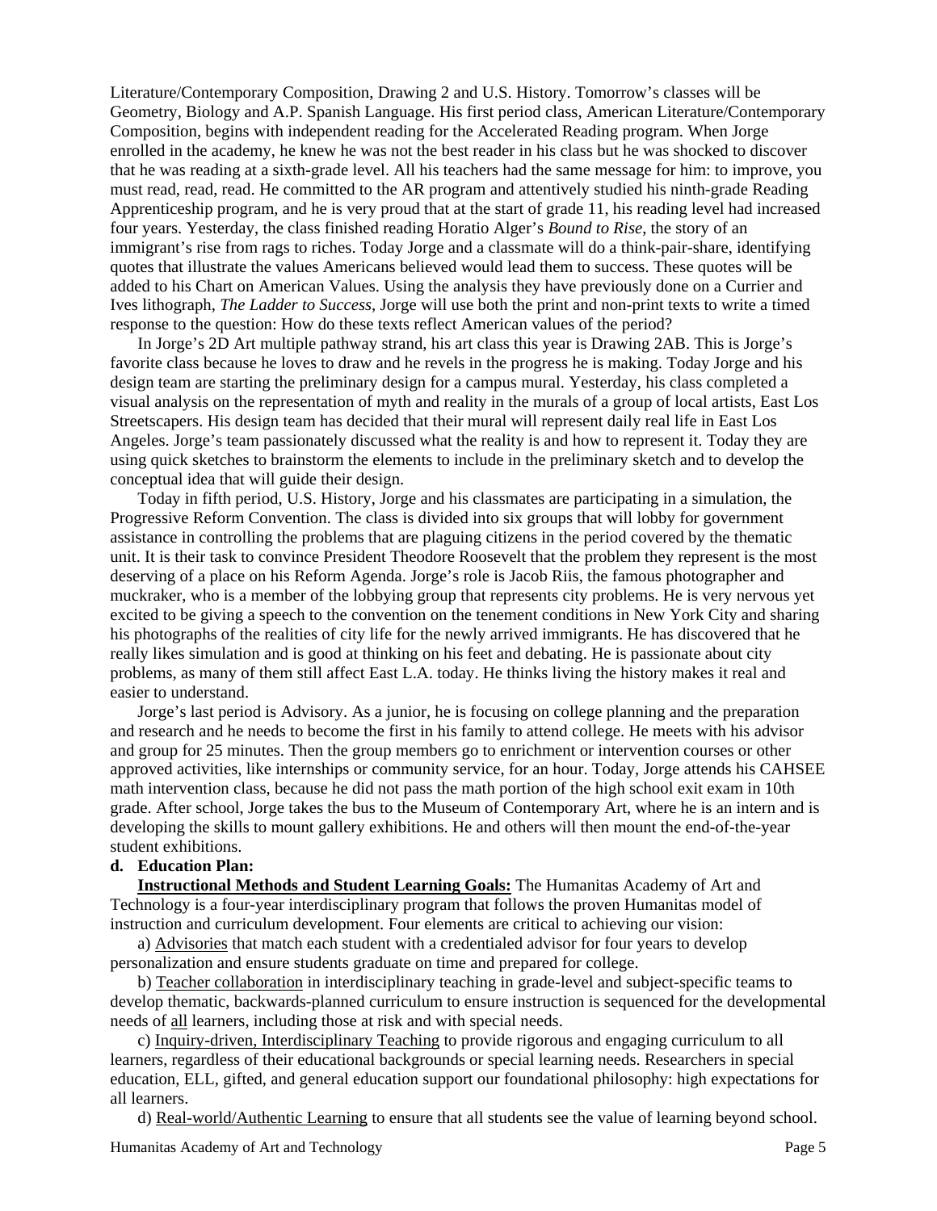Literature/Contemporary Composition, Drawing 2 and U.S. History. Tomorrow's classes will be Geometry, Biology and A.P. Spanish Language. His first period class, American Literature/Contemporary Composition, begins with independent reading for the Accelerated Reading program. When Jorge enrolled in the academy, he knew he was not the best reader in his class but he was shocked to discover that he was reading at a sixth-grade level. All his teachers had the same message for him: to improve, you must read, read, read. He committed to the AR program and attentively studied his ninth-grade Reading Apprenticeship program, and he is very proud that at the start of grade 11, his reading level had increased four years. Yesterday, the class finished reading Horatio Alger's *Bound to Rise*, the story of an immigrant's rise from rags to riches. Today Jorge and a classmate will do a think-pair-share, identifying quotes that illustrate the values Americans believed would lead them to success. These quotes will be added to his Chart on American Values. Using the analysis they have previously done on a Currier and Ives lithograph, *The Ladder to Success*, Jorge will use both the print and non-print texts to write a timed response to the question: How do these texts reflect American values of the period?

In Jorge's 2D Art multiple pathway strand, his art class this year is Drawing 2AB. This is Jorge's favorite class because he loves to draw and he revels in the progress he is making. Today Jorge and his design team are starting the preliminary design for a campus mural. Yesterday, his class completed a visual analysis on the representation of myth and reality in the murals of a group of local artists, East Los Streetscapers. His design team has decided that their mural will represent daily real life in East Los Angeles. Jorge's team passionately discussed what the reality is and how to represent it. Today they are using quick sketches to brainstorm the elements to include in the preliminary sketch and to develop the conceptual idea that will guide their design.

Today in fifth period, U.S. History, Jorge and his classmates are participating in a simulation, the Progressive Reform Convention. The class is divided into six groups that will lobby for government assistance in controlling the problems that are plaguing citizens in the period covered by the thematic unit. It is their task to convince President Theodore Roosevelt that the problem they represent is the most deserving of a place on his Reform Agenda. Jorge's role is Jacob Riis, the famous photographer and muckraker, who is a member of the lobbying group that represents city problems. He is very nervous yet excited to be giving a speech to the convention on the tenement conditions in New York City and sharing his photographs of the realities of city life for the newly arrived immigrants. He has discovered that he really likes simulation and is good at thinking on his feet and debating. He is passionate about city problems, as many of them still affect East L.A. today. He thinks living the history makes it real and easier to understand.

Jorge's last period is Advisory. As a junior, he is focusing on college planning and the preparation and research and he needs to become the first in his family to attend college. He meets with his advisor and group for 25 minutes. Then the group members go to enrichment or intervention courses or other approved activities, like internships or community service, for an hour. Today, Jorge attends his CAHSEE math intervention class, because he did not pass the math portion of the high school exit exam in 10th grade. After school, Jorge takes the bus to the Museum of Contemporary Art, where he is an intern and is developing the skills to mount gallery exhibitions. He and others will then mount the end-of-the-year student exhibitions.

**d. Education Plan:**

**Instructional Methods and Student Learning Goals:** The Humanitas Academy of Art and Technology is a four-year interdisciplinary program that follows the proven Humanitas model of instruction and curriculum development. Four elements are critical to achieving our vision:

a) Advisories that match each student with a credentialed advisor for four years to develop personalization and ensure students graduate on time and prepared for college.

b) Teacher collaboration in interdisciplinary teaching in grade-level and subject-specific teams to develop thematic, backwards-planned curriculum to ensure instruction is sequenced for the developmental needs of all learners, including those at risk and with special needs.

c) Inquiry-driven, Interdisciplinary Teaching to provide rigorous and engaging curriculum to all learners, regardless of their educational backgrounds or special learning needs. Researchers in special education, ELL, gifted, and general education support our foundational philosophy: high expectations for all learners.

d) Real-world/Authentic Learning to ensure that all students see the value of learning beyond school.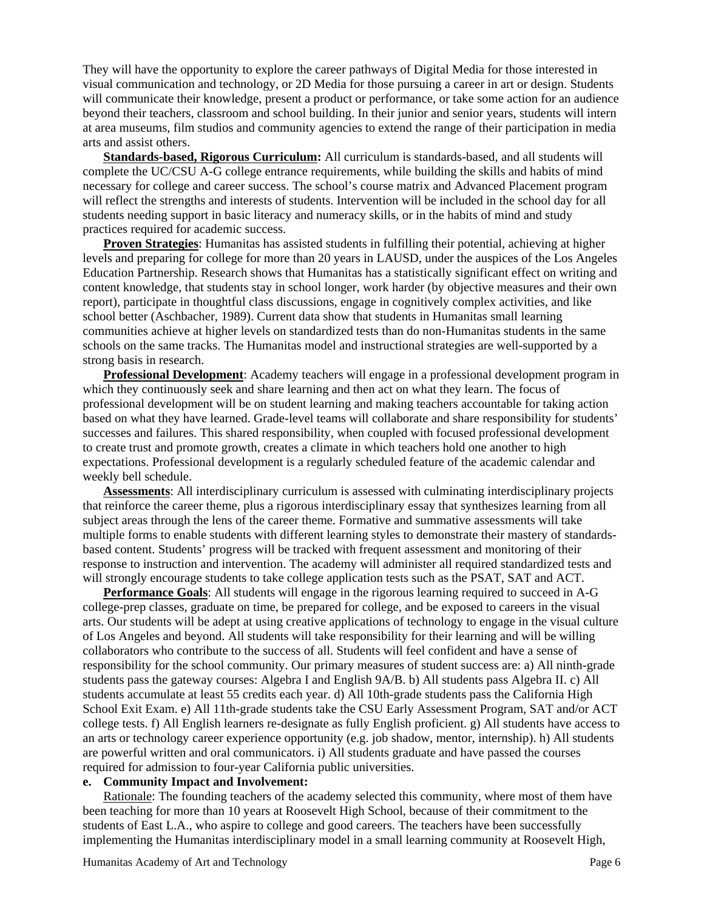They will have the opportunity to explore the career pathways of Digital Media for those interested in visual communication and technology, or 2D Media for those pursuing a career in art or design. Students will communicate their knowledge, present a product or performance, or take some action for an audience beyond their teachers, classroom and school building. In their junior and senior years, students will intern at area museums, film studios and community agencies to extend the range of their participation in media arts and assist others.

**Standards-based, Rigorous Curriculum:** All curriculum is standards-based, and all students will complete the UC/CSU A-G college entrance requirements, while building the skills and habits of mind necessary for college and career success. The school's course matrix and Advanced Placement program will reflect the strengths and interests of students. Intervention will be included in the school day for all students needing support in basic literacy and numeracy skills, or in the habits of mind and study practices required for academic success.

**Proven Strategies**: Humanitas has assisted students in fulfilling their potential, achieving at higher levels and preparing for college for more than 20 years in LAUSD, under the auspices of the Los Angeles Education Partnership. Research shows that Humanitas has a statistically significant effect on writing and content knowledge, that students stay in school longer, work harder (by objective measures and their own report), participate in thoughtful class discussions, engage in cognitively complex activities, and like school better (Aschbacher, 1989). Current data show that students in Humanitas small learning communities achieve at higher levels on standardized tests than do non-Humanitas students in the same schools on the same tracks. The Humanitas model and instructional strategies are well-supported by a strong basis in research.

**Professional Development**: Academy teachers will engage in a professional development program in which they continuously seek and share learning and then act on what they learn. The focus of professional development will be on student learning and making teachers accountable for taking action based on what they have learned. Grade-level teams will collaborate and share responsibility for students' successes and failures. This shared responsibility, when coupled with focused professional development to create trust and promote growth, creates a climate in which teachers hold one another to high expectations. Professional development is a regularly scheduled feature of the academic calendar and weekly bell schedule.

**Assessments**: All interdisciplinary curriculum is assessed with culminating interdisciplinary projects that reinforce the career theme, plus a rigorous interdisciplinary essay that synthesizes learning from all subject areas through the lens of the career theme. Formative and summative assessments will take multiple forms to enable students with different learning styles to demonstrate their mastery of standards-based content. Students' progress will be tracked with frequent assessment and monitoring of their response to instruction and intervention. The academy will administer all required standardized tests and will strongly encourage students to take college application tests such as the PSAT, SAT and ACT.

**Performance Goals**: All students will engage in the rigorous learning required to succeed in A-G college-prep classes, graduate on time, be prepared for college, and be exposed to careers in the visual arts. Our students will be adept at using creative applications of technology to engage in the visual culture of Los Angeles and beyond. All students will take responsibility for their learning and will be willing collaborators who contribute to the success of all. Students will feel confident and have a sense of responsibility for the school community. Our primary measures of student success are: a) All ninth-grade students pass the gateway courses: Algebra I and English 9A/B. b) All students pass Algebra II. c) All students accumulate at least 55 credits each year. d) All 10th-grade students pass the California High School Exit Exam. e) All 11th-grade students take the CSU Early Assessment Program, SAT and/or ACT college tests. f) All English learners re-designate as fully English proficient. g) All students have access to an arts or technology career experience opportunity (e.g. job shadow, mentor, internship). h) All students are powerful written and oral communicators. i) All students graduate and have passed the courses required for admission to four-year California public universities.

**e. Community Impact and Involvement:**

Rationale: The founding teachers of the academy selected this community, where most of them have been teaching for more than 10 years at Roosevelt High School, because of their commitment to the students of East L.A., who aspire to college and good careers. The teachers have been successfully implementing the Humanitas interdisciplinary model in a small learning community at Roosevelt High,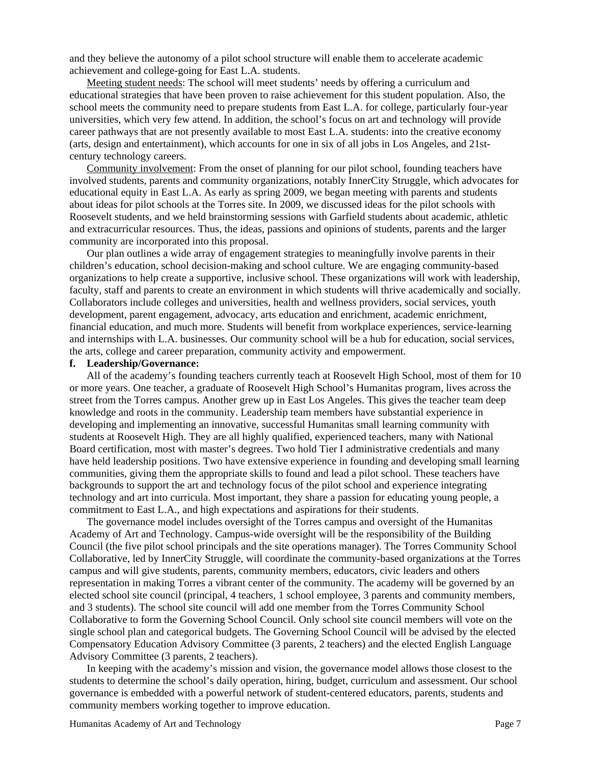and they believe the autonomy of a pilot school structure will enable them to accelerate academic achievement and college-going for East L.A. students.

Meeting student needs: The school will meet students' needs by offering a curriculum and educational strategies that have been proven to raise achievement for this student population. Also, the school meets the community need to prepare students from East L.A. for college, particularly four-year universities, which very few attend. In addition, the school's focus on art and technology will provide career pathways that are not presently available to most East L.A. students: into the creative economy (arts, design and entertainment), which accounts for one in six of all jobs in Los Angeles, and 21st-century technology careers.

Community involvement: From the onset of planning for our pilot school, founding teachers have involved students, parents and community organizations, notably InnerCity Struggle, which advocates for educational equity in East L.A. As early as spring 2009, we began meeting with parents and students about ideas for pilot schools at the Torres site. In 2009, we discussed ideas for the pilot schools with Roosevelt students, and we held brainstorming sessions with Garfield students about academic, athletic and extracurricular resources. Thus, the ideas, passions and opinions of students, parents and the larger community are incorporated into this proposal.

Our plan outlines a wide array of engagement strategies to meaningfully involve parents in their children's education, school decision-making and school culture. We are engaging community-based organizations to help create a supportive, inclusive school. These organizations will work with leadership, faculty, staff and parents to create an environment in which students will thrive academically and socially. Collaborators include colleges and universities, health and wellness providers, social services, youth development, parent engagement, advocacy, arts education and enrichment, academic enrichment, financial education, and much more. Students will benefit from workplace experiences, service-learning and internships with L.A. businesses. Our community school will be a hub for education, social services, the arts, college and career preparation, community activity and empowerment.

**f. Leadership/Governance:**

All of the academy's founding teachers currently teach at Roosevelt High School, most of them for 10 or more years. One teacher, a graduate of Roosevelt High School's Humanitas program, lives across the street from the Torres campus. Another grew up in East Los Angeles. This gives the teacher team deep knowledge and roots in the community. Leadership team members have substantial experience in developing and implementing an innovative, successful Humanitas small learning community with students at Roosevelt High. They are all highly qualified, experienced teachers, many with National Board certification, most with master's degrees. Two hold Tier I administrative credentials and many have held leadership positions. Two have extensive experience in founding and developing small learning communities, giving them the appropriate skills to found and lead a pilot school. These teachers have backgrounds to support the art and technology focus of the pilot school and experience integrating technology and art into curricula. Most important, they share a passion for educating young people, a commitment to East L.A., and high expectations and aspirations for their students.

The governance model includes oversight of the Torres campus and oversight of the Humanitas Academy of Art and Technology. Campus-wide oversight will be the responsibility of the Building Council (the five pilot school principals and the site operations manager). The Torres Community School Collaborative, led by InnerCity Struggle, will coordinate the community-based organizations at the Torres campus and will give students, parents, community members, educators, civic leaders and others representation in making Torres a vibrant center of the community. The academy will be governed by an elected school site council (principal, 4 teachers, 1 school employee, 3 parents and community members, and 3 students). The school site council will add one member from the Torres Community School Collaborative to form the Governing School Council. Only school site council members will vote on the single school plan and categorical budgets. The Governing School Council will be advised by the elected Compensatory Education Advisory Committee (3 parents, 2 teachers) and the elected English Language Advisory Committee (3 parents, 2 teachers).

In keeping with the academy's mission and vision, the governance model allows those closest to the students to determine the school's daily operation, hiring, budget, curriculum and assessment. Our school governance is embedded with a powerful network of student-centered educators, parents, students and community members working together to improve education.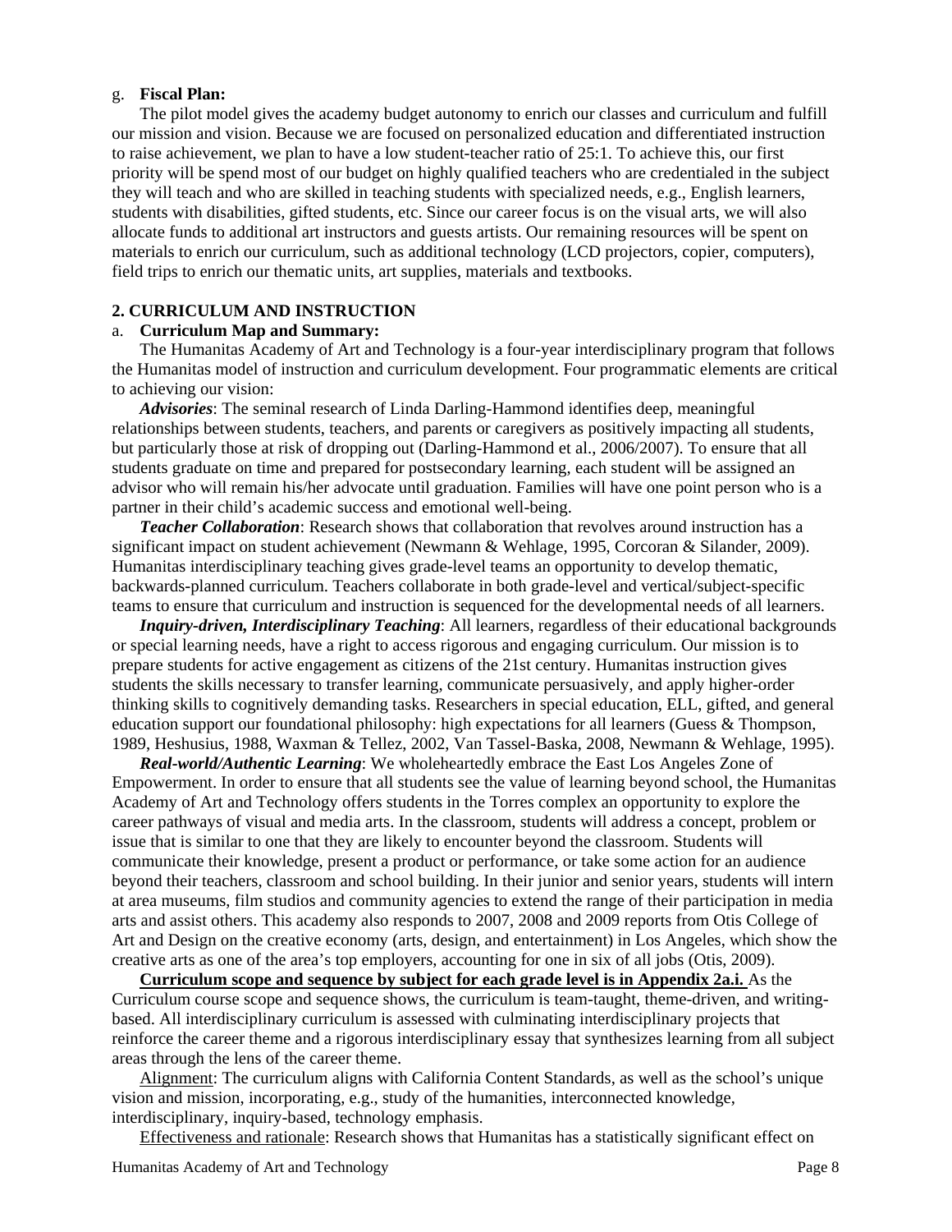g. **Fiscal Plan:**

The pilot model gives the academy budget autonomy to enrich our classes and curriculum and fulfill our mission and vision. Because we are focused on personalized education and differentiated instruction to raise achievement, we plan to have a low student-teacher ratio of 25:1. To achieve this, our first priority will be spend most of our budget on highly qualified teachers who are credentialed in the subject they will teach and who are skilled in teaching students with specialized needs, e.g., English learners, students with disabilities, gifted students, etc. Since our career focus is on the visual arts, we will also allocate funds to additional art instructors and guests artists. Our remaining resources will be spent on materials to enrich our curriculum, such as additional technology (LCD projectors, copier, computers), field trips to enrich our thematic units, art supplies, materials and textbooks.

## 2. CURRICULUM AND INSTRUCTION

a. **Curriculum Map and Summary:**

The Humanitas Academy of Art and Technology is a four-year interdisciplinary program that follows the Humanitas model of instruction and curriculum development. Four programmatic elements are critical to achieving our vision:

***Advisories***: The seminal research of Linda Darling-Hammond identifies deep, meaningful relationships between students, teachers, and parents or caregivers as positively impacting all students, but particularly those at risk of dropping out (Darling-Hammond et al., 2006/2007). To ensure that all students graduate on time and prepared for postsecondary learning, each student will be assigned an advisor who will remain his/her advocate until graduation. Families will have one point person who is a partner in their child's academic success and emotional well-being.

***Teacher Collaboration***: Research shows that collaboration that revolves around instruction has a significant impact on student achievement (Newmann & Wehlage, 1995, Corcoran & Silander, 2009). Humanitas interdisciplinary teaching gives grade-level teams an opportunity to develop thematic, backwards-planned curriculum. Teachers collaborate in both grade-level and vertical/subject-specific teams to ensure that curriculum and instruction is sequenced for the developmental needs of all learners.

***Inquiry-driven, Interdisciplinary Teaching***: All learners, regardless of their educational backgrounds or special learning needs, have a right to access rigorous and engaging curriculum. Our mission is to prepare students for active engagement as citizens of the 21st century. Humanitas instruction gives students the skills necessary to transfer learning, communicate persuasively, and apply higher-order thinking skills to cognitively demanding tasks. Researchers in special education, ELL, gifted, and general education support our foundational philosophy: high expectations for all learners (Guess & Thompson, 1989, Heshusius, 1988, Waxman & Tellez, 2002, Van Tassel-Baska, 2008, Newmann & Wehlage, 1995).

***Real-world/Authentic Learning***: We wholeheartedly embrace the East Los Angeles Zone of Empowerment. In order to ensure that all students see the value of learning beyond school, the Humanitas Academy of Art and Technology offers students in the Torres complex an opportunity to explore the career pathways of visual and media arts. In the classroom, students will address a concept, problem or issue that is similar to one that they are likely to encounter beyond the classroom. Students will communicate their knowledge, present a product or performance, or take some action for an audience beyond their teachers, classroom and school building. In their junior and senior years, students will intern at area museums, film studios and community agencies to extend the range of their participation in media arts and assist others. This academy also responds to 2007, 2008 and 2009 reports from Otis College of Art and Design on the creative economy (arts, design, and entertainment) in Los Angeles, which show the creative arts as one of the area's top employers, accounting for one in six of all jobs (Otis, 2009).

**Curriculum scope and sequence by subject for each grade level is in Appendix 2a.i.** As the Curriculum course scope and sequence shows, the curriculum is team-taught, theme-driven, and writing-based. All interdisciplinary curriculum is assessed with culminating interdisciplinary projects that reinforce the career theme and a rigorous interdisciplinary essay that synthesizes learning from all subject areas through the lens of the career theme.

Alignment: The curriculum aligns with California Content Standards, as well as the school's unique vision and mission, incorporating, e.g., study of the humanities, interconnected knowledge, interdisciplinary, inquiry-based, technology emphasis.

Effectiveness and rationale: Research shows that Humanitas has a statistically significant effect on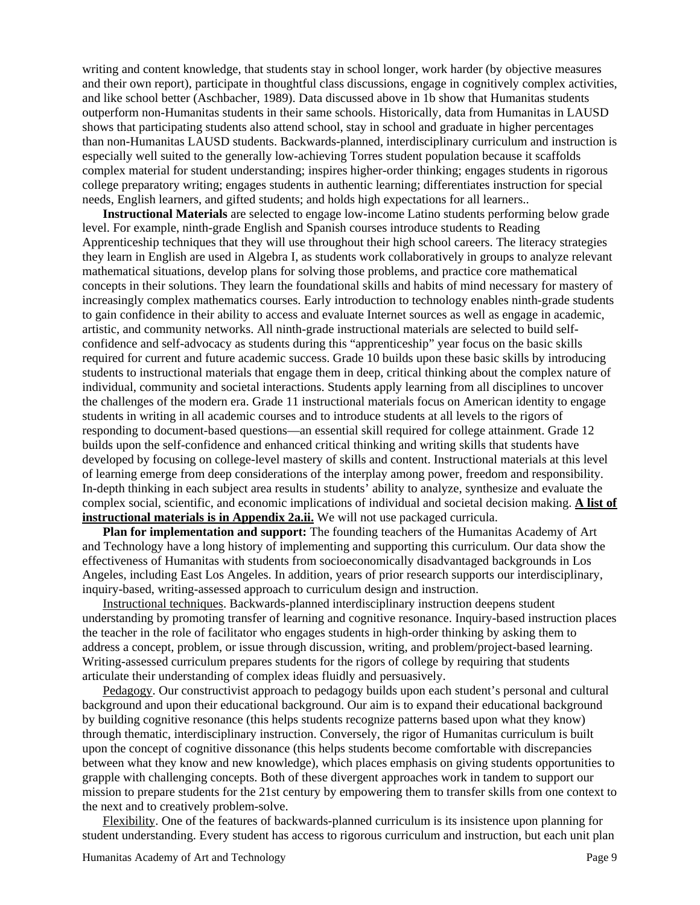writing and content knowledge, that students stay in school longer, work harder (by objective measures and their own report), participate in thoughtful class discussions, engage in cognitively complex activities, and like school better (Aschbacher, 1989). Data discussed above in 1b show that Humanitas students outperform non-Humanitas students in their same schools. Historically, data from Humanitas in LAUSD shows that participating students also attend school, stay in school and graduate in higher percentages than non-Humanitas LAUSD students. Backwards-planned, interdisciplinary curriculum and instruction is especially well suited to the generally low-achieving Torres student population because it scaffolds complex material for student understanding; inspires higher-order thinking; engages students in rigorous college preparatory writing; engages students in authentic learning; differentiates instruction for special needs, English learners, and gifted students; and holds high expectations for all learners..

**Instructional Materials** are selected to engage low-income Latino students performing below grade level. For example, ninth-grade English and Spanish courses introduce students to Reading Apprenticeship techniques that they will use throughout their high school careers. The literacy strategies they learn in English are used in Algebra I, as students work collaboratively in groups to analyze relevant mathematical situations, develop plans for solving those problems, and practice core mathematical concepts in their solutions. They learn the foundational skills and habits of mind necessary for mastery of increasingly complex mathematics courses. Early introduction to technology enables ninth-grade students to gain confidence in their ability to access and evaluate Internet sources as well as engage in academic, artistic, and community networks. All ninth-grade instructional materials are selected to build self-confidence and self-advocacy as students during this "apprenticeship" year focus on the basic skills required for current and future academic success. Grade 10 builds upon these basic skills by introducing students to instructional materials that engage them in deep, critical thinking about the complex nature of individual, community and societal interactions. Students apply learning from all disciplines to uncover the challenges of the modern era. Grade 11 instructional materials focus on American identity to engage students in writing in all academic courses and to introduce students at all levels to the rigors of responding to document-based questions—an essential skill required for college attainment. Grade 12 builds upon the self-confidence and enhanced critical thinking and writing skills that students have developed by focusing on college-level mastery of skills and content. Instructional materials at this level of learning emerge from deep considerations of the interplay among power, freedom and responsibility. In-depth thinking in each subject area results in students' ability to analyze, synthesize and evaluate the complex social, scientific, and economic implications of individual and societal decision making. **A list of instructional materials is in Appendix 2a.ii.** We will not use packaged curricula.

**Plan for implementation and support:** The founding teachers of the Humanitas Academy of Art and Technology have a long history of implementing and supporting this curriculum. Our data show the effectiveness of Humanitas with students from socioeconomically disadvantaged backgrounds in Los Angeles, including East Los Angeles. In addition, years of prior research supports our interdisciplinary, inquiry-based, writing-assessed approach to curriculum design and instruction.

Instructional techniques. Backwards-planned interdisciplinary instruction deepens student understanding by promoting transfer of learning and cognitive resonance. Inquiry-based instruction places the teacher in the role of facilitator who engages students in high-order thinking by asking them to address a concept, problem, or issue through discussion, writing, and problem/project-based learning. Writing-assessed curriculum prepares students for the rigors of college by requiring that students articulate their understanding of complex ideas fluidly and persuasively.

Pedagogy. Our constructivist approach to pedagogy builds upon each student's personal and cultural background and upon their educational background. Our aim is to expand their educational background by building cognitive resonance (this helps students recognize patterns based upon what they know) through thematic, interdisciplinary instruction. Conversely, the rigor of Humanitas curriculum is built upon the concept of cognitive dissonance (this helps students become comfortable with discrepancies between what they know and new knowledge), which places emphasis on giving students opportunities to grapple with challenging concepts. Both of these divergent approaches work in tandem to support our mission to prepare students for the 21st century by empowering them to transfer skills from one context to the next and to creatively problem-solve.

Flexibility. One of the features of backwards-planned curriculum is its insistence upon planning for student understanding. Every student has access to rigorous curriculum and instruction, but each unit plan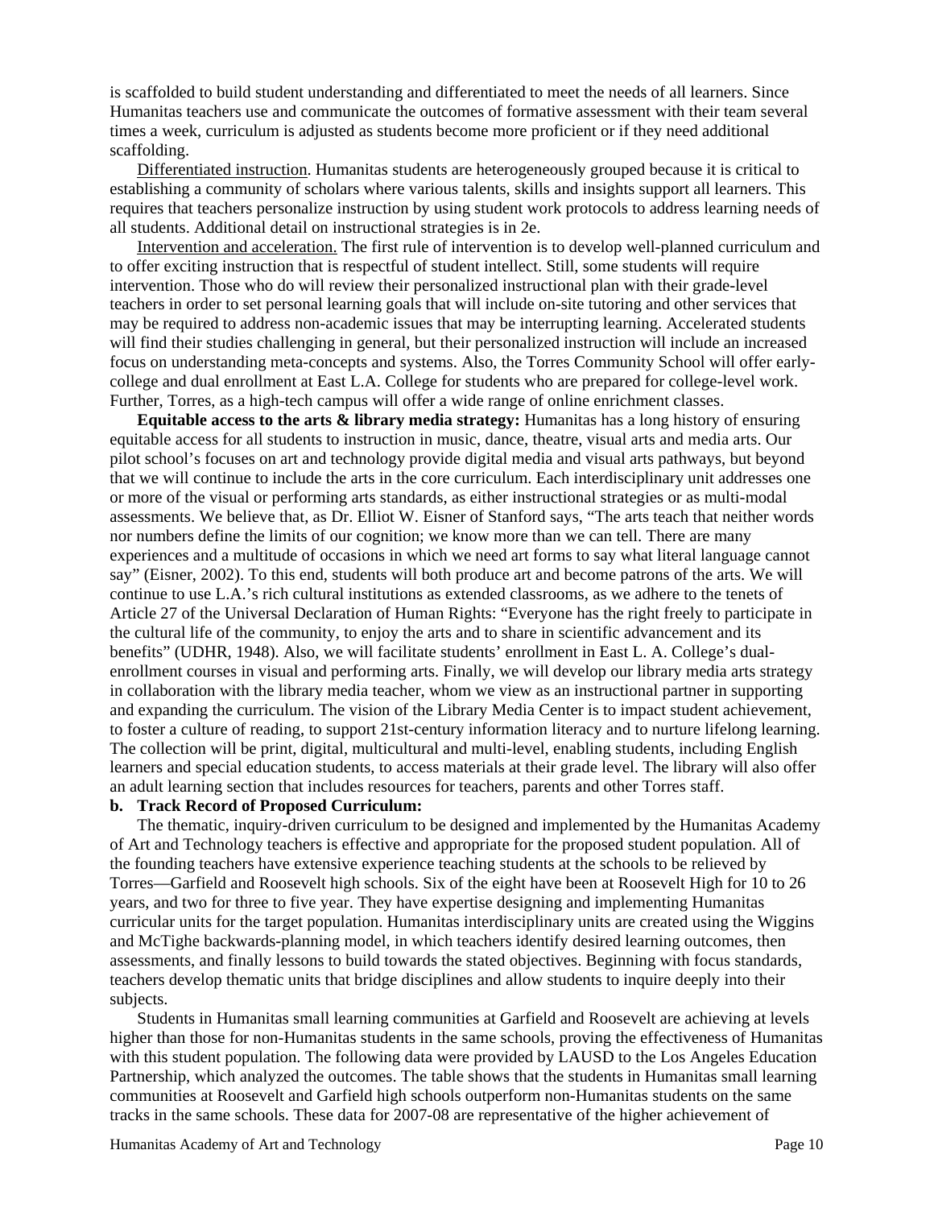is scaffolded to build student understanding and differentiated to meet the needs of all learners. Since Humanitas teachers use and communicate the outcomes of formative assessment with their team several times a week, curriculum is adjusted as students become more proficient or if they need additional scaffolding.

Differentiated instruction. Humanitas students are heterogeneously grouped because it is critical to establishing a community of scholars where various talents, skills and insights support all learners. This requires that teachers personalize instruction by using student work protocols to address learning needs of all students. Additional detail on instructional strategies is in 2e.

Intervention and acceleration. The first rule of intervention is to develop well-planned curriculum and to offer exciting instruction that is respectful of student intellect. Still, some students will require intervention. Those who do will review their personalized instructional plan with their grade-level teachers in order to set personal learning goals that will include on-site tutoring and other services that may be required to address non-academic issues that may be interrupting learning. Accelerated students will find their studies challenging in general, but their personalized instruction will include an increased focus on understanding meta-concepts and systems. Also, the Torres Community School will offer early-college and dual enrollment at East L.A. College for students who are prepared for college-level work. Further, Torres, as a high-tech campus will offer a wide range of online enrichment classes.

**Equitable access to the arts & library media strategy:** Humanitas has a long history of ensuring equitable access for all students to instruction in music, dance, theatre, visual arts and media arts. Our pilot school's focuses on art and technology provide digital media and visual arts pathways, but beyond that we will continue to include the arts in the core curriculum. Each interdisciplinary unit addresses one or more of the visual or performing arts standards, as either instructional strategies or as multi-modal assessments. We believe that, as Dr. Elliot W. Eisner of Stanford says, "The arts teach that neither words nor numbers define the limits of our cognition; we know more than we can tell. There are many experiences and a multitude of occasions in which we need art forms to say what literal language cannot say" (Eisner, 2002). To this end, students will both produce art and become patrons of the arts. We will continue to use L.A.'s rich cultural institutions as extended classrooms, as we adhere to the tenets of Article 27 of the Universal Declaration of Human Rights: "Everyone has the right freely to participate in the cultural life of the community, to enjoy the arts and to share in scientific advancement and its benefits" (UDHR, 1948). Also, we will facilitate students' enrollment in East L. A. College's dual-enrollment courses in visual and performing arts. Finally, we will develop our library media arts strategy in collaboration with the library media teacher, whom we view as an instructional partner in supporting and expanding the curriculum. The vision of the Library Media Center is to impact student achievement, to foster a culture of reading, to support 21st-century information literacy and to nurture lifelong learning. The collection will be print, digital, multicultural and multi-level, enabling students, including English learners and special education students, to access materials at their grade level. The library will also offer an adult learning section that includes resources for teachers, parents and other Torres staff.

**b. Track Record of Proposed Curriculum:**

The thematic, inquiry-driven curriculum to be designed and implemented by the Humanitas Academy of Art and Technology teachers is effective and appropriate for the proposed student population. All of the founding teachers have extensive experience teaching students at the schools to be relieved by Torres—Garfield and Roosevelt high schools. Six of the eight have been at Roosevelt High for 10 to 26 years, and two for three to five year. They have expertise designing and implementing Humanitas curricular units for the target population. Humanitas interdisciplinary units are created using the Wiggins and McTighe backwards-planning model, in which teachers identify desired learning outcomes, then assessments, and finally lessons to build towards the stated objectives. Beginning with focus standards, teachers develop thematic units that bridge disciplines and allow students to inquire deeply into their subjects.

Students in Humanitas small learning communities at Garfield and Roosevelt are achieving at levels higher than those for non-Humanitas students in the same schools, proving the effectiveness of Humanitas with this student population. The following data were provided by LAUSD to the Los Angeles Education Partnership, which analyzed the outcomes. The table shows that the students in Humanitas small learning communities at Roosevelt and Garfield high schools outperform non-Humanitas students on the same tracks in the same schools. These data for 2007-08 are representative of the higher achievement of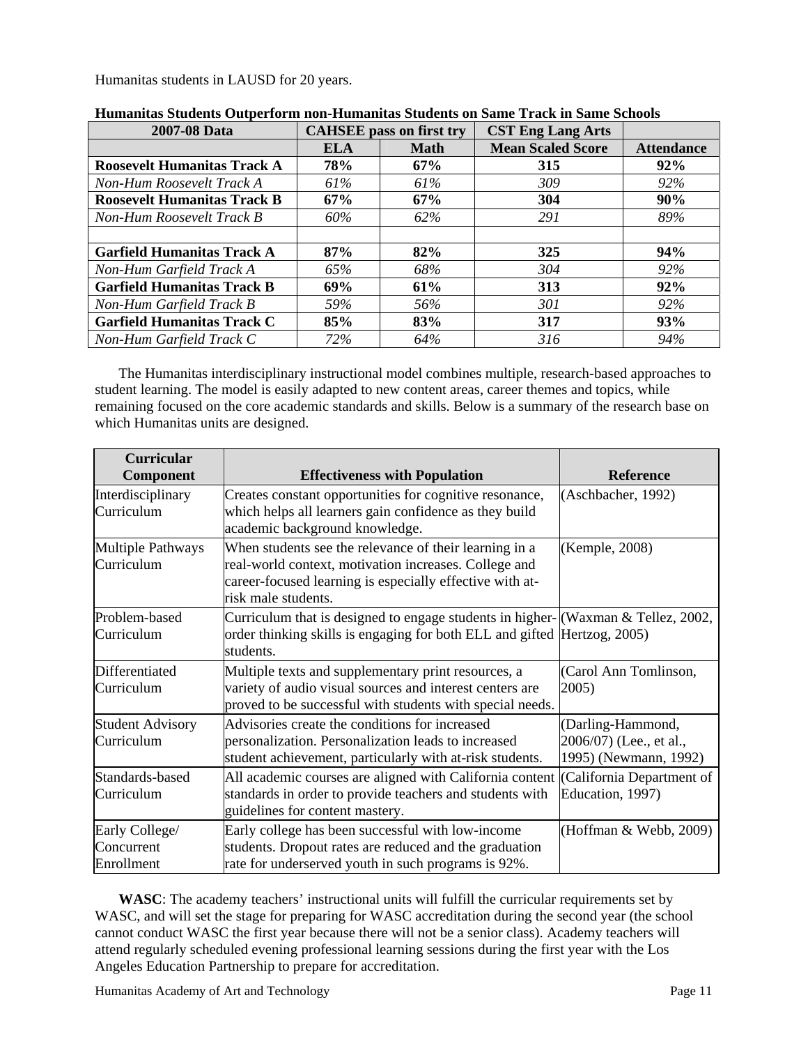Humanitas students in LAUSD for 20 years.

**Humanitas Students Outperform non-Humanitas Students on Same Track in Same Schools**

| 2007-08 Data | CAHSEE pass on first try | | CST Eng Lang Arts | |
|---|---|---|---|---|
| | **ELA** | **Math** | **Mean Scaled Score** | **Attendance** |
| **Roosevelt Humanitas Track A** | **78%** | **67%** | **315** | **92%** |
| *Non-Hum Roosevelt Track A* | *61%* | *61%* | *309* | *92%* |
| **Roosevelt Humanitas Track B** | **67%** | **67%** | **304** | **90%** |
| *Non-Hum Roosevelt Track B* | *60%* | *62%* | *291* | *89%* |
| | | | | |
| **Garfield Humanitas Track A** | **87%** | **82%** | **325** | **94%** |
| *Non-Hum Garfield Track A* | *65%* | *68%* | *304* | *92%* |
| **Garfield Humanitas Track B** | **69%** | **61%** | **313** | **92%** |
| *Non-Hum Garfield Track B* | *59%* | *56%* | *301* | *92%* |
| **Garfield Humanitas Track C** | **85%** | **83%** | **317** | **93%** |
| *Non-Hum Garfield Track C* | *72%* | *64%* | *316* | *94%* |

The Humanitas interdisciplinary instructional model combines multiple, research-based approaches to student learning. The model is easily adapted to new content areas, career themes and topics, while remaining focused on the core academic standards and skills. Below is a summary of the research base on which Humanitas units are designed.

| Curricular Component | Effectiveness with Population | Reference |
|---|---|---|
| Interdisciplinary Curriculum | Creates constant opportunities for cognitive resonance, which helps all learners gain confidence as they build academic background knowledge. | (Aschbacher, 1992) |
| Multiple Pathways Curriculum | When students see the relevance of their learning in a real-world context, motivation increases. College and career-focused learning is especially effective with at-risk male students. | (Kemple, 2008) |
| Problem-based Curriculum | Curriculum that is designed to engage students in higher-order thinking skills is engaging for both ELL and gifted students. | (Waxman & Tellez, 2002, Hertzog, 2005) |
| Differentiated Curriculum | Multiple texts and supplementary print resources, a variety of audio visual sources and interest centers are proved to be successful with students with special needs. | (Carol Ann Tomlinson, 2005) |
| Student Advisory Curriculum | Advisories create the conditions for increased personalization. Personalization leads to increased student achievement, particularly with at-risk students. | (Darling-Hammond, 2006/07) (Lee., et al., 1995) (Newmann, 1992) |
| Standards-based Curriculum | All academic courses are aligned with California content standards in order to provide teachers and students with guidelines for content mastery. | (California Department of Education, 1997) |
| Early College/ Concurrent Enrollment | Early college has been successful with low-income students. Dropout rates are reduced and the graduation rate for underserved youth in such programs is 92%. | (Hoffman & Webb, 2009) |

**WASC**: The academy teachers' instructional units will fulfill the curricular requirements set by WASC, and will set the stage for preparing for WASC accreditation during the second year (the school cannot conduct WASC the first year because there will not be a senior class). Academy teachers will attend regularly scheduled evening professional learning sessions during the first year with the Los Angeles Education Partnership to prepare for accreditation.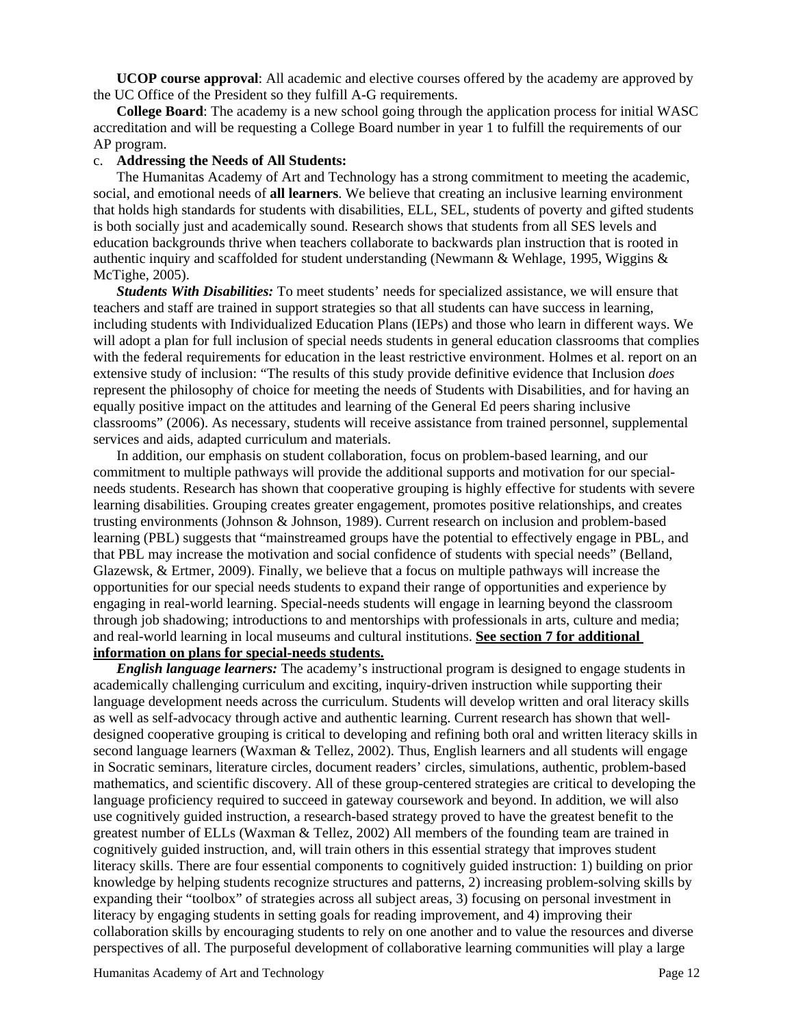**UCOP course approval**: All academic and elective courses offered by the academy are approved by the UC Office of the President so they fulfill A-G requirements.

**College Board**: The academy is a new school going through the application process for initial WASC accreditation and will be requesting a College Board number in year 1 to fulfill the requirements of our AP program.

c. **Addressing the Needs of All Students:**

The Humanitas Academy of Art and Technology has a strong commitment to meeting the academic, social, and emotional needs of **all learners**. We believe that creating an inclusive learning environment that holds high standards for students with disabilities, ELL, SEL, students of poverty and gifted students is both socially just and academically sound. Research shows that students from all SES levels and education backgrounds thrive when teachers collaborate to backwards plan instruction that is rooted in authentic inquiry and scaffolded for student understanding (Newmann & Wehlage, 1995, Wiggins & McTighe, 2005).

***Students With Disabilities:*** To meet students' needs for specialized assistance, we will ensure that teachers and staff are trained in support strategies so that all students can have success in learning, including students with Individualized Education Plans (IEPs) and those who learn in different ways. We will adopt a plan for full inclusion of special needs students in general education classrooms that complies with the federal requirements for education in the least restrictive environment. Holmes et al. report on an extensive study of inclusion: "The results of this study provide definitive evidence that Inclusion *does* represent the philosophy of choice for meeting the needs of Students with Disabilities, and for having an equally positive impact on the attitudes and learning of the General Ed peers sharing inclusive classrooms" (2006). As necessary, students will receive assistance from trained personnel, supplemental services and aids, adapted curriculum and materials.

In addition, our emphasis on student collaboration, focus on problem-based learning, and our commitment to multiple pathways will provide the additional supports and motivation for our special-needs students. Research has shown that cooperative grouping is highly effective for students with severe learning disabilities. Grouping creates greater engagement, promotes positive relationships, and creates trusting environments (Johnson & Johnson, 1989). Current research on inclusion and problem-based learning (PBL) suggests that "mainstreamed groups have the potential to effectively engage in PBL, and that PBL may increase the motivation and social confidence of students with special needs" (Belland, Glazewsk, & Ertmer, 2009). Finally, we believe that a focus on multiple pathways will increase the opportunities for our special needs students to expand their range of opportunities and experience by engaging in real-world learning. Special-needs students will engage in learning beyond the classroom through job shadowing; introductions to and mentorships with professionals in arts, culture and media; and real-world learning in local museums and cultural institutions. **See section 7 for additional information on plans for special-needs students.**

***English language learners:*** The academy's instructional program is designed to engage students in academically challenging curriculum and exciting, inquiry-driven instruction while supporting their language development needs across the curriculum. Students will develop written and oral literacy skills as well as self-advocacy through active and authentic learning. Current research has shown that well-designed cooperative grouping is critical to developing and refining both oral and written literacy skills in second language learners (Waxman & Tellez, 2002). Thus, English learners and all students will engage in Socratic seminars, literature circles, document readers' circles, simulations, authentic, problem-based mathematics, and scientific discovery. All of these group-centered strategies are critical to developing the language proficiency required to succeed in gateway coursework and beyond. In addition, we will also use cognitively guided instruction, a research-based strategy proved to have the greatest benefit to the greatest number of ELLs (Waxman & Tellez, 2002) All members of the founding team are trained in cognitively guided instruction, and, will train others in this essential strategy that improves student literacy skills. There are four essential components to cognitively guided instruction: 1) building on prior knowledge by helping students recognize structures and patterns, 2) increasing problem-solving skills by expanding their "toolbox" of strategies across all subject areas, 3) focusing on personal investment in literacy by engaging students in setting goals for reading improvement, and 4) improving their collaboration skills by encouraging students to rely on one another and to value the resources and diverse perspectives of all. The purposeful development of collaborative learning communities will play a large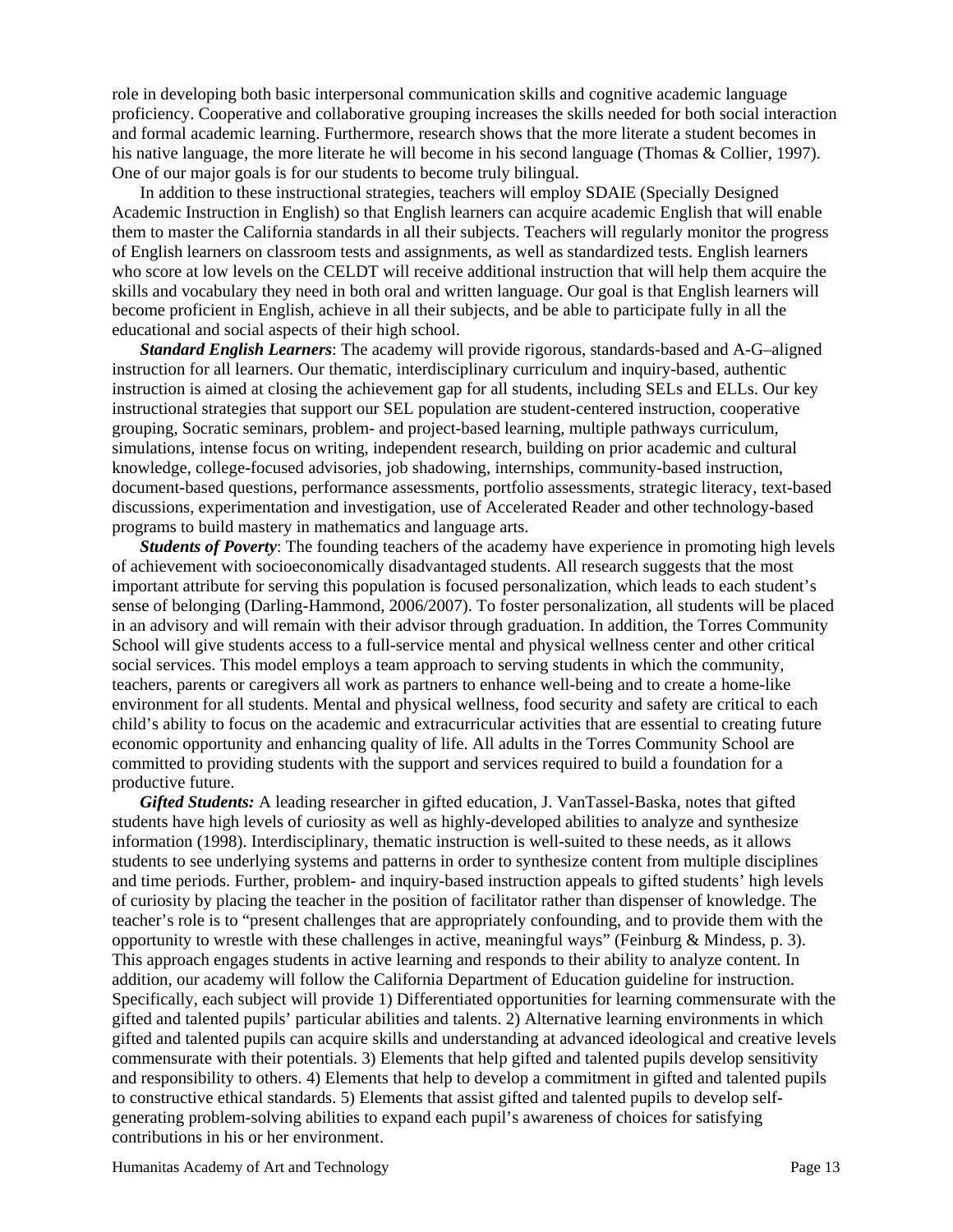role in developing both basic interpersonal communication skills and cognitive academic language proficiency. Cooperative and collaborative grouping increases the skills needed for both social interaction and formal academic learning. Furthermore, research shows that the more literate a student becomes in his native language, the more literate he will become in his second language (Thomas & Collier, 1997). One of our major goals is for our students to become truly bilingual.

In addition to these instructional strategies, teachers will employ SDAIE (Specially Designed Academic Instruction in English) so that English learners can acquire academic English that will enable them to master the California standards in all their subjects. Teachers will regularly monitor the progress of English learners on classroom tests and assignments, as well as standardized tests. English learners who score at low levels on the CELDT will receive additional instruction that will help them acquire the skills and vocabulary they need in both oral and written language. Our goal is that English learners will become proficient in English, achieve in all their subjects, and be able to participate fully in all the educational and social aspects of their high school.

***Standard English Learners***: The academy will provide rigorous, standards-based and A-G–aligned instruction for all learners. Our thematic, interdisciplinary curriculum and inquiry-based, authentic instruction is aimed at closing the achievement gap for all students, including SELs and ELLs. Our key instructional strategies that support our SEL population are student-centered instruction, cooperative grouping, Socratic seminars, problem- and project-based learning, multiple pathways curriculum, simulations, intense focus on writing, independent research, building on prior academic and cultural knowledge, college-focused advisories, job shadowing, internships, community-based instruction, document-based questions, performance assessments, portfolio assessments, strategic literacy, text-based discussions, experimentation and investigation, use of Accelerated Reader and other technology-based programs to build mastery in mathematics and language arts.

***Students of Poverty***: The founding teachers of the academy have experience in promoting high levels of achievement with socioeconomically disadvantaged students. All research suggests that the most important attribute for serving this population is focused personalization, which leads to each student's sense of belonging (Darling-Hammond, 2006/2007). To foster personalization, all students will be placed in an advisory and will remain with their advisor through graduation. In addition, the Torres Community School will give students access to a full-service mental and physical wellness center and other critical social services. This model employs a team approach to serving students in which the community, teachers, parents or caregivers all work as partners to enhance well-being and to create a home-like environment for all students. Mental and physical wellness, food security and safety are critical to each child's ability to focus on the academic and extracurricular activities that are essential to creating future economic opportunity and enhancing quality of life. All adults in the Torres Community School are committed to providing students with the support and services required to build a foundation for a productive future.

***Gifted Students:*** A leading researcher in gifted education, J. VanTassel-Baska, notes that gifted students have high levels of curiosity as well as highly-developed abilities to analyze and synthesize information (1998). Interdisciplinary, thematic instruction is well-suited to these needs, as it allows students to see underlying systems and patterns in order to synthesize content from multiple disciplines and time periods. Further, problem- and inquiry-based instruction appeals to gifted students' high levels of curiosity by placing the teacher in the position of facilitator rather than dispenser of knowledge. The teacher's role is to "present challenges that are appropriately confounding, and to provide them with the opportunity to wrestle with these challenges in active, meaningful ways" (Feinburg & Mindess, p. 3). This approach engages students in active learning and responds to their ability to analyze content. In addition, our academy will follow the California Department of Education guideline for instruction. Specifically, each subject will provide 1) Differentiated opportunities for learning commensurate with the gifted and talented pupils' particular abilities and talents. 2) Alternative learning environments in which gifted and talented pupils can acquire skills and understanding at advanced ideological and creative levels commensurate with their potentials. 3) Elements that help gifted and talented pupils develop sensitivity and responsibility to others. 4) Elements that help to develop a commitment in gifted and talented pupils to constructive ethical standards. 5) Elements that assist gifted and talented pupils to develop self-generating problem-solving abilities to expand each pupil's awareness of choices for satisfying contributions in his or her environment.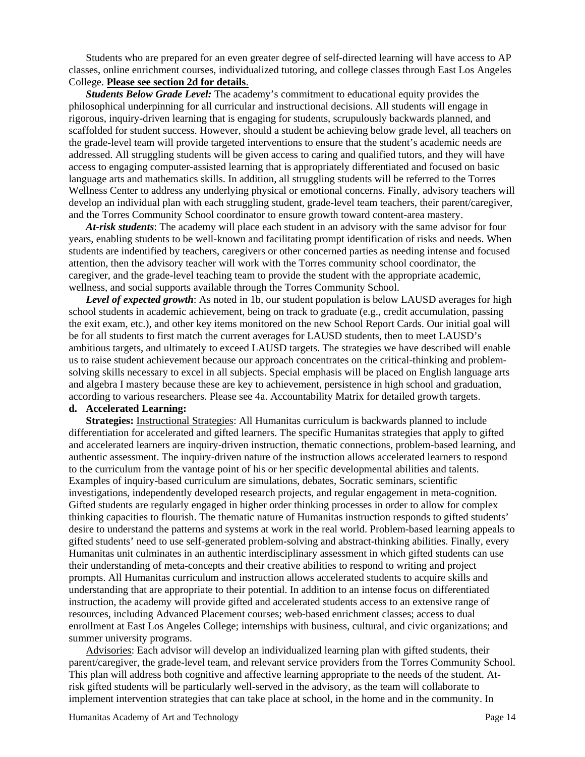Students who are prepared for an even greater degree of self-directed learning will have access to AP classes, online enrichment courses, individualized tutoring, and college classes through East Los Angeles College. **Please see section 2d for details**.

***Students Below Grade Level:*** The academy's commitment to educational equity provides the philosophical underpinning for all curricular and instructional decisions. All students will engage in rigorous, inquiry-driven learning that is engaging for students, scrupulously backwards planned, and scaffolded for student success. However, should a student be achieving below grade level, all teachers on the grade-level team will provide targeted interventions to ensure that the student's academic needs are addressed. All struggling students will be given access to caring and qualified tutors, and they will have access to engaging computer-assisted learning that is appropriately differentiated and focused on basic language arts and mathematics skills. In addition, all struggling students will be referred to the Torres Wellness Center to address any underlying physical or emotional concerns. Finally, advisory teachers will develop an individual plan with each struggling student, grade-level team teachers, their parent/caregiver, and the Torres Community School coordinator to ensure growth toward content-area mastery.

***At-risk students***: The academy will place each student in an advisory with the same advisor for four years, enabling students to be well-known and facilitating prompt identification of risks and needs. When students are indentified by teachers, caregivers or other concerned parties as needing intense and focused attention, then the advisory teacher will work with the Torres community school coordinator, the caregiver, and the grade-level teaching team to provide the student with the appropriate academic, wellness, and social supports available through the Torres Community School.

***Level of expected growth***: As noted in 1b, our student population is below LAUSD averages for high school students in academic achievement, being on track to graduate (e.g., credit accumulation, passing the exit exam, etc.), and other key items monitored on the new School Report Cards. Our initial goal will be for all students to first match the current averages for LAUSD students, then to meet LAUSD's ambitious targets, and ultimately to exceed LAUSD targets. The strategies we have described will enable us to raise student achievement because our approach concentrates on the critical-thinking and problem-solving skills necessary to excel in all subjects. Special emphasis will be placed on English language arts and algebra I mastery because these are key to achievement, persistence in high school and graduation, according to various researchers. Please see 4a. Accountability Matrix for detailed growth targets.

**d. Accelerated Learning:**

**Strategies:** Instructional Strategies: All Humanitas curriculum is backwards planned to include differentiation for accelerated and gifted learners. The specific Humanitas strategies that apply to gifted and accelerated learners are inquiry-driven instruction, thematic connections, problem-based learning, and authentic assessment. The inquiry-driven nature of the instruction allows accelerated learners to respond to the curriculum from the vantage point of his or her specific developmental abilities and talents. Examples of inquiry-based curriculum are simulations, debates, Socratic seminars, scientific investigations, independently developed research projects, and regular engagement in meta-cognition. Gifted students are regularly engaged in higher order thinking processes in order to allow for complex thinking capacities to flourish. The thematic nature of Humanitas instruction responds to gifted students' desire to understand the patterns and systems at work in the real world. Problem-based learning appeals to gifted students' need to use self-generated problem-solving and abstract-thinking abilities. Finally, every Humanitas unit culminates in an authentic interdisciplinary assessment in which gifted students can use their understanding of meta-concepts and their creative abilities to respond to writing and project prompts. All Humanitas curriculum and instruction allows accelerated students to acquire skills and understanding that are appropriate to their potential. In addition to an intense focus on differentiated instruction, the academy will provide gifted and accelerated students access to an extensive range of resources, including Advanced Placement courses; web-based enrichment classes; access to dual enrollment at East Los Angeles College; internships with business, cultural, and civic organizations; and summer university programs.

Advisories: Each advisor will develop an individualized learning plan with gifted students, their parent/caregiver, the grade-level team, and relevant service providers from the Torres Community School. This plan will address both cognitive and affective learning appropriate to the needs of the student. At-risk gifted students will be particularly well-served in the advisory, as the team will collaborate to implement intervention strategies that can take place at school, in the home and in the community. In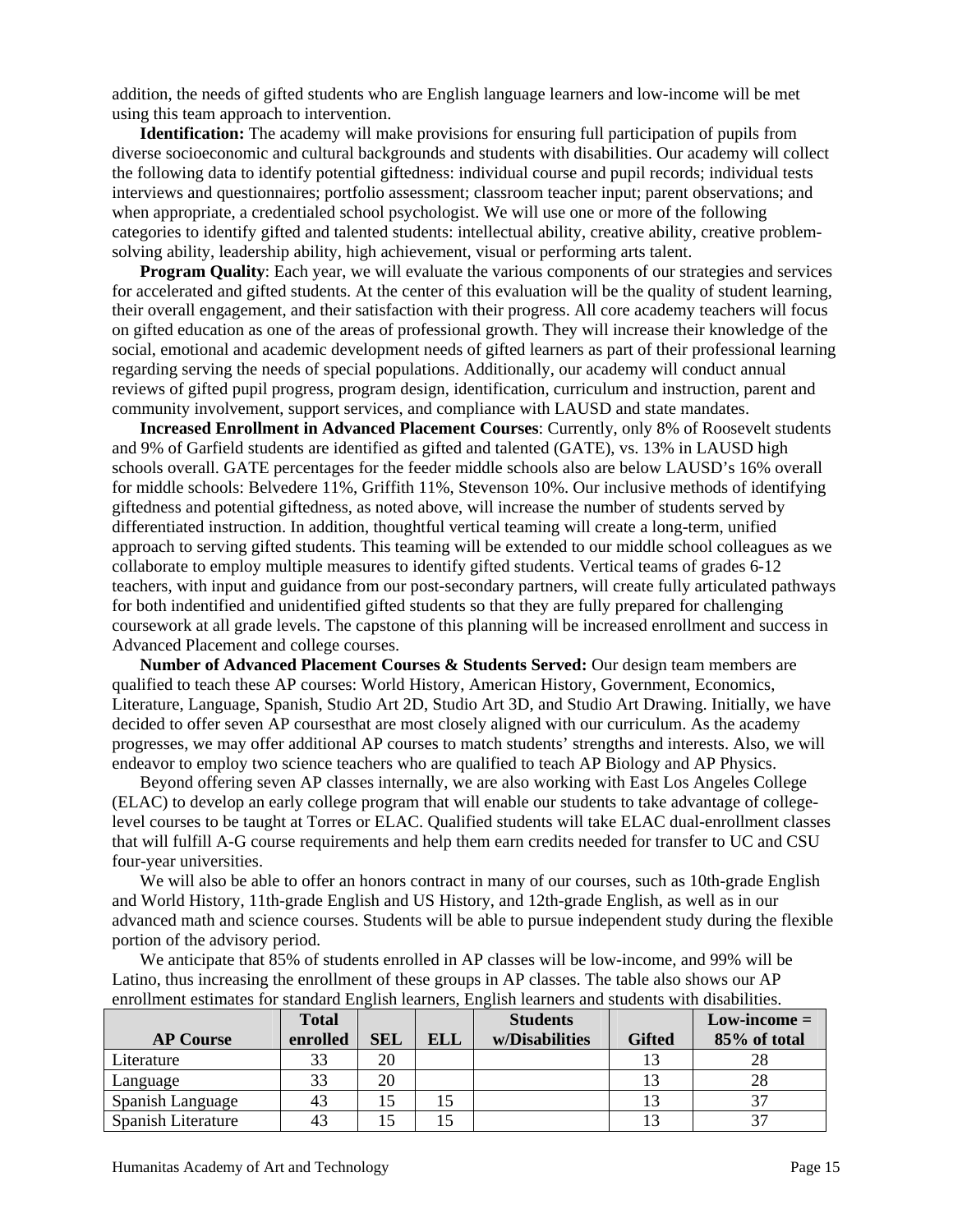addition, the needs of gifted students who are English language learners and low-income will be met using this team approach to intervention.

**Identification:** The academy will make provisions for ensuring full participation of pupils from diverse socioeconomic and cultural backgrounds and students with disabilities. Our academy will collect the following data to identify potential giftedness: individual course and pupil records; individual tests interviews and questionnaires; portfolio assessment; classroom teacher input; parent observations; and when appropriate, a credentialed school psychologist. We will use one or more of the following categories to identify gifted and talented students: intellectual ability, creative ability, creative problem-solving ability, leadership ability, high achievement, visual or performing arts talent.

**Program Quality**: Each year, we will evaluate the various components of our strategies and services for accelerated and gifted students. At the center of this evaluation will be the quality of student learning, their overall engagement, and their satisfaction with their progress. All core academy teachers will focus on gifted education as one of the areas of professional growth. They will increase their knowledge of the social, emotional and academic development needs of gifted learners as part of their professional learning regarding serving the needs of special populations. Additionally, our academy will conduct annual reviews of gifted pupil progress, program design, identification, curriculum and instruction, parent and community involvement, support services, and compliance with LAUSD and state mandates.

**Increased Enrollment in Advanced Placement Courses**: Currently, only 8% of Roosevelt students and 9% of Garfield students are identified as gifted and talented (GATE), vs. 13% in LAUSD high schools overall. GATE percentages for the feeder middle schools also are below LAUSD's 16% overall for middle schools: Belvedere 11%, Griffith 11%, Stevenson 10%. Our inclusive methods of identifying giftedness and potential giftedness, as noted above, will increase the number of students served by differentiated instruction. In addition, thoughtful vertical teaming will create a long-term, unified approach to serving gifted students. This teaming will be extended to our middle school colleagues as we collaborate to employ multiple measures to identify gifted students. Vertical teams of grades 6-12 teachers, with input and guidance from our post-secondary partners, will create fully articulated pathways for both indentified and unidentified gifted students so that they are fully prepared for challenging coursework at all grade levels. The capstone of this planning will be increased enrollment and success in Advanced Placement and college courses.

**Number of Advanced Placement Courses & Students Served:** Our design team members are qualified to teach these AP courses: World History, American History, Government, Economics, Literature, Language, Spanish, Studio Art 2D, Studio Art 3D, and Studio Art Drawing. Initially, we have decided to offer seven AP coursesthat are most closely aligned with our curriculum. As the academy progresses, we may offer additional AP courses to match students' strengths and interests. Also, we will endeavor to employ two science teachers who are qualified to teach AP Biology and AP Physics.

Beyond offering seven AP classes internally, we are also working with East Los Angeles College (ELAC) to develop an early college program that will enable our students to take advantage of college-level courses to be taught at Torres or ELAC. Qualified students will take ELAC dual-enrollment classes that will fulfill A-G course requirements and help them earn credits needed for transfer to UC and CSU four-year universities.

We will also be able to offer an honors contract in many of our courses, such as 10th-grade English and World History, 11th-grade English and US History, and 12th-grade English, as well as in our advanced math and science courses. Students will be able to pursue independent study during the flexible portion of the advisory period.

We anticipate that 85% of students enrolled in AP classes will be low-income, and 99% will be Latino, thus increasing the enrollment of these groups in AP classes. The table also shows our AP enrollment estimates for standard English learners, English learners and students with disabilities.

| AP Course | Total enrolled | SEL | ELL | Students w/Disabilities | Gifted | Low-income = 85% of total |
|---|---|---|---|---|---|---|
| Literature | 33 | 20 | | | 13 | 28 |
| Language | 33 | 20 | | | 13 | 28 |
| Spanish Language | 43 | 15 | 15 | | 13 | 37 |
| Spanish Literature | 43 | 15 | 15 | | 13 | 37 |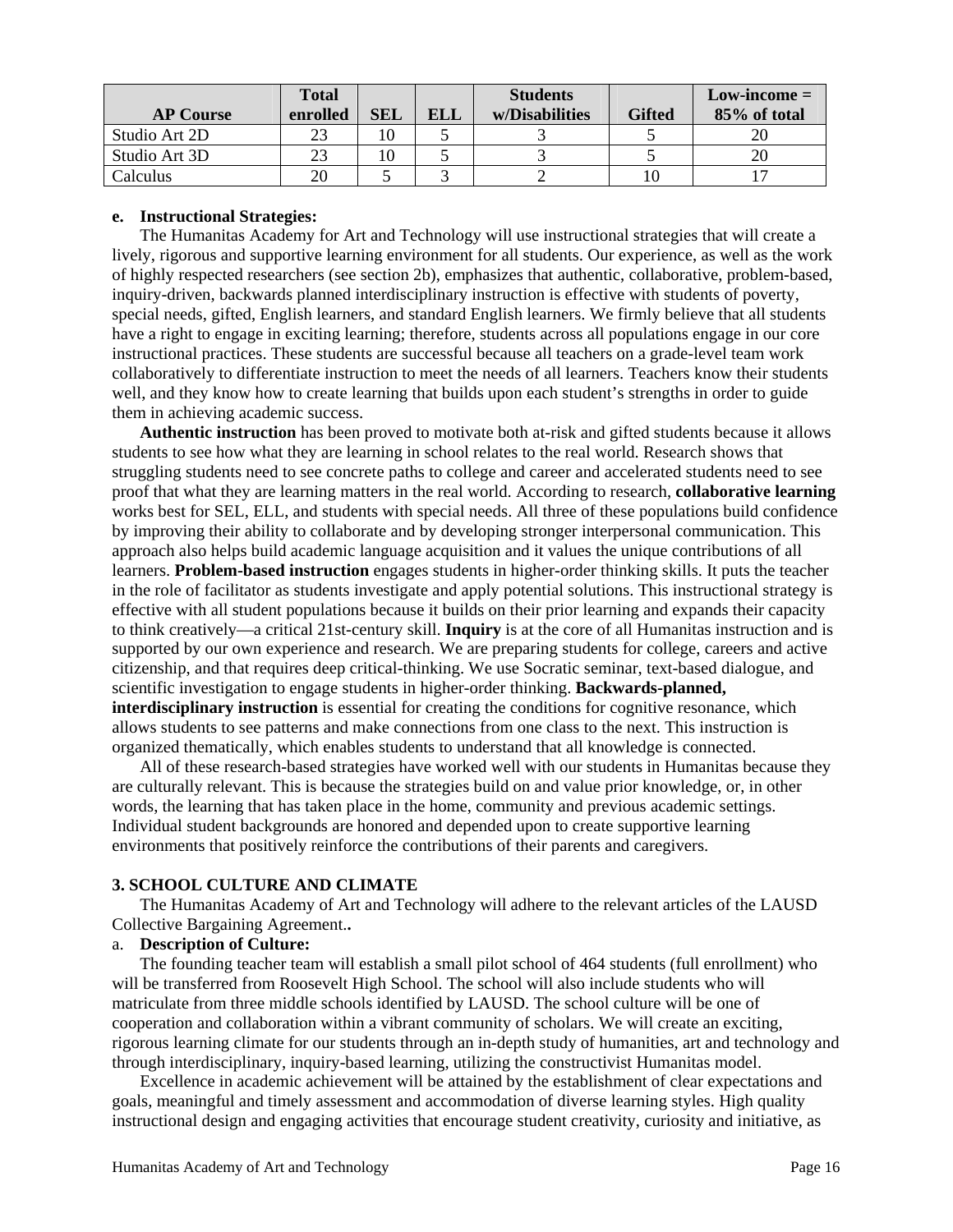| AP Course | Total enrolled | SEL | ELL | Students w/Disabilities | Gifted | Low-income = 85% of total |
|---|---|---|---|---|---|---|
| Studio Art 2D | 23 | 10 | 5 | 3 | 5 | 20 |
| Studio Art 3D | 23 | 10 | 5 | 3 | 5 | 20 |
| Calculus | 20 | 5 | 3 | 2 | 10 | 17 |

**e. Instructional Strategies:**

The Humanitas Academy for Art and Technology will use instructional strategies that will create a lively, rigorous and supportive learning environment for all students. Our experience, as well as the work of highly respected researchers (see section 2b), emphasizes that authentic, collaborative, problem-based, inquiry-driven, backwards planned interdisciplinary instruction is effective with students of poverty, special needs, gifted, English learners, and standard English learners. We firmly believe that all students have a right to engage in exciting learning; therefore, students across all populations engage in our core instructional practices. These students are successful because all teachers on a grade-level team work collaboratively to differentiate instruction to meet the needs of all learners. Teachers know their students well, and they know how to create learning that builds upon each student's strengths in order to guide them in achieving academic success.

**Authentic instruction** has been proved to motivate both at-risk and gifted students because it allows students to see how what they are learning in school relates to the real world. Research shows that struggling students need to see concrete paths to college and career and accelerated students need to see proof that what they are learning matters in the real world. According to research, **collaborative learning** works best for SEL, ELL, and students with special needs. All three of these populations build confidence by improving their ability to collaborate and by developing stronger interpersonal communication. This approach also helps build academic language acquisition and it values the unique contributions of all learners. **Problem-based instruction** engages students in higher-order thinking skills. It puts the teacher in the role of facilitator as students investigate and apply potential solutions. This instructional strategy is effective with all student populations because it builds on their prior learning and expands their capacity to think creatively—a critical 21st-century skill. **Inquiry** is at the core of all Humanitas instruction and is supported by our own experience and research. We are preparing students for college, careers and active citizenship, and that requires deep critical-thinking. We use Socratic seminar, text-based dialogue, and scientific investigation to engage students in higher-order thinking. **Backwards-planned, interdisciplinary instruction** is essential for creating the conditions for cognitive resonance, which allows students to see patterns and make connections from one class to the next. This instruction is organized thematically, which enables students to understand that all knowledge is connected.

All of these research-based strategies have worked well with our students in Humanitas because they are culturally relevant. This is because the strategies build on and value prior knowledge, or, in other words, the learning that has taken place in the home, community and previous academic settings. Individual student backgrounds are honored and depended upon to create supportive learning environments that positively reinforce the contributions of their parents and caregivers.

## 3. SCHOOL CULTURE AND CLIMATE

The Humanitas Academy of Art and Technology will adhere to the relevant articles of the LAUSD Collective Bargaining Agreement**.**

a. **Description of Culture:**

The founding teacher team will establish a small pilot school of 464 students (full enrollment) who will be transferred from Roosevelt High School. The school will also include students who will matriculate from three middle schools identified by LAUSD. The school culture will be one of cooperation and collaboration within a vibrant community of scholars. We will create an exciting, rigorous learning climate for our students through an in-depth study of humanities, art and technology and through interdisciplinary, inquiry-based learning, utilizing the constructivist Humanitas model.

Excellence in academic achievement will be attained by the establishment of clear expectations and goals, meaningful and timely assessment and accommodation of diverse learning styles. High quality instructional design and engaging activities that encourage student creativity, curiosity and initiative, as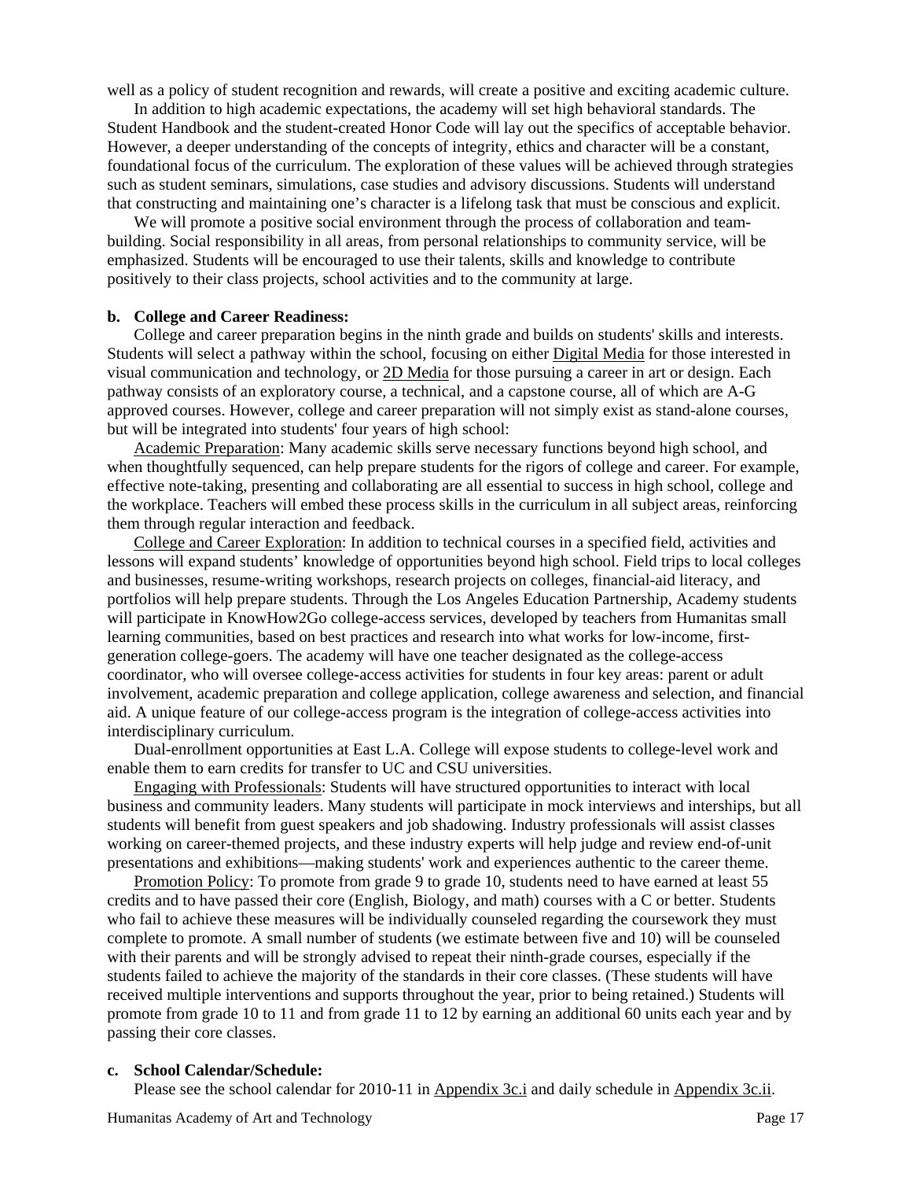well as a policy of student recognition and rewards, will create a positive and exciting academic culture.

In addition to high academic expectations, the academy will set high behavioral standards. The Student Handbook and the student-created Honor Code will lay out the specifics of acceptable behavior. However, a deeper understanding of the concepts of integrity, ethics and character will be a constant, foundational focus of the curriculum. The exploration of these values will be achieved through strategies such as student seminars, simulations, case studies and advisory discussions. Students will understand that constructing and maintaining one's character is a lifelong task that must be conscious and explicit.

We will promote a positive social environment through the process of collaboration and team-building. Social responsibility in all areas, from personal relationships to community service, will be emphasized. Students will be encouraged to use their talents, skills and knowledge to contribute positively to their class projects, school activities and to the community at large.

**b. College and Career Readiness:**

College and career preparation begins in the ninth grade and builds on students' skills and interests. Students will select a pathway within the school, focusing on either Digital Media for those interested in visual communication and technology, or 2D Media for those pursuing a career in art or design. Each pathway consists of an exploratory course, a technical, and a capstone course, all of which are A-G approved courses. However, college and career preparation will not simply exist as stand-alone courses, but will be integrated into students' four years of high school:

Academic Preparation: Many academic skills serve necessary functions beyond high school, and when thoughtfully sequenced, can help prepare students for the rigors of college and career. For example, effective note-taking, presenting and collaborating are all essential to success in high school, college and the workplace. Teachers will embed these process skills in the curriculum in all subject areas, reinforcing them through regular interaction and feedback.

College and Career Exploration: In addition to technical courses in a specified field, activities and lessons will expand students' knowledge of opportunities beyond high school. Field trips to local colleges and businesses, resume-writing workshops, research projects on colleges, financial-aid literacy, and portfolios will help prepare students. Through the Los Angeles Education Partnership, Academy students will participate in KnowHow2Go college-access services, developed by teachers from Humanitas small learning communities, based on best practices and research into what works for low-income, first-generation college-goers. The academy will have one teacher designated as the college-access coordinator, who will oversee college-access activities for students in four key areas: parent or adult involvement, academic preparation and college application, college awareness and selection, and financial aid. A unique feature of our college-access program is the integration of college-access activities into interdisciplinary curriculum.

Dual-enrollment opportunities at East L.A. College will expose students to college-level work and enable them to earn credits for transfer to UC and CSU universities.

Engaging with Professionals: Students will have structured opportunities to interact with local business and community leaders. Many students will participate in mock interviews and interships, but all students will benefit from guest speakers and job shadowing. Industry professionals will assist classes working on career-themed projects, and these industry experts will help judge and review end-of-unit presentations and exhibitions—making students' work and experiences authentic to the career theme.

Promotion Policy: To promote from grade 9 to grade 10, students need to have earned at least 55 credits and to have passed their core (English, Biology, and math) courses with a C or better. Students who fail to achieve these measures will be individually counseled regarding the coursework they must complete to promote. A small number of students (we estimate between five and 10) will be counseled with their parents and will be strongly advised to repeat their ninth-grade courses, especially if the students failed to achieve the majority of the standards in their core classes. (These students will have received multiple interventions and supports throughout the year, prior to being retained.) Students will promote from grade 10 to 11 and from grade 11 to 12 by earning an additional 60 units each year and by passing their core classes.

**c. School Calendar/Schedule:**

Please see the school calendar for 2010-11 in Appendix 3c.i and daily schedule in Appendix 3c.ii.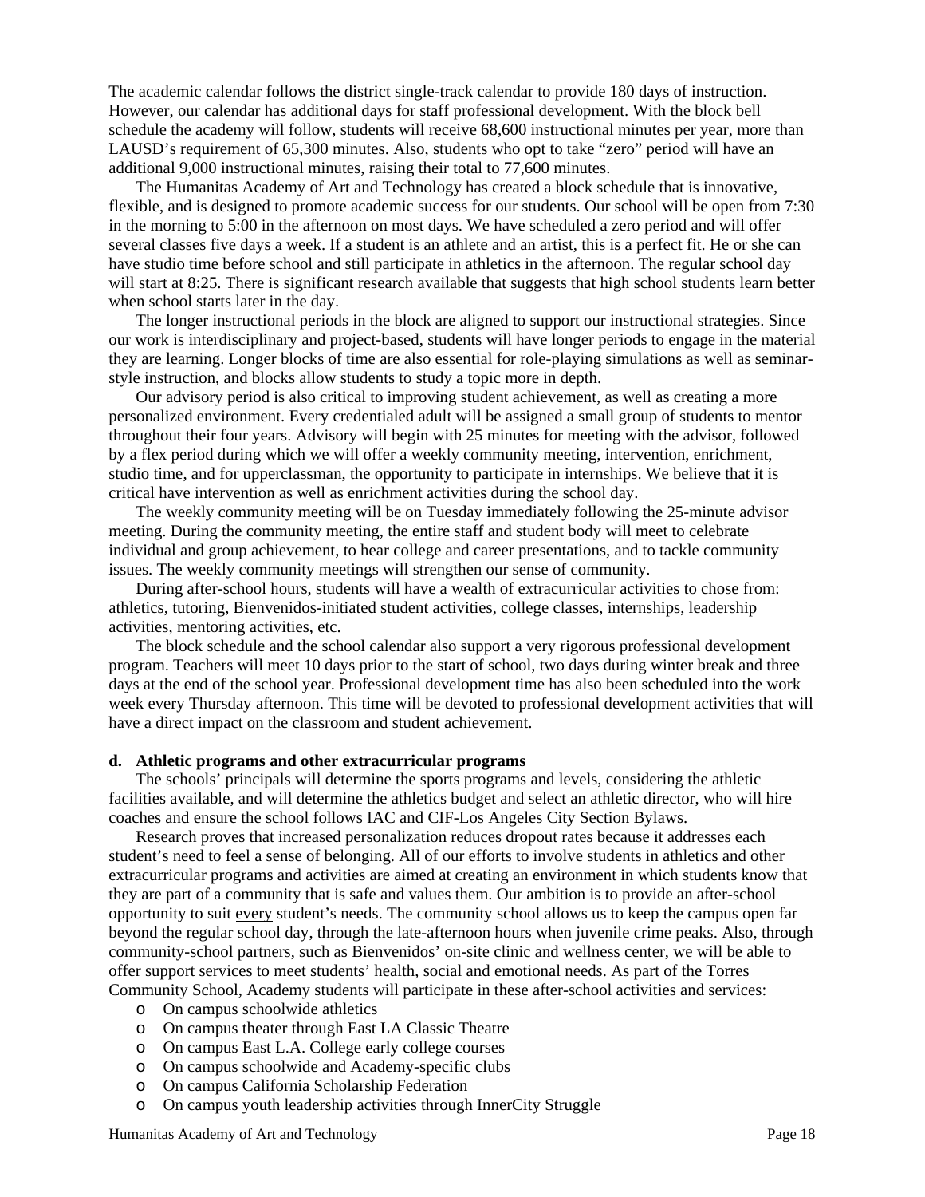The academic calendar follows the district single-track calendar to provide 180 days of instruction. However, our calendar has additional days for staff professional development. With the block bell schedule the academy will follow, students will receive 68,600 instructional minutes per year, more than LAUSD's requirement of 65,300 minutes. Also, students who opt to take "zero" period will have an additional 9,000 instructional minutes, raising their total to 77,600 minutes.

The Humanitas Academy of Art and Technology has created a block schedule that is innovative, flexible, and is designed to promote academic success for our students. Our school will be open from 7:30 in the morning to 5:00 in the afternoon on most days. We have scheduled a zero period and will offer several classes five days a week. If a student is an athlete and an artist, this is a perfect fit. He or she can have studio time before school and still participate in athletics in the afternoon. The regular school day will start at 8:25. There is significant research available that suggests that high school students learn better when school starts later in the day.

The longer instructional periods in the block are aligned to support our instructional strategies. Since our work is interdisciplinary and project-based, students will have longer periods to engage in the material they are learning. Longer blocks of time are also essential for role-playing simulations as well as seminar-style instruction, and blocks allow students to study a topic more in depth.

Our advisory period is also critical to improving student achievement, as well as creating a more personalized environment. Every credentialed adult will be assigned a small group of students to mentor throughout their four years. Advisory will begin with 25 minutes for meeting with the advisor, followed by a flex period during which we will offer a weekly community meeting, intervention, enrichment, studio time, and for upperclassman, the opportunity to participate in internships. We believe that it is critical have intervention as well as enrichment activities during the school day.

The weekly community meeting will be on Tuesday immediately following the 25-minute advisor meeting. During the community meeting, the entire staff and student body will meet to celebrate individual and group achievement, to hear college and career presentations, and to tackle community issues. The weekly community meetings will strengthen our sense of community.

During after-school hours, students will have a wealth of extracurricular activities to chose from: athletics, tutoring, Bienvenidos-initiated student activities, college classes, internships, leadership activities, mentoring activities, etc.

The block schedule and the school calendar also support a very rigorous professional development program. Teachers will meet 10 days prior to the start of school, two days during winter break and three days at the end of the school year. Professional development time has also been scheduled into the work week every Thursday afternoon. This time will be devoted to professional development activities that will have a direct impact on the classroom and student achievement.

**d. Athletic programs and other extracurricular programs**

The schools' principals will determine the sports programs and levels, considering the athletic facilities available, and will determine the athletics budget and select an athletic director, who will hire coaches and ensure the school follows IAC and CIF-Los Angeles City Section Bylaws.

Research proves that increased personalization reduces dropout rates because it addresses each student's need to feel a sense of belonging. All of our efforts to involve students in athletics and other extracurricular programs and activities are aimed at creating an environment in which students know that they are part of a community that is safe and values them. Our ambition is to provide an after-school opportunity to suit every student's needs. The community school allows us to keep the campus open far beyond the regular school day, through the late-afternoon hours when juvenile crime peaks. Also, through community-school partners, such as Bienvenidos' on-site clinic and wellness center, we will be able to offer support services to meet students' health, social and emotional needs. As part of the Torres Community School, Academy students will participate in these after-school activities and services:

- On campus schoolwide athletics
- On campus theater through East LA Classic Theatre
- On campus East L.A. College early college courses
- On campus schoolwide and Academy-specific clubs
- On campus California Scholarship Federation
- On campus youth leadership activities through InnerCity Struggle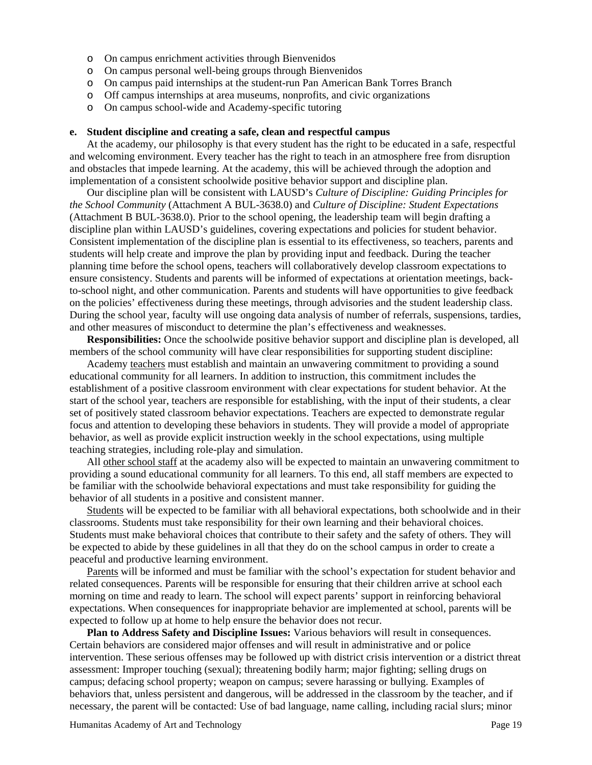- On campus enrichment activities through Bienvenidos
- On campus personal well-being groups through Bienvenidos
- On campus paid internships at the student-run Pan American Bank Torres Branch
- Off campus internships at area museums, nonprofits, and civic organizations
- On campus school-wide and Academy-specific tutoring

**e. Student discipline and creating a safe, clean and respectful campus**

At the academy, our philosophy is that every student has the right to be educated in a safe, respectful and welcoming environment. Every teacher has the right to teach in an atmosphere free from disruption and obstacles that impede learning. At the academy, this will be achieved through the adoption and implementation of a consistent schoolwide positive behavior support and discipline plan.

Our discipline plan will be consistent with LAUSD's *Culture of Discipline: Guiding Principles for the School Community* (Attachment A BUL-3638.0) and *Culture of Discipline: Student Expectations* (Attachment B BUL-3638.0). Prior to the school opening, the leadership team will begin drafting a discipline plan within LAUSD's guidelines, covering expectations and policies for student behavior. Consistent implementation of the discipline plan is essential to its effectiveness, so teachers, parents and students will help create and improve the plan by providing input and feedback. During the teacher planning time before the school opens, teachers will collaboratively develop classroom expectations to ensure consistency. Students and parents will be informed of expectations at orientation meetings, back-to-school night, and other communication. Parents and students will have opportunities to give feedback on the policies' effectiveness during these meetings, through advisories and the student leadership class. During the school year, faculty will use ongoing data analysis of number of referrals, suspensions, tardies, and other measures of misconduct to determine the plan's effectiveness and weaknesses.

**Responsibilities:** Once the schoolwide positive behavior support and discipline plan is developed, all members of the school community will have clear responsibilities for supporting student discipline:

Academy <u>teachers</u> must establish and maintain an unwavering commitment to providing a sound educational community for all learners. In addition to instruction, this commitment includes the establishment of a positive classroom environment with clear expectations for student behavior. At the start of the school year, teachers are responsible for establishing, with the input of their students, a clear set of positively stated classroom behavior expectations. Teachers are expected to demonstrate regular focus and attention to developing these behaviors in students. They will provide a model of appropriate behavior, as well as provide explicit instruction weekly in the school expectations, using multiple teaching strategies, including role-play and simulation.

All <u>other school staff</u> at the academy also will be expected to maintain an unwavering commitment to providing a sound educational community for all learners. To this end, all staff members are expected to be familiar with the schoolwide behavioral expectations and must take responsibility for guiding the behavior of all students in a positive and consistent manner.

<u>Students</u> will be expected to be familiar with all behavioral expectations, both schoolwide and in their classrooms. Students must take responsibility for their own learning and their behavioral choices. Students must make behavioral choices that contribute to their safety and the safety of others. They will be expected to abide by these guidelines in all that they do on the school campus in order to create a peaceful and productive learning environment.

<u>Parents</u> will be informed and must be familiar with the school's expectation for student behavior and related consequences. Parents will be responsible for ensuring that their children arrive at school each morning on time and ready to learn. The school will expect parents' support in reinforcing behavioral expectations. When consequences for inappropriate behavior are implemented at school, parents will be expected to follow up at home to help ensure the behavior does not recur.

**Plan to Address Safety and Discipline Issues:** Various behaviors will result in consequences. Certain behaviors are considered major offenses and will result in administrative and or police intervention. These serious offenses may be followed up with district crisis intervention or a district threat assessment: Improper touching (sexual); threatening bodily harm; major fighting; selling drugs on campus; defacing school property; weapon on campus; severe harassing or bullying. Examples of behaviors that, unless persistent and dangerous, will be addressed in the classroom by the teacher, and if necessary, the parent will be contacted: Use of bad language, name calling, including racial slurs; minor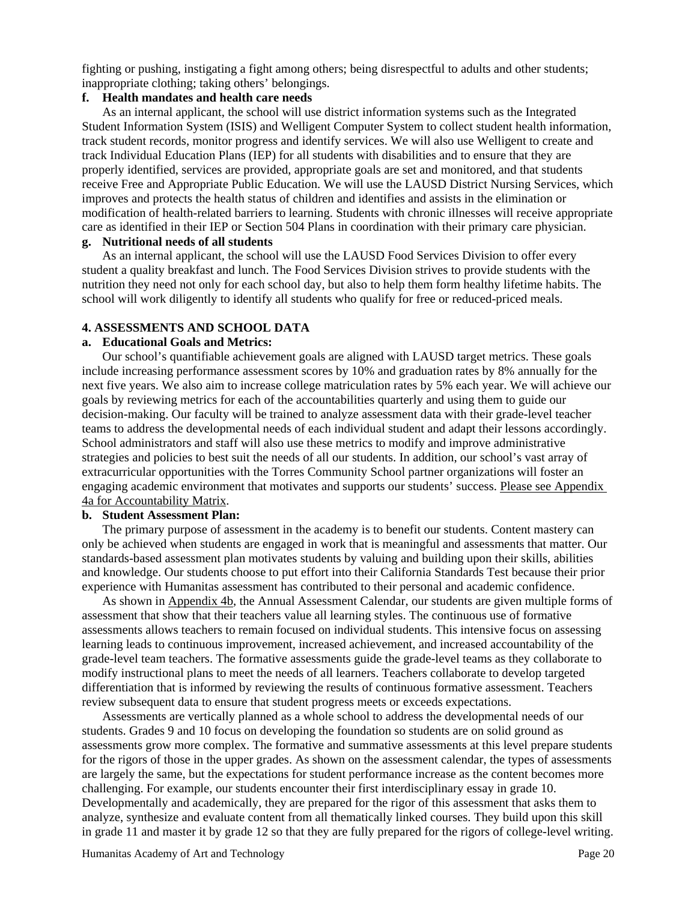fighting or pushing, instigating a fight among others; being disrespectful to adults and other students; inappropriate clothing; taking others' belongings.

**f. Health mandates and health care needs**

As an internal applicant, the school will use district information systems such as the Integrated Student Information System (ISIS) and Welligent Computer System to collect student health information, track student records, monitor progress and identify services. We will also use Welligent to create and track Individual Education Plans (IEP) for all students with disabilities and to ensure that they are properly identified, services are provided, appropriate goals are set and monitored, and that students receive Free and Appropriate Public Education. We will use the LAUSD District Nursing Services, which improves and protects the health status of children and identifies and assists in the elimination or modification of health-related barriers to learning. Students with chronic illnesses will receive appropriate care as identified in their IEP or Section 504 Plans in coordination with their primary care physician.

**g. Nutritional needs of all students**

As an internal applicant, the school will use the LAUSD Food Services Division to offer every student a quality breakfast and lunch. The Food Services Division strives to provide students with the nutrition they need not only for each school day, but also to help them form healthy lifetime habits. The school will work diligently to identify all students who qualify for free or reduced-priced meals.

**4. ASSESSMENTS AND SCHOOL DATA**

**a. Educational Goals and Metrics:**

Our school's quantifiable achievement goals are aligned with LAUSD target metrics. These goals include increasing performance assessment scores by 10% and graduation rates by 8% annually for the next five years. We also aim to increase college matriculation rates by 5% each year. We will achieve our goals by reviewing metrics for each of the accountabilities quarterly and using them to guide our decision-making. Our faculty will be trained to analyze assessment data with their grade-level teacher teams to address the developmental needs of each individual student and adapt their lessons accordingly. School administrators and staff will also use these metrics to modify and improve administrative strategies and policies to best suit the needs of all our students. In addition, our school's vast array of extracurricular opportunities with the Torres Community School partner organizations will foster an engaging academic environment that motivates and supports our students' success. Please see Appendix 4a for Accountability Matrix.

**b. Student Assessment Plan:**

The primary purpose of assessment in the academy is to benefit our students. Content mastery can only be achieved when students are engaged in work that is meaningful and assessments that matter. Our standards-based assessment plan motivates students by valuing and building upon their skills, abilities and knowledge. Our students choose to put effort into their California Standards Test because their prior experience with Humanitas assessment has contributed to their personal and academic confidence.

As shown in Appendix 4b, the Annual Assessment Calendar, our students are given multiple forms of assessment that show that their teachers value all learning styles. The continuous use of formative assessments allows teachers to remain focused on individual students. This intensive focus on assessing learning leads to continuous improvement, increased achievement, and increased accountability of the grade-level team teachers. The formative assessments guide the grade-level teams as they collaborate to modify instructional plans to meet the needs of all learners. Teachers collaborate to develop targeted differentiation that is informed by reviewing the results of continuous formative assessment. Teachers review subsequent data to ensure that student progress meets or exceeds expectations.

Assessments are vertically planned as a whole school to address the developmental needs of our students. Grades 9 and 10 focus on developing the foundation so students are on solid ground as assessments grow more complex. The formative and summative assessments at this level prepare students for the rigors of those in the upper grades. As shown on the assessment calendar, the types of assessments are largely the same, but the expectations for student performance increase as the content becomes more challenging. For example, our students encounter their first interdisciplinary essay in grade 10. Developmentally and academically, they are prepared for the rigor of this assessment that asks them to analyze, synthesize and evaluate content from all thematically linked courses. They build upon this skill in grade 11 and master it by grade 12 so that they are fully prepared for the rigors of college-level writing.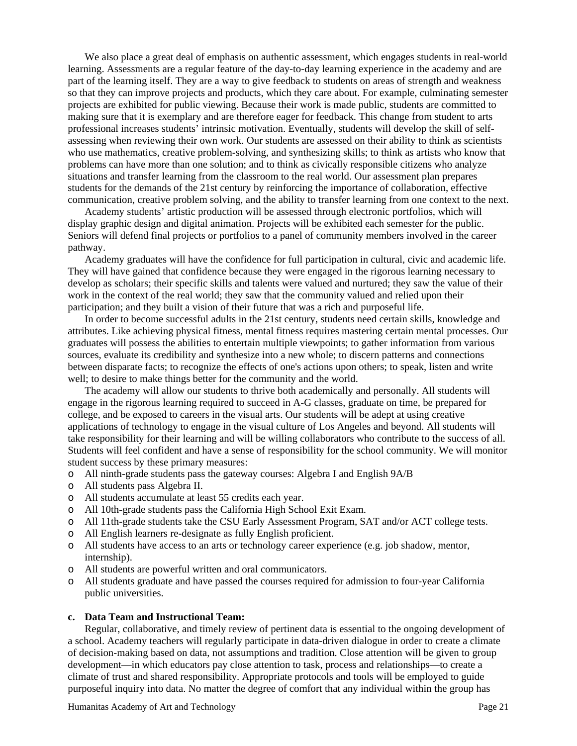We also place a great deal of emphasis on authentic assessment, which engages students in real-world learning. Assessments are a regular feature of the day-to-day learning experience in the academy and are part of the learning itself. They are a way to give feedback to students on areas of strength and weakness so that they can improve projects and products, which they care about. For example, culminating semester projects are exhibited for public viewing. Because their work is made public, students are committed to making sure that it is exemplary and are therefore eager for feedback. This change from student to arts professional increases students' intrinsic motivation. Eventually, students will develop the skill of self-assessing when reviewing their own work. Our students are assessed on their ability to think as scientists who use mathematics, creative problem-solving, and synthesizing skills; to think as artists who know that problems can have more than one solution; and to think as civically responsible citizens who analyze situations and transfer learning from the classroom to the real world. Our assessment plan prepares students for the demands of the 21st century by reinforcing the importance of collaboration, effective communication, creative problem solving, and the ability to transfer learning from one context to the next.

Academy students' artistic production will be assessed through electronic portfolios, which will display graphic design and digital animation. Projects will be exhibited each semester for the public. Seniors will defend final projects or portfolios to a panel of community members involved in the career pathway.

Academy graduates will have the confidence for full participation in cultural, civic and academic life. They will have gained that confidence because they were engaged in the rigorous learning necessary to develop as scholars; their specific skills and talents were valued and nurtured; they saw the value of their work in the context of the real world; they saw that the community valued and relied upon their participation; and they built a vision of their future that was a rich and purposeful life.

In order to become successful adults in the 21st century, students need certain skills, knowledge and attributes. Like achieving physical fitness, mental fitness requires mastering certain mental processes. Our graduates will possess the abilities to entertain multiple viewpoints; to gather information from various sources, evaluate its credibility and synthesize into a new whole; to discern patterns and connections between disparate facts; to recognize the effects of one's actions upon others; to speak, listen and write well; to desire to make things better for the community and the world.

The academy will allow our students to thrive both academically and personally. All students will engage in the rigorous learning required to succeed in A-G classes, graduate on time, be prepared for college, and be exposed to careers in the visual arts. Our students will be adept at using creative applications of technology to engage in the visual culture of Los Angeles and beyond. All students will take responsibility for their learning and will be willing collaborators who contribute to the success of all. Students will feel confident and have a sense of responsibility for the school community. We will monitor student success by these primary measures:

- All ninth-grade students pass the gateway courses: Algebra I and English 9A/B
- All students pass Algebra II.
- All students accumulate at least 55 credits each year.
- All 10th-grade students pass the California High School Exit Exam.
- All 11th-grade students take the CSU Early Assessment Program, SAT and/or ACT college tests.
- All English learners re-designate as fully English proficient.
- All students have access to an arts or technology career experience (e.g. job shadow, mentor, internship).
- All students are powerful written and oral communicators.
- All students graduate and have passed the courses required for admission to four-year California public universities.

**c. Data Team and Instructional Team:**

Regular, collaborative, and timely review of pertinent data is essential to the ongoing development of a school. Academy teachers will regularly participate in data-driven dialogue in order to create a climate of decision-making based on data, not assumptions and tradition. Close attention will be given to group development—in which educators pay close attention to task, process and relationships—to create a climate of trust and shared responsibility. Appropriate protocols and tools will be employed to guide purposeful inquiry into data. No matter the degree of comfort that any individual within the group has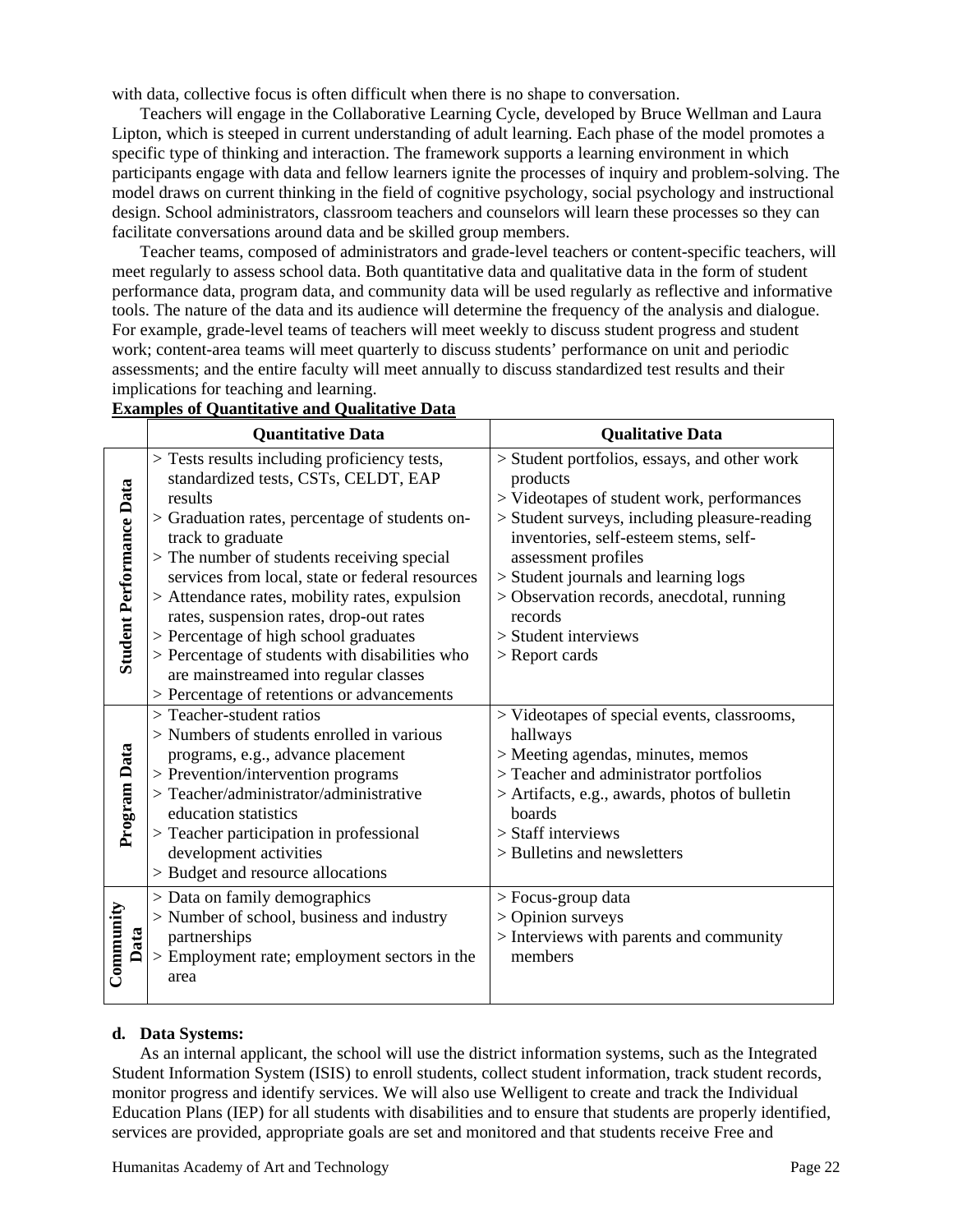with data, collective focus is often difficult when there is no shape to conversation.

Teachers will engage in the Collaborative Learning Cycle, developed by Bruce Wellman and Laura Lipton, which is steeped in current understanding of adult learning. Each phase of the model promotes a specific type of thinking and interaction. The framework supports a learning environment in which participants engage with data and fellow learners ignite the processes of inquiry and problem-solving. The model draws on current thinking in the field of cognitive psychology, social psychology and instructional design. School administrators, classroom teachers and counselors will learn these processes so they can facilitate conversations around data and be skilled group members.

Teacher teams, composed of administrators and grade-level teachers or content-specific teachers, will meet regularly to assess school data. Both quantitative data and qualitative data in the form of student performance data, program data, and community data will be used regularly as reflective and informative tools. The nature of the data and its audience will determine the frequency of the analysis and dialogue. For example, grade-level teams of teachers will meet weekly to discuss student progress and student work; content-area teams will meet quarterly to discuss students' performance on unit and periodic assessments; and the entire faculty will meet annually to discuss standardized test results and their implications for teaching and learning.

**Examples of Quantitative and Qualitative Data**

| | Quantitative Data | Qualitative Data |
|---|---|---|
| **Student Performance Data** | > Tests results including proficiency tests, standardized tests, CSTs, CELDT, EAP results<br>> Graduation rates, percentage of students on-track to graduate<br>> The number of students receiving special services from local, state or federal resources<br>> Attendance rates, mobility rates, expulsion rates, suspension rates, drop-out rates<br>> Percentage of high school graduates<br>> Percentage of students with disabilities who are mainstreamed into regular classes<br>> Percentage of retentions or advancements | > Student portfolios, essays, and other work products<br>> Videotapes of student work, performances<br>> Student surveys, including pleasure-reading inventories, self-esteem stems, self-assessment profiles<br>> Student journals and learning logs<br>> Observation records, anecdotal, running records<br>> Student interviews<br>> Report cards |
| **Program Data** | > Teacher-student ratios<br>> Numbers of students enrolled in various programs, e.g., advance placement<br>> Prevention/intervention programs<br>> Teacher/administrator/administrative education statistics<br>> Teacher participation in professional development activities<br>> Budget and resource allocations | > Videotapes of special events, classrooms, hallways<br>> Meeting agendas, minutes, memos<br>> Teacher and administrator portfolios<br>> Artifacts, e.g., awards, photos of bulletin boards<br>> Staff interviews<br>> Bulletins and newsletters |
| **Community Data** | > Data on family demographics<br>> Number of school, business and industry partnerships<br>> Employment rate; employment sectors in the area | > Focus-group data<br>> Opinion surveys<br>> Interviews with parents and community members |

**d. Data Systems:**

As an internal applicant, the school will use the district information systems, such as the Integrated Student Information System (ISIS) to enroll students, collect student information, track student records, monitor progress and identify services. We will also use Welligent to create and track the Individual Education Plans (IEP) for all students with disabilities and to ensure that students are properly identified, services are provided, appropriate goals are set and monitored and that students receive Free and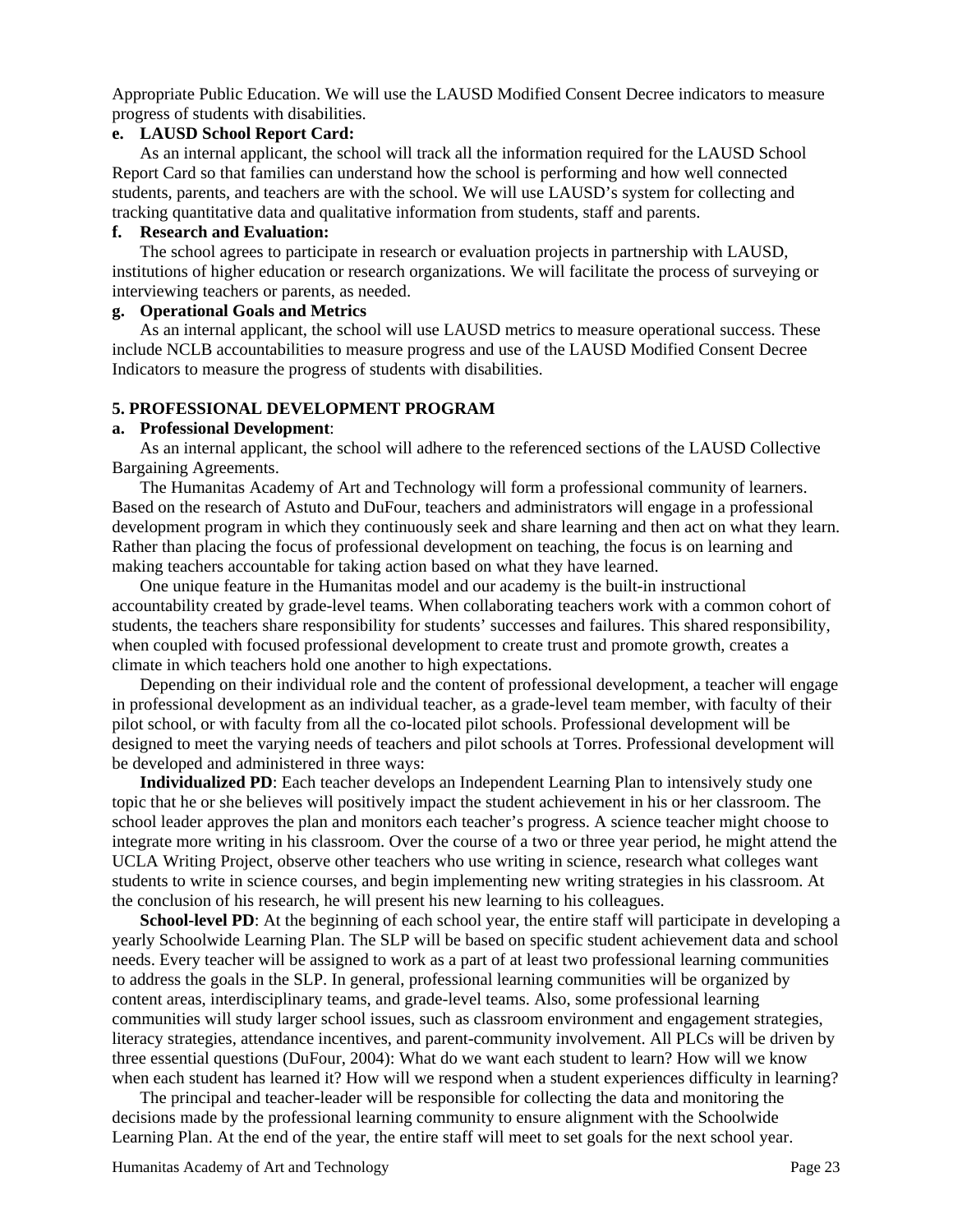Appropriate Public Education. We will use the LAUSD Modified Consent Decree indicators to measure progress of students with disabilities.

**e. LAUSD School Report Card:**

As an internal applicant, the school will track all the information required for the LAUSD School Report Card so that families can understand how the school is performing and how well connected students, parents, and teachers are with the school. We will use LAUSD's system for collecting and tracking quantitative data and qualitative information from students, staff and parents.

**f. Research and Evaluation:**

The school agrees to participate in research or evaluation projects in partnership with LAUSD, institutions of higher education or research organizations. We will facilitate the process of surveying or interviewing teachers or parents, as needed.

**g. Operational Goals and Metrics**

As an internal applicant, the school will use LAUSD metrics to measure operational success. These include NCLB accountabilities to measure progress and use of the LAUSD Modified Consent Decree Indicators to measure the progress of students with disabilities.

## 5. PROFESSIONAL DEVELOPMENT PROGRAM

**a. Professional Development**:

As an internal applicant, the school will adhere to the referenced sections of the LAUSD Collective Bargaining Agreements.

The Humanitas Academy of Art and Technology will form a professional community of learners. Based on the research of Astuto and DuFour, teachers and administrators will engage in a professional development program in which they continuously seek and share learning and then act on what they learn. Rather than placing the focus of professional development on teaching, the focus is on learning and making teachers accountable for taking action based on what they have learned.

One unique feature in the Humanitas model and our academy is the built-in instructional accountability created by grade-level teams. When collaborating teachers work with a common cohort of students, the teachers share responsibility for students' successes and failures. This shared responsibility, when coupled with focused professional development to create trust and promote growth, creates a climate in which teachers hold one another to high expectations.

Depending on their individual role and the content of professional development, a teacher will engage in professional development as an individual teacher, as a grade-level team member, with faculty of their pilot school, or with faculty from all the co-located pilot schools. Professional development will be designed to meet the varying needs of teachers and pilot schools at Torres. Professional development will be developed and administered in three ways:

**Individualized PD**: Each teacher develops an Independent Learning Plan to intensively study one topic that he or she believes will positively impact the student achievement in his or her classroom. The school leader approves the plan and monitors each teacher's progress. A science teacher might choose to integrate more writing in his classroom. Over the course of a two or three year period, he might attend the UCLA Writing Project, observe other teachers who use writing in science, research what colleges want students to write in science courses, and begin implementing new writing strategies in his classroom. At the conclusion of his research, he will present his new learning to his colleagues.

**School-level PD**: At the beginning of each school year, the entire staff will participate in developing a yearly Schoolwide Learning Plan. The SLP will be based on specific student achievement data and school needs. Every teacher will be assigned to work as a part of at least two professional learning communities to address the goals in the SLP. In general, professional learning communities will be organized by content areas, interdisciplinary teams, and grade-level teams. Also, some professional learning communities will study larger school issues, such as classroom environment and engagement strategies, literacy strategies, attendance incentives, and parent-community involvement. All PLCs will be driven by three essential questions (DuFour, 2004): What do we want each student to learn? How will we know when each student has learned it? How will we respond when a student experiences difficulty in learning?

The principal and teacher-leader will be responsible for collecting the data and monitoring the decisions made by the professional learning community to ensure alignment with the Schoolwide Learning Plan. At the end of the year, the entire staff will meet to set goals for the next school year.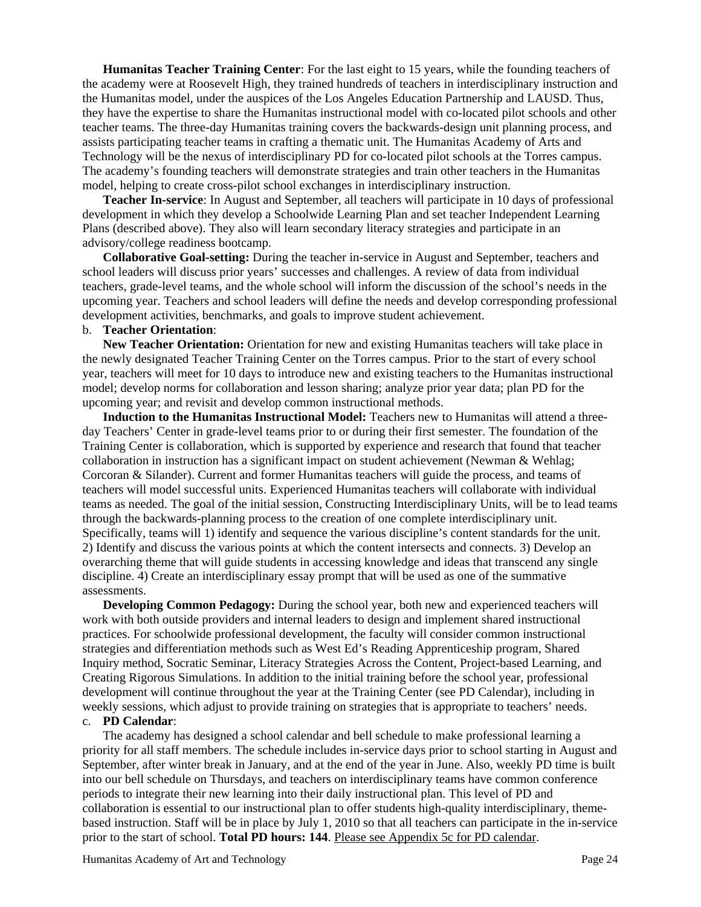**Humanitas Teacher Training Center**: For the last eight to 15 years, while the founding teachers of the academy were at Roosevelt High, they trained hundreds of teachers in interdisciplinary instruction and the Humanitas model, under the auspices of the Los Angeles Education Partnership and LAUSD. Thus, they have the expertise to share the Humanitas instructional model with co-located pilot schools and other teacher teams. The three-day Humanitas training covers the backwards-design unit planning process, and assists participating teacher teams in crafting a thematic unit. The Humanitas Academy of Arts and Technology will be the nexus of interdisciplinary PD for co-located pilot schools at the Torres campus. The academy's founding teachers will demonstrate strategies and train other teachers in the Humanitas model, helping to create cross-pilot school exchanges in interdisciplinary instruction.

**Teacher In-service**: In August and September, all teachers will participate in 10 days of professional development in which they develop a Schoolwide Learning Plan and set teacher Independent Learning Plans (described above). They also will learn secondary literacy strategies and participate in an advisory/college readiness bootcamp.

**Collaborative Goal-setting:** During the teacher in-service in August and September, teachers and school leaders will discuss prior years' successes and challenges. A review of data from individual teachers, grade-level teams, and the whole school will inform the discussion of the school's needs in the upcoming year. Teachers and school leaders will define the needs and develop corresponding professional development activities, benchmarks, and goals to improve student achievement.

b. **Teacher Orientation**:

**New Teacher Orientation:** Orientation for new and existing Humanitas teachers will take place in the newly designated Teacher Training Center on the Torres campus. Prior to the start of every school year, teachers will meet for 10 days to introduce new and existing teachers to the Humanitas instructional model; develop norms for collaboration and lesson sharing; analyze prior year data; plan PD for the upcoming year; and revisit and develop common instructional methods.

**Induction to the Humanitas Instructional Model:** Teachers new to Humanitas will attend a three-day Teachers' Center in grade-level teams prior to or during their first semester. The foundation of the Training Center is collaboration, which is supported by experience and research that found that teacher collaboration in instruction has a significant impact on student achievement (Newman & Wehlag; Corcoran & Silander). Current and former Humanitas teachers will guide the process, and teams of teachers will model successful units. Experienced Humanitas teachers will collaborate with individual teams as needed. The goal of the initial session, Constructing Interdisciplinary Units, will be to lead teams through the backwards-planning process to the creation of one complete interdisciplinary unit. Specifically, teams will 1) identify and sequence the various discipline's content standards for the unit. 2) Identify and discuss the various points at which the content intersects and connects. 3) Develop an overarching theme that will guide students in accessing knowledge and ideas that transcend any single discipline. 4) Create an interdisciplinary essay prompt that will be used as one of the summative assessments.

**Developing Common Pedagogy:** During the school year, both new and experienced teachers will work with both outside providers and internal leaders to design and implement shared instructional practices. For schoolwide professional development, the faculty will consider common instructional strategies and differentiation methods such as West Ed's Reading Apprenticeship program, Shared Inquiry method, Socratic Seminar, Literacy Strategies Across the Content, Project-based Learning, and Creating Rigorous Simulations. In addition to the initial training before the school year, professional development will continue throughout the year at the Training Center (see PD Calendar), including in weekly sessions, which adjust to provide training on strategies that is appropriate to teachers' needs.

c. **PD Calendar**:

The academy has designed a school calendar and bell schedule to make professional learning a priority for all staff members. The schedule includes in-service days prior to school starting in August and September, after winter break in January, and at the end of the year in June. Also, weekly PD time is built into our bell schedule on Thursdays, and teachers on interdisciplinary teams have common conference periods to integrate their new learning into their daily instructional plan. This level of PD and collaboration is essential to our instructional plan to offer students high-quality interdisciplinary, theme-based instruction. Staff will be in place by July 1, 2010 so that all teachers can participate in the in-service prior to the start of school. **Total PD hours: 144**. Please see Appendix 5c for PD calendar.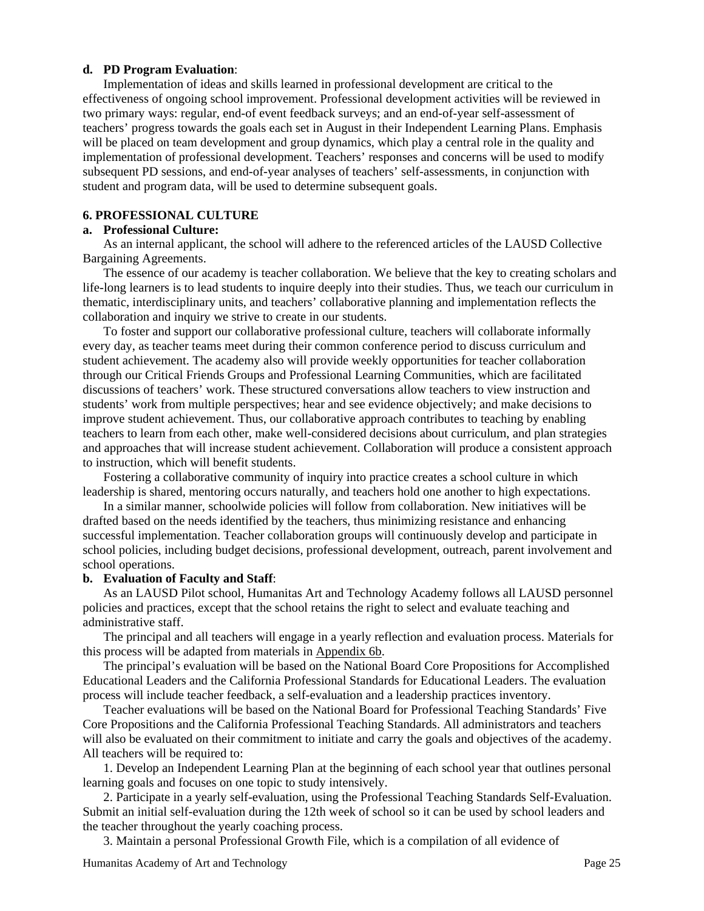**d. PD Program Evaluation**:

Implementation of ideas and skills learned in professional development are critical to the effectiveness of ongoing school improvement. Professional development activities will be reviewed in two primary ways: regular, end-of event feedback surveys; and an end-of-year self-assessment of teachers' progress towards the goals each set in August in their Independent Learning Plans. Emphasis will be placed on team development and group dynamics, which play a central role in the quality and implementation of professional development. Teachers' responses and concerns will be used to modify subsequent PD sessions, and end-of-year analyses of teachers' self-assessments, in conjunction with student and program data, will be used to determine subsequent goals.

## 6. PROFESSIONAL CULTURE

**a. Professional Culture:**

As an internal applicant, the school will adhere to the referenced articles of the LAUSD Collective Bargaining Agreements.

The essence of our academy is teacher collaboration. We believe that the key to creating scholars and life-long learners is to lead students to inquire deeply into their studies. Thus, we teach our curriculum in thematic, interdisciplinary units, and teachers' collaborative planning and implementation reflects the collaboration and inquiry we strive to create in our students.

To foster and support our collaborative professional culture, teachers will collaborate informally every day, as teacher teams meet during their common conference period to discuss curriculum and student achievement. The academy also will provide weekly opportunities for teacher collaboration through our Critical Friends Groups and Professional Learning Communities, which are facilitated discussions of teachers' work. These structured conversations allow teachers to view instruction and students' work from multiple perspectives; hear and see evidence objectively; and make decisions to improve student achievement. Thus, our collaborative approach contributes to teaching by enabling teachers to learn from each other, make well-considered decisions about curriculum, and plan strategies and approaches that will increase student achievement. Collaboration will produce a consistent approach to instruction, which will benefit students.

Fostering a collaborative community of inquiry into practice creates a school culture in which leadership is shared, mentoring occurs naturally, and teachers hold one another to high expectations.

In a similar manner, schoolwide policies will follow from collaboration. New initiatives will be drafted based on the needs identified by the teachers, thus minimizing resistance and enhancing successful implementation. Teacher collaboration groups will continuously develop and participate in school policies, including budget decisions, professional development, outreach, parent involvement and school operations.

**b. Evaluation of Faculty and Staff**:

As an LAUSD Pilot school, Humanitas Art and Technology Academy follows all LAUSD personnel policies and practices, except that the school retains the right to select and evaluate teaching and administrative staff.

The principal and all teachers will engage in a yearly reflection and evaluation process. Materials for this process will be adapted from materials in Appendix 6b.

The principal's evaluation will be based on the National Board Core Propositions for Accomplished Educational Leaders and the California Professional Standards for Educational Leaders. The evaluation process will include teacher feedback, a self-evaluation and a leadership practices inventory.

Teacher evaluations will be based on the National Board for Professional Teaching Standards' Five Core Propositions and the California Professional Teaching Standards. All administrators and teachers will also be evaluated on their commitment to initiate and carry the goals and objectives of the academy. All teachers will be required to:

1. Develop an Independent Learning Plan at the beginning of each school year that outlines personal learning goals and focuses on one topic to study intensively.

2. Participate in a yearly self-evaluation, using the Professional Teaching Standards Self-Evaluation. Submit an initial self-evaluation during the 12th week of school so it can be used by school leaders and the teacher throughout the yearly coaching process.

3. Maintain a personal Professional Growth File, which is a compilation of all evidence of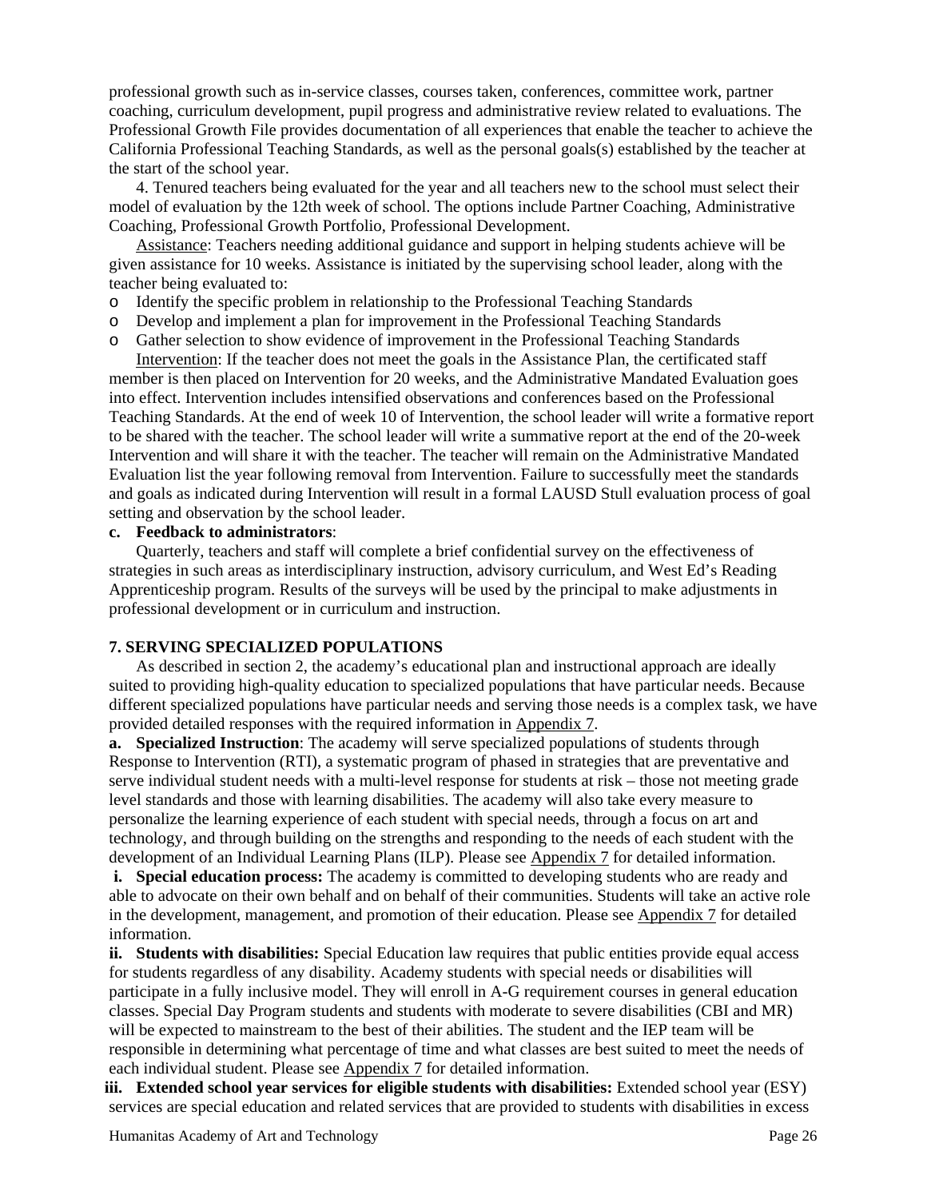professional growth such as in-service classes, courses taken, conferences, committee work, partner coaching, curriculum development, pupil progress and administrative review related to evaluations. The Professional Growth File provides documentation of all experiences that enable the teacher to achieve the California Professional Teaching Standards, as well as the personal goals(s) established by the teacher at the start of the school year.

4. Tenured teachers being evaluated for the year and all teachers new to the school must select their model of evaluation by the 12th week of school. The options include Partner Coaching, Administrative Coaching, Professional Growth Portfolio, Professional Development.

<u>Assistance</u>: Teachers needing additional guidance and support in helping students achieve will be given assistance for 10 weeks. Assistance is initiated by the supervising school leader, along with the teacher being evaluated to:

- Identify the specific problem in relationship to the Professional Teaching Standards
- Develop and implement a plan for improvement in the Professional Teaching Standards
- Gather selection to show evidence of improvement in the Professional Teaching Standards

<u>Intervention</u>: If the teacher does not meet the goals in the Assistance Plan, the certificated staff member is then placed on Intervention for 20 weeks, and the Administrative Mandated Evaluation goes into effect. Intervention includes intensified observations and conferences based on the Professional Teaching Standards. At the end of week 10 of Intervention, the school leader will write a formative report to be shared with the teacher. The school leader will write a summative report at the end of the 20-week Intervention and will share it with the teacher. The teacher will remain on the Administrative Mandated Evaluation list the year following removal from Intervention. Failure to successfully meet the standards and goals as indicated during Intervention will result in a formal LAUSD Stull evaluation process of goal setting and observation by the school leader.

**c. Feedback to administrators**:

Quarterly, teachers and staff will complete a brief confidential survey on the effectiveness of strategies in such areas as interdisciplinary instruction, advisory curriculum, and West Ed's Reading Apprenticeship program. Results of the surveys will be used by the principal to make adjustments in professional development or in curriculum and instruction.

## 7. SERVING SPECIALIZED POPULATIONS

As described in section 2, the academy's educational plan and instructional approach are ideally suited to providing high-quality education to specialized populations that have particular needs. Because different specialized populations have particular needs and serving those needs is a complex task, we have provided detailed responses with the required information in <u>Appendix 7</u>.

**a. Specialized Instruction**: The academy will serve specialized populations of students through Response to Intervention (RTI), a systematic program of phased in strategies that are preventative and serve individual student needs with a multi-level response for students at risk – those not meeting grade level standards and those with learning disabilities. The academy will also take every measure to personalize the learning experience of each student with special needs, through a focus on art and technology, and through building on the strengths and responding to the needs of each student with the development of an Individual Learning Plans (ILP). Please see <u>Appendix 7</u> for detailed information.

**i. Special education process:** The academy is committed to developing students who are ready and able to advocate on their own behalf and on behalf of their communities. Students will take an active role in the development, management, and promotion of their education. Please see <u>Appendix 7</u> for detailed information.

**ii. Students with disabilities:** Special Education law requires that public entities provide equal access for students regardless of any disability. Academy students with special needs or disabilities will participate in a fully inclusive model. They will enroll in A-G requirement courses in general education classes. Special Day Program students and students with moderate to severe disabilities (CBI and MR) will be expected to mainstream to the best of their abilities. The student and the IEP team will be responsible in determining what percentage of time and what classes are best suited to meet the needs of each individual student. Please see <u>Appendix 7</u> for detailed information.

**iii. Extended school year services for eligible students with disabilities:** Extended school year (ESY) services are special education and related services that are provided to students with disabilities in excess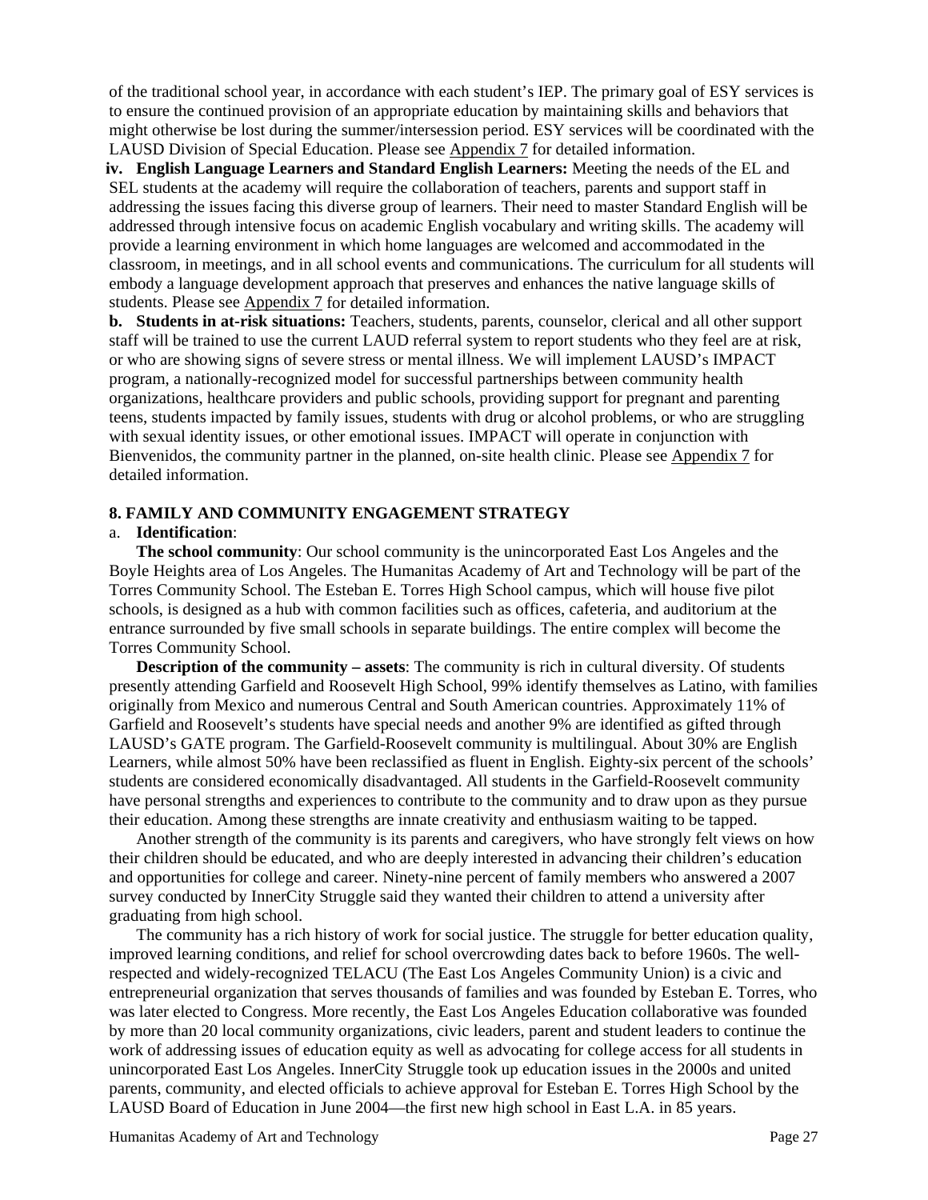of the traditional school year, in accordance with each student's IEP. The primary goal of ESY services is to ensure the continued provision of an appropriate education by maintaining skills and behaviors that might otherwise be lost during the summer/intersession period. ESY services will be coordinated with the LAUSD Division of Special Education. Please see Appendix 7 for detailed information.

**iv. English Language Learners and Standard English Learners:** Meeting the needs of the EL and SEL students at the academy will require the collaboration of teachers, parents and support staff in addressing the issues facing this diverse group of learners. Their need to master Standard English will be addressed through intensive focus on academic English vocabulary and writing skills. The academy will provide a learning environment in which home languages are welcomed and accommodated in the classroom, in meetings, and in all school events and communications. The curriculum for all students will embody a language development approach that preserves and enhances the native language skills of students. Please see Appendix 7 for detailed information.

**b. Students in at-risk situations:** Teachers, students, parents, counselor, clerical and all other support staff will be trained to use the current LAUD referral system to report students who they feel are at risk, or who are showing signs of severe stress or mental illness. We will implement LAUSD's IMPACT program, a nationally-recognized model for successful partnerships between community health organizations, healthcare providers and public schools, providing support for pregnant and parenting teens, students impacted by family issues, students with drug or alcohol problems, or who are struggling with sexual identity issues, or other emotional issues. IMPACT will operate in conjunction with Bienvenidos, the community partner in the planned, on-site health clinic. Please see Appendix 7 for detailed information.

## 8. FAMILY AND COMMUNITY ENGAGEMENT STRATEGY

a. **Identification**:

**The school community**: Our school community is the unincorporated East Los Angeles and the Boyle Heights area of Los Angeles. The Humanitas Academy of Art and Technology will be part of the Torres Community School. The Esteban E. Torres High School campus, which will house five pilot schools, is designed as a hub with common facilities such as offices, cafeteria, and auditorium at the entrance surrounded by five small schools in separate buildings. The entire complex will become the Torres Community School.

**Description of the community – assets**: The community is rich in cultural diversity. Of students presently attending Garfield and Roosevelt High School, 99% identify themselves as Latino, with families originally from Mexico and numerous Central and South American countries. Approximately 11% of Garfield and Roosevelt's students have special needs and another 9% are identified as gifted through LAUSD's GATE program. The Garfield-Roosevelt community is multilingual. About 30% are English Learners, while almost 50% have been reclassified as fluent in English. Eighty-six percent of the schools' students are considered economically disadvantaged. All students in the Garfield-Roosevelt community have personal strengths and experiences to contribute to the community and to draw upon as they pursue their education. Among these strengths are innate creativity and enthusiasm waiting to be tapped.

Another strength of the community is its parents and caregivers, who have strongly felt views on how their children should be educated, and who are deeply interested in advancing their children's education and opportunities for college and career. Ninety-nine percent of family members who answered a 2007 survey conducted by InnerCity Struggle said they wanted their children to attend a university after graduating from high school.

The community has a rich history of work for social justice. The struggle for better education quality, improved learning conditions, and relief for school overcrowding dates back to before 1960s. The well-respected and widely-recognized TELACU (The East Los Angeles Community Union) is a civic and entrepreneurial organization that serves thousands of families and was founded by Esteban E. Torres, who was later elected to Congress. More recently, the East Los Angeles Education collaborative was founded by more than 20 local community organizations, civic leaders, parent and student leaders to continue the work of addressing issues of education equity as well as advocating for college access for all students in unincorporated East Los Angeles. InnerCity Struggle took up education issues in the 2000s and united parents, community, and elected officials to achieve approval for Esteban E. Torres High School by the LAUSD Board of Education in June 2004—the first new high school in East L.A. in 85 years.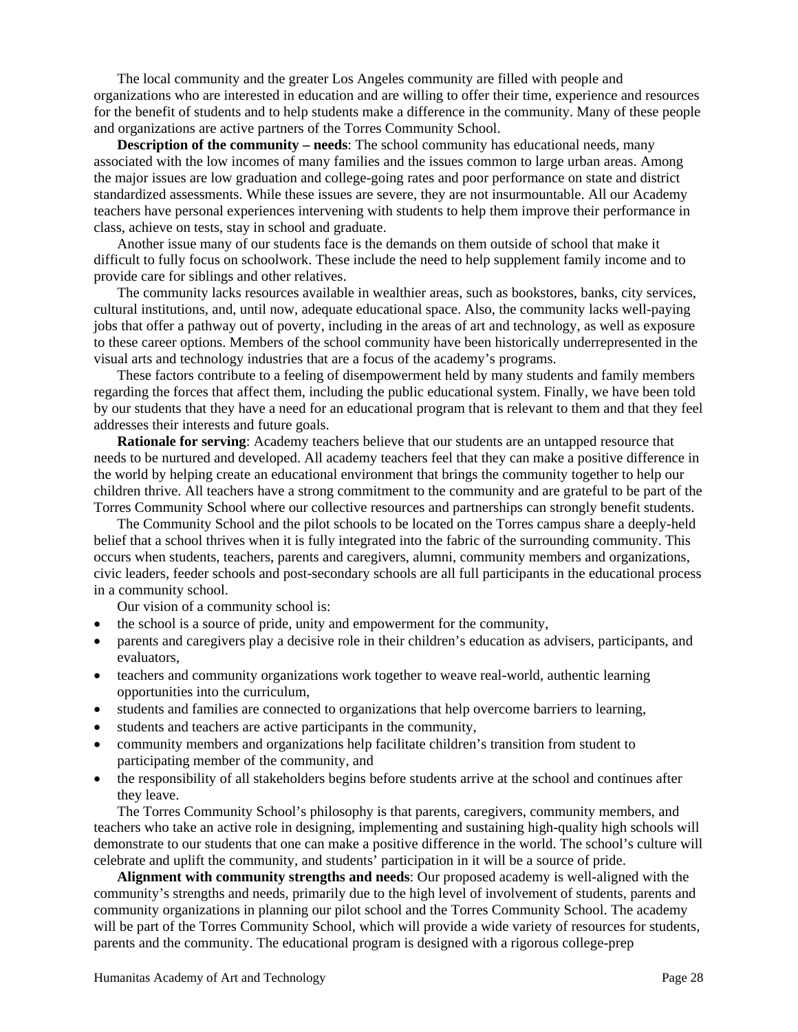The local community and the greater Los Angeles community are filled with people and organizations who are interested in education and are willing to offer their time, experience and resources for the benefit of students and to help students make a difference in the community. Many of these people and organizations are active partners of the Torres Community School.

**Description of the community – needs**: The school community has educational needs, many associated with the low incomes of many families and the issues common to large urban areas. Among the major issues are low graduation and college-going rates and poor performance on state and district standardized assessments. While these issues are severe, they are not insurmountable. All our Academy teachers have personal experiences intervening with students to help them improve their performance in class, achieve on tests, stay in school and graduate.

Another issue many of our students face is the demands on them outside of school that make it difficult to fully focus on schoolwork. These include the need to help supplement family income and to provide care for siblings and other relatives.

The community lacks resources available in wealthier areas, such as bookstores, banks, city services, cultural institutions, and, until now, adequate educational space. Also, the community lacks well-paying jobs that offer a pathway out of poverty, including in the areas of art and technology, as well as exposure to these career options. Members of the school community have been historically underrepresented in the visual arts and technology industries that are a focus of the academy's programs.

These factors contribute to a feeling of disempowerment held by many students and family members regarding the forces that affect them, including the public educational system. Finally, we have been told by our students that they have a need for an educational program that is relevant to them and that they feel addresses their interests and future goals.

**Rationale for serving**: Academy teachers believe that our students are an untapped resource that needs to be nurtured and developed. All academy teachers feel that they can make a positive difference in the world by helping create an educational environment that brings the community together to help our children thrive. All teachers have a strong commitment to the community and are grateful to be part of the Torres Community School where our collective resources and partnerships can strongly benefit students.

The Community School and the pilot schools to be located on the Torres campus share a deeply-held belief that a school thrives when it is fully integrated into the fabric of the surrounding community. This occurs when students, teachers, parents and caregivers, alumni, community members and organizations, civic leaders, feeder schools and post-secondary schools are all full participants in the educational process in a community school.

Our vision of a community school is:

- the school is a source of pride, unity and empowerment for the community,
- parents and caregivers play a decisive role in their children's education as advisers, participants, and evaluators,
- teachers and community organizations work together to weave real-world, authentic learning opportunities into the curriculum,
- students and families are connected to organizations that help overcome barriers to learning,
- students and teachers are active participants in the community,
- community members and organizations help facilitate children's transition from student to participating member of the community, and
- the responsibility of all stakeholders begins before students arrive at the school and continues after they leave.

The Torres Community School's philosophy is that parents, caregivers, community members, and teachers who take an active role in designing, implementing and sustaining high-quality high schools will demonstrate to our students that one can make a positive difference in the world. The school's culture will celebrate and uplift the community, and students' participation in it will be a source of pride.

**Alignment with community strengths and needs**: Our proposed academy is well-aligned with the community's strengths and needs, primarily due to the high level of involvement of students, parents and community organizations in planning our pilot school and the Torres Community School. The academy will be part of the Torres Community School, which will provide a wide variety of resources for students, parents and the community. The educational program is designed with a rigorous college-prep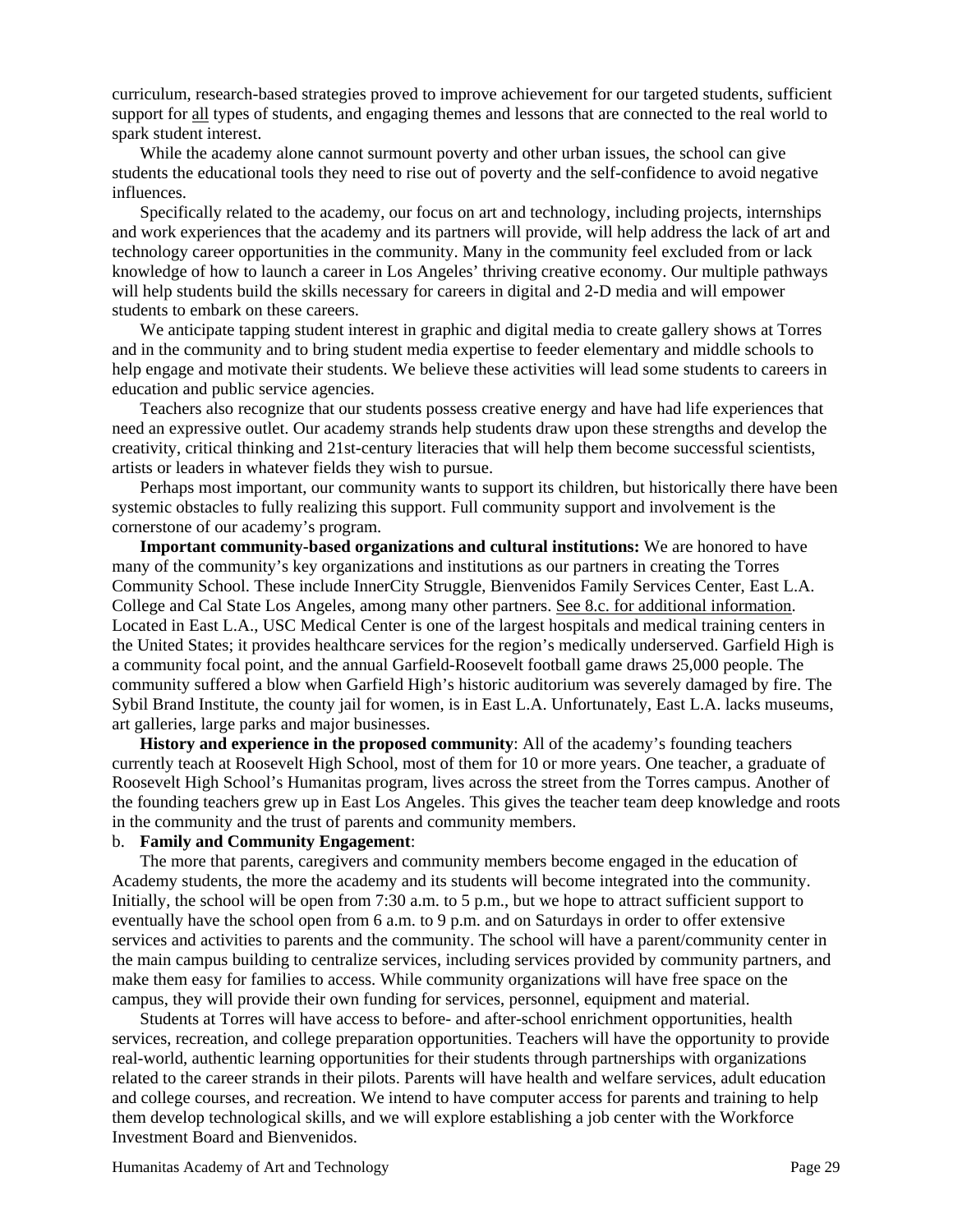curriculum, research-based strategies proved to improve achievement for our targeted students, sufficient support for <u>all</u> types of students, and engaging themes and lessons that are connected to the real world to spark student interest.

While the academy alone cannot surmount poverty and other urban issues, the school can give students the educational tools they need to rise out of poverty and the self-confidence to avoid negative influences.

Specifically related to the academy, our focus on art and technology, including projects, internships and work experiences that the academy and its partners will provide, will help address the lack of art and technology career opportunities in the community. Many in the community feel excluded from or lack knowledge of how to launch a career in Los Angeles' thriving creative economy. Our multiple pathways will help students build the skills necessary for careers in digital and 2-D media and will empower students to embark on these careers.

We anticipate tapping student interest in graphic and digital media to create gallery shows at Torres and in the community and to bring student media expertise to feeder elementary and middle schools to help engage and motivate their students. We believe these activities will lead some students to careers in education and public service agencies.

Teachers also recognize that our students possess creative energy and have had life experiences that need an expressive outlet. Our academy strands help students draw upon these strengths and develop the creativity, critical thinking and 21st-century literacies that will help them become successful scientists, artists or leaders in whatever fields they wish to pursue.

Perhaps most important, our community wants to support its children, but historically there have been systemic obstacles to fully realizing this support. Full community support and involvement is the cornerstone of our academy's program.

**Important community-based organizations and cultural institutions:** We are honored to have many of the community's key organizations and institutions as our partners in creating the Torres Community School. These include InnerCity Struggle, Bienvenidos Family Services Center, East L.A. College and Cal State Los Angeles, among many other partners. <u>See 8.c. for additional information</u>. Located in East L.A., USC Medical Center is one of the largest hospitals and medical training centers in the United States; it provides healthcare services for the region's medically underserved. Garfield High is a community focal point, and the annual Garfield-Roosevelt football game draws 25,000 people. The community suffered a blow when Garfield High's historic auditorium was severely damaged by fire. The Sybil Brand Institute, the county jail for women, is in East L.A. Unfortunately, East L.A. lacks museums, art galleries, large parks and major businesses.

**History and experience in the proposed community**: All of the academy's founding teachers currently teach at Roosevelt High School, most of them for 10 or more years. One teacher, a graduate of Roosevelt High School's Humanitas program, lives across the street from the Torres campus. Another of the founding teachers grew up in East Los Angeles. This gives the teacher team deep knowledge and roots in the community and the trust of parents and community members.

b. **Family and Community Engagement**:

The more that parents, caregivers and community members become engaged in the education of Academy students, the more the academy and its students will become integrated into the community. Initially, the school will be open from 7:30 a.m. to 5 p.m., but we hope to attract sufficient support to eventually have the school open from 6 a.m. to 9 p.m. and on Saturdays in order to offer extensive services and activities to parents and the community. The school will have a parent/community center in the main campus building to centralize services, including services provided by community partners, and make them easy for families to access. While community organizations will have free space on the campus, they will provide their own funding for services, personnel, equipment and material.

Students at Torres will have access to before- and after-school enrichment opportunities, health services, recreation, and college preparation opportunities. Teachers will have the opportunity to provide real-world, authentic learning opportunities for their students through partnerships with organizations related to the career strands in their pilots. Parents will have health and welfare services, adult education and college courses, and recreation. We intend to have computer access for parents and training to help them develop technological skills, and we will explore establishing a job center with the Workforce Investment Board and Bienvenidos.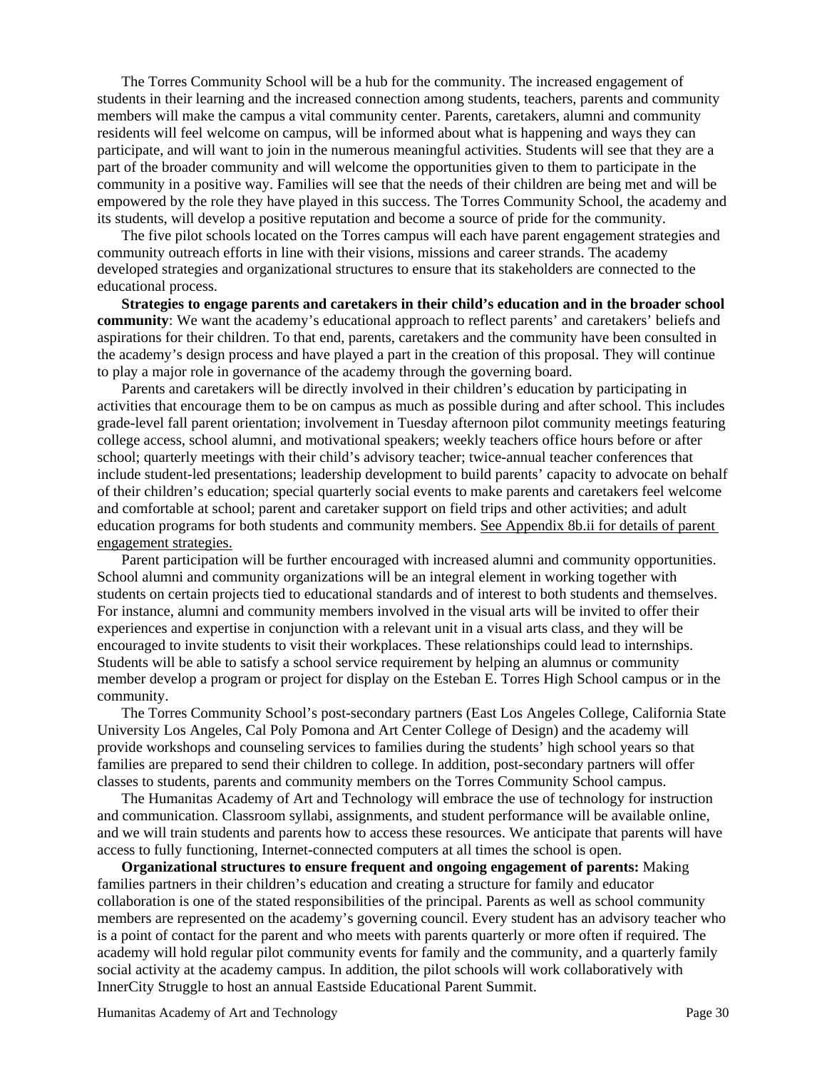The Torres Community School will be a hub for the community. The increased engagement of students in their learning and the increased connection among students, teachers, parents and community members will make the campus a vital community center. Parents, caretakers, alumni and community residents will feel welcome on campus, will be informed about what is happening and ways they can participate, and will want to join in the numerous meaningful activities. Students will see that they are a part of the broader community and will welcome the opportunities given to them to participate in the community in a positive way. Families will see that the needs of their children are being met and will be empowered by the role they have played in this success. The Torres Community School, the academy and its students, will develop a positive reputation and become a source of pride for the community.

The five pilot schools located on the Torres campus will each have parent engagement strategies and community outreach efforts in line with their visions, missions and career strands. The academy developed strategies and organizational structures to ensure that its stakeholders are connected to the educational process.

**Strategies to engage parents and caretakers in their child's education and in the broader school community**: We want the academy's educational approach to reflect parents' and caretakers' beliefs and aspirations for their children. To that end, parents, caretakers and the community have been consulted in the academy's design process and have played a part in the creation of this proposal. They will continue to play a major role in governance of the academy through the governing board.

Parents and caretakers will be directly involved in their children's education by participating in activities that encourage them to be on campus as much as possible during and after school. This includes grade-level fall parent orientation; involvement in Tuesday afternoon pilot community meetings featuring college access, school alumni, and motivational speakers; weekly teachers office hours before or after school; quarterly meetings with their child's advisory teacher; twice-annual teacher conferences that include student-led presentations; leadership development to build parents' capacity to advocate on behalf of their children's education; special quarterly social events to make parents and caretakers feel welcome and comfortable at school; parent and caretaker support on field trips and other activities; and adult education programs for both students and community members. See Appendix 8b.ii for details of parent engagement strategies.

Parent participation will be further encouraged with increased alumni and community opportunities. School alumni and community organizations will be an integral element in working together with students on certain projects tied to educational standards and of interest to both students and themselves. For instance, alumni and community members involved in the visual arts will be invited to offer their experiences and expertise in conjunction with a relevant unit in a visual arts class, and they will be encouraged to invite students to visit their workplaces. These relationships could lead to internships. Students will be able to satisfy a school service requirement by helping an alumnus or community member develop a program or project for display on the Esteban E. Torres High School campus or in the community.

The Torres Community School's post-secondary partners (East Los Angeles College, California State University Los Angeles, Cal Poly Pomona and Art Center College of Design) and the academy will provide workshops and counseling services to families during the students' high school years so that families are prepared to send their children to college. In addition, post-secondary partners will offer classes to students, parents and community members on the Torres Community School campus.

The Humanitas Academy of Art and Technology will embrace the use of technology for instruction and communication. Classroom syllabi, assignments, and student performance will be available online, and we will train students and parents how to access these resources. We anticipate that parents will have access to fully functioning, Internet-connected computers at all times the school is open.

**Organizational structures to ensure frequent and ongoing engagement of parents:** Making families partners in their children's education and creating a structure for family and educator collaboration is one of the stated responsibilities of the principal. Parents as well as school community members are represented on the academy's governing council. Every student has an advisory teacher who is a point of contact for the parent and who meets with parents quarterly or more often if required. The academy will hold regular pilot community events for family and the community, and a quarterly family social activity at the academy campus. In addition, the pilot schools will work collaboratively with InnerCity Struggle to host an annual Eastside Educational Parent Summit.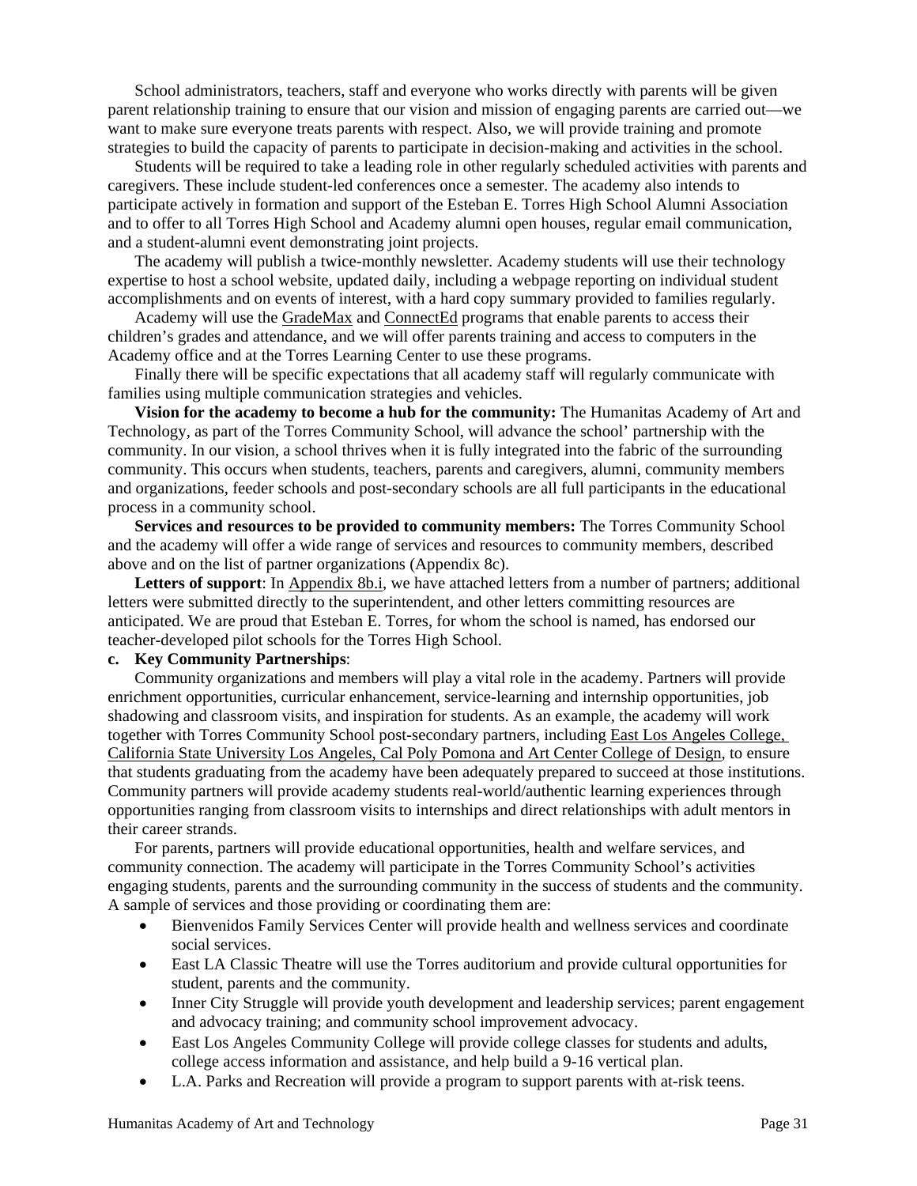School administrators, teachers, staff and everyone who works directly with parents will be given parent relationship training to ensure that our vision and mission of engaging parents are carried out—we want to make sure everyone treats parents with respect. Also, we will provide training and promote strategies to build the capacity of parents to participate in decision-making and activities in the school.

Students will be required to take a leading role in other regularly scheduled activities with parents and caregivers. These include student-led conferences once a semester. The academy also intends to participate actively in formation and support of the Esteban E. Torres High School Alumni Association and to offer to all Torres High School and Academy alumni open houses, regular email communication, and a student-alumni event demonstrating joint projects.

The academy will publish a twice-monthly newsletter. Academy students will use their technology expertise to host a school website, updated daily, including a webpage reporting on individual student accomplishments and on events of interest, with a hard copy summary provided to families regularly.

Academy will use the GradeMax and ConnectEd programs that enable parents to access their children's grades and attendance, and we will offer parents training and access to computers in the Academy office and at the Torres Learning Center to use these programs.

Finally there will be specific expectations that all academy staff will regularly communicate with families using multiple communication strategies and vehicles.

**Vision for the academy to become a hub for the community:** The Humanitas Academy of Art and Technology, as part of the Torres Community School, will advance the school' partnership with the community. In our vision, a school thrives when it is fully integrated into the fabric of the surrounding community. This occurs when students, teachers, parents and caregivers, alumni, community members and organizations, feeder schools and post-secondary schools are all full participants in the educational process in a community school.

**Services and resources to be provided to community members:** The Torres Community School and the academy will offer a wide range of services and resources to community members, described above and on the list of partner organizations (Appendix 8c).

**Letters of support**: In Appendix 8b.i, we have attached letters from a number of partners; additional letters were submitted directly to the superintendent, and other letters committing resources are anticipated. We are proud that Esteban E. Torres, for whom the school is named, has endorsed our teacher-developed pilot schools for the Torres High School.

**c. Key Community Partnerships**:

Community organizations and members will play a vital role in the academy. Partners will provide enrichment opportunities, curricular enhancement, service-learning and internship opportunities, job shadowing and classroom visits, and inspiration for students. As an example, the academy will work together with Torres Community School post-secondary partners, including East Los Angeles College, California State University Los Angeles, Cal Poly Pomona and Art Center College of Design, to ensure that students graduating from the academy have been adequately prepared to succeed at those institutions. Community partners will provide academy students real-world/authentic learning experiences through opportunities ranging from classroom visits to internships and direct relationships with adult mentors in their career strands.

For parents, partners will provide educational opportunities, health and welfare services, and community connection. The academy will participate in the Torres Community School's activities engaging students, parents and the surrounding community in the success of students and the community. A sample of services and those providing or coordinating them are:

- Bienvenidos Family Services Center will provide health and wellness services and coordinate social services.
- East LA Classic Theatre will use the Torres auditorium and provide cultural opportunities for student, parents and the community.
- Inner City Struggle will provide youth development and leadership services; parent engagement and advocacy training; and community school improvement advocacy.
- East Los Angeles Community College will provide college classes for students and adults, college access information and assistance, and help build a 9-16 vertical plan.
- L.A. Parks and Recreation will provide a program to support parents with at-risk teens.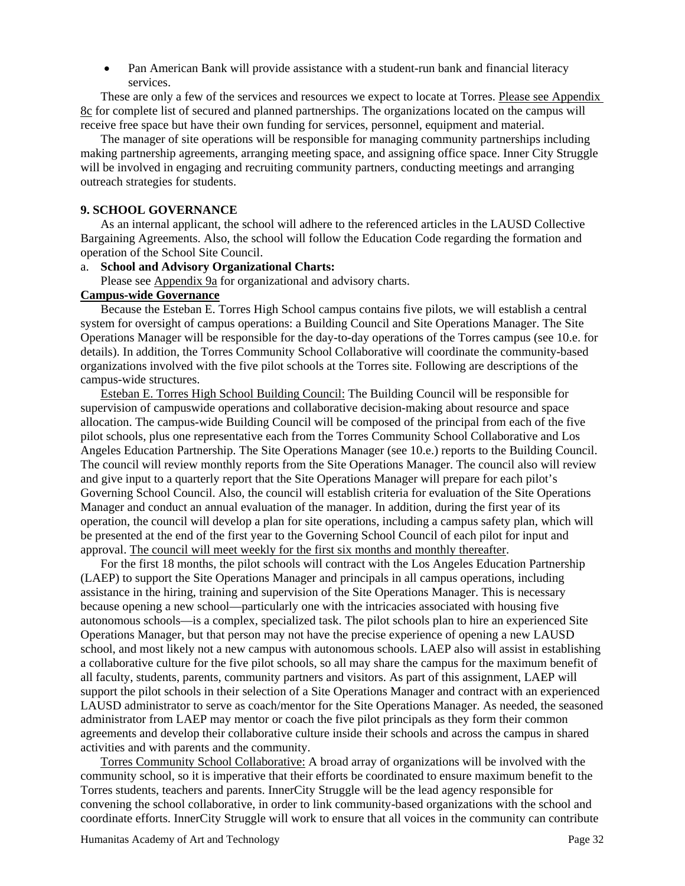- Pan American Bank will provide assistance with a student-run bank and financial literacy services.

These are only a few of the services and resources we expect to locate at Torres. Please see Appendix 8c for complete list of secured and planned partnerships. The organizations located on the campus will receive free space but have their own funding for services, personnel, equipment and material.

The manager of site operations will be responsible for managing community partnerships including making partnership agreements, arranging meeting space, and assigning office space. Inner City Struggle will be involved in engaging and recruiting community partners, conducting meetings and arranging outreach strategies for students.

**9. SCHOOL GOVERNANCE**

As an internal applicant, the school will adhere to the referenced articles in the LAUSD Collective Bargaining Agreements. Also, the school will follow the Education Code regarding the formation and operation of the School Site Council.

a. **School and Advisory Organizational Charts:**

Please see Appendix 9a for organizational and advisory charts.

**Campus-wide Governance**

Because the Esteban E. Torres High School campus contains five pilots, we will establish a central system for oversight of campus operations: a Building Council and Site Operations Manager. The Site Operations Manager will be responsible for the day-to-day operations of the Torres campus (see 10.e. for details). In addition, the Torres Community School Collaborative will coordinate the community-based organizations involved with the five pilot schools at the Torres site. Following are descriptions of the campus-wide structures.

Esteban E. Torres High School Building Council: The Building Council will be responsible for supervision of campuswide operations and collaborative decision-making about resource and space allocation. The campus-wide Building Council will be composed of the principal from each of the five pilot schools, plus one representative each from the Torres Community School Collaborative and Los Angeles Education Partnership. The Site Operations Manager (see 10.e.) reports to the Building Council. The council will review monthly reports from the Site Operations Manager. The council also will review and give input to a quarterly report that the Site Operations Manager will prepare for each pilot's Governing School Council. Also, the council will establish criteria for evaluation of the Site Operations Manager and conduct an annual evaluation of the manager. In addition, during the first year of its operation, the council will develop a plan for site operations, including a campus safety plan, which will be presented at the end of the first year to the Governing School Council of each pilot for input and approval. The council will meet weekly for the first six months and monthly thereafter.

For the first 18 months, the pilot schools will contract with the Los Angeles Education Partnership (LAEP) to support the Site Operations Manager and principals in all campus operations, including assistance in the hiring, training and supervision of the Site Operations Manager. This is necessary because opening a new school—particularly one with the intricacies associated with housing five autonomous schools—is a complex, specialized task. The pilot schools plan to hire an experienced Site Operations Manager, but that person may not have the precise experience of opening a new LAUSD school, and most likely not a new campus with autonomous schools. LAEP also will assist in establishing a collaborative culture for the five pilot schools, so all may share the campus for the maximum benefit of all faculty, students, parents, community partners and visitors. As part of this assignment, LAEP will support the pilot schools in their selection of a Site Operations Manager and contract with an experienced LAUSD administrator to serve as coach/mentor for the Site Operations Manager. As needed, the seasoned administrator from LAEP may mentor or coach the five pilot principals as they form their common agreements and develop their collaborative culture inside their schools and across the campus in shared activities and with parents and the community.

Torres Community School Collaborative: A broad array of organizations will be involved with the community school, so it is imperative that their efforts be coordinated to ensure maximum benefit to the Torres students, teachers and parents. InnerCity Struggle will be the lead agency responsible for convening the school collaborative, in order to link community-based organizations with the school and coordinate efforts. InnerCity Struggle will work to ensure that all voices in the community can contribute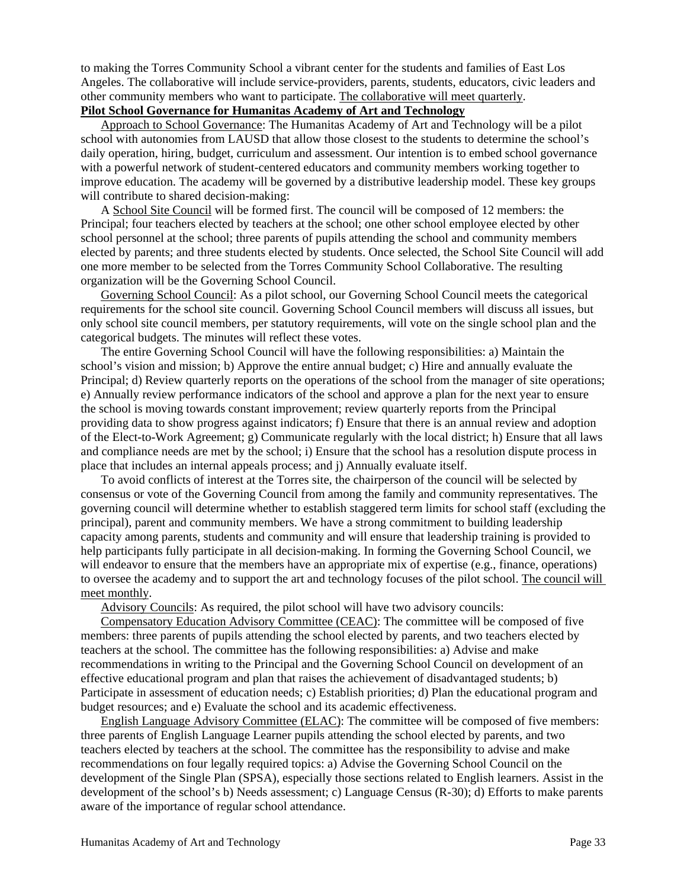to making the Torres Community School a vibrant center for the students and families of East Los Angeles. The collaborative will include service-providers, parents, students, educators, civic leaders and other community members who want to participate. The collaborative will meet quarterly.

**Pilot School Governance for Humanitas Academy of Art and Technology**

Approach to School Governance: The Humanitas Academy of Art and Technology will be a pilot school with autonomies from LAUSD that allow those closest to the students to determine the school's daily operation, hiring, budget, curriculum and assessment. Our intention is to embed school governance with a powerful network of student-centered educators and community members working together to improve education. The academy will be governed by a distributive leadership model. These key groups will contribute to shared decision-making:

A School Site Council will be formed first. The council will be composed of 12 members: the Principal; four teachers elected by teachers at the school; one other school employee elected by other school personnel at the school; three parents of pupils attending the school and community members elected by parents; and three students elected by students. Once selected, the School Site Council will add one more member to be selected from the Torres Community School Collaborative. The resulting organization will be the Governing School Council.

Governing School Council: As a pilot school, our Governing School Council meets the categorical requirements for the school site council. Governing School Council members will discuss all issues, but only school site council members, per statutory requirements, will vote on the single school plan and the categorical budgets. The minutes will reflect these votes.

The entire Governing School Council will have the following responsibilities: a) Maintain the school's vision and mission; b) Approve the entire annual budget; c) Hire and annually evaluate the Principal; d) Review quarterly reports on the operations of the school from the manager of site operations; e) Annually review performance indicators of the school and approve a plan for the next year to ensure the school is moving towards constant improvement; review quarterly reports from the Principal providing data to show progress against indicators; f) Ensure that there is an annual review and adoption of the Elect-to-Work Agreement; g) Communicate regularly with the local district; h) Ensure that all laws and compliance needs are met by the school; i) Ensure that the school has a resolution dispute process in place that includes an internal appeals process; and j) Annually evaluate itself.

To avoid conflicts of interest at the Torres site, the chairperson of the council will be selected by consensus or vote of the Governing Council from among the family and community representatives. The governing council will determine whether to establish staggered term limits for school staff (excluding the principal), parent and community members. We have a strong commitment to building leadership capacity among parents, students and community and will ensure that leadership training is provided to help participants fully participate in all decision-making. In forming the Governing School Council, we will endeavor to ensure that the members have an appropriate mix of expertise (e.g., finance, operations) to oversee the academy and to support the art and technology focuses of the pilot school. The council will meet monthly.

Advisory Councils: As required, the pilot school will have two advisory councils:

Compensatory Education Advisory Committee (CEAC): The committee will be composed of five members: three parents of pupils attending the school elected by parents, and two teachers elected by teachers at the school. The committee has the following responsibilities: a) Advise and make recommendations in writing to the Principal and the Governing School Council on development of an effective educational program and plan that raises the achievement of disadvantaged students; b) Participate in assessment of education needs; c) Establish priorities; d) Plan the educational program and budget resources; and e) Evaluate the school and its academic effectiveness.

English Language Advisory Committee (ELAC): The committee will be composed of five members: three parents of English Language Learner pupils attending the school elected by parents, and two teachers elected by teachers at the school. The committee has the responsibility to advise and make recommendations on four legally required topics: a) Advise the Governing School Council on the development of the Single Plan (SPSA), especially those sections related to English learners. Assist in the development of the school's b) Needs assessment; c) Language Census (R-30); d) Efforts to make parents aware of the importance of regular school attendance.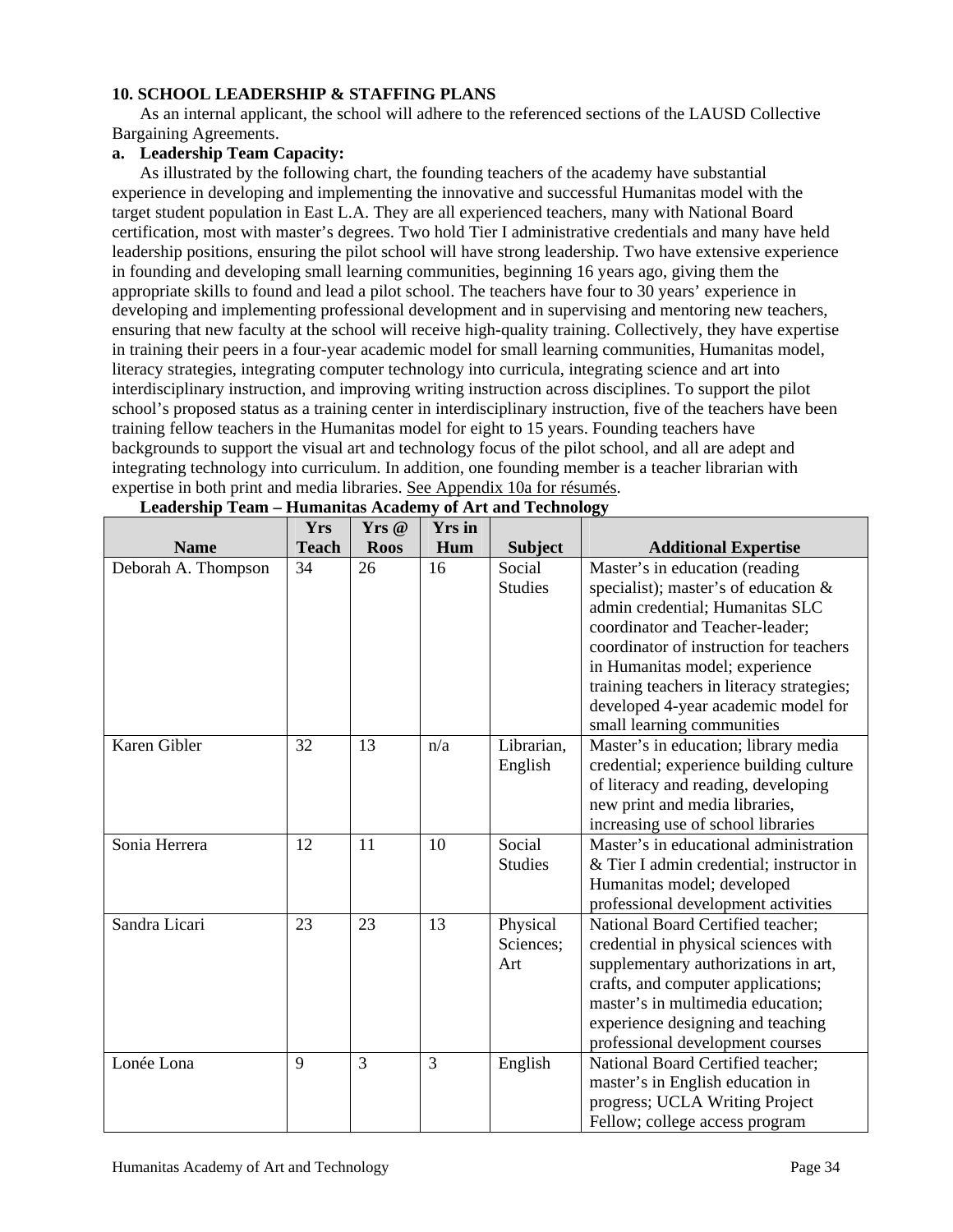**10. SCHOOL LEADERSHIP & STAFFING PLANS**

As an internal applicant, the school will adhere to the referenced sections of the LAUSD Collective Bargaining Agreements.

**a. Leadership Team Capacity:**

As illustrated by the following chart, the founding teachers of the academy have substantial experience in developing and implementing the innovative and successful Humanitas model with the target student population in East L.A. They are all experienced teachers, many with National Board certification, most with master's degrees. Two hold Tier I administrative credentials and many have held leadership positions, ensuring the pilot school will have strong leadership. Two have extensive experience in founding and developing small learning communities, beginning 16 years ago, giving them the appropriate skills to found and lead a pilot school. The teachers have four to 30 years' experience in developing and implementing professional development and in supervising and mentoring new teachers, ensuring that new faculty at the school will receive high-quality training. Collectively, they have expertise in training their peers in a four-year academic model for small learning communities, Humanitas model, literacy strategies, integrating computer technology into curricula, integrating science and art into interdisciplinary instruction, and improving writing instruction across disciplines. To support the pilot school's proposed status as a training center in interdisciplinary instruction, five of the teachers have been training fellow teachers in the Humanitas model for eight to 15 years. Founding teachers have backgrounds to support the visual art and technology focus of the pilot school, and all are adept and integrating technology into curriculum. In addition, one founding member is a teacher librarian with expertise in both print and media libraries. See Appendix 10a for résumés.

**Leadership Team – Humanitas Academy of Art and Technology**

| Name | Yrs Teach | Yrs @ Roos | Yrs in Hum | Subject | Additional Expertise |
|---|---|---|---|---|---|
| Deborah A. Thompson | 34 | 26 | 16 | Social Studies | Master's in education (reading specialist); master's of education & admin credential; Humanitas SLC coordinator and Teacher-leader; coordinator of instruction for teachers in Humanitas model; experience training teachers in literacy strategies; developed 4-year academic model for small learning communities |
| Karen Gibler | 32 | 13 | n/a | Librarian, English | Master's in education; library media credential; experience building culture of literacy and reading, developing new print and media libraries, increasing use of school libraries |
| Sonia Herrera | 12 | 11 | 10 | Social Studies | Master's in educational administration & Tier I admin credential; instructor in Humanitas model; developed professional development activities |
| Sandra Licari | 23 | 23 | 13 | Physical Sciences; Art | National Board Certified teacher; credential in physical sciences with supplementary authorizations in art, crafts, and computer applications; master's in multimedia education; experience designing and teaching professional development courses |
| Lonée Lona | 9 | 3 | 3 | English | National Board Certified teacher; master's in English education in progress; UCLA Writing Project Fellow; college access program |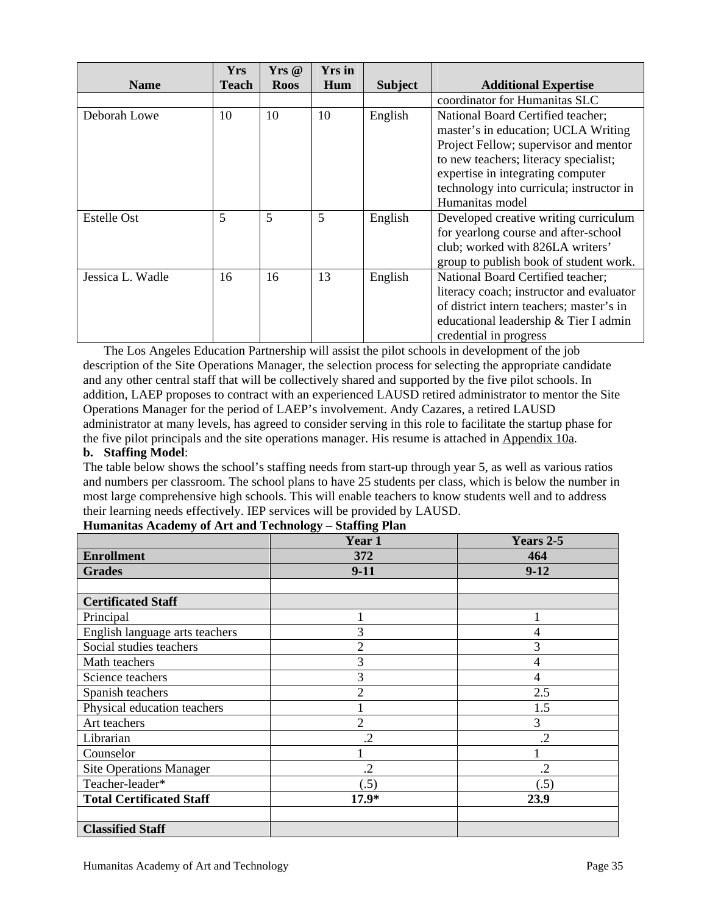| Name | Yrs Teach | Yrs @ Roos | Yrs in Hum | Subject | Additional Expertise |
|---|---|---|---|---|---|
| | | | | | coordinator for Humanitas SLC |
| Deborah Lowe | 10 | 10 | 10 | English | National Board Certified teacher; master's in education; UCLA Writing Project Fellow; supervisor and mentor to new teachers; literacy specialist; expertise in integrating computer technology into curricula; instructor in Humanitas model |
| Estelle Ost | 5 | 5 | 5 | English | Developed creative writing curriculum for yearlong course and after-school club; worked with 826LA writers' group to publish book of student work. |
| Jessica L. Wadle | 16 | 16 | 13 | English | National Board Certified teacher; literacy coach; instructor and evaluator of district intern teachers; master's in educational leadership & Tier I admin credential in progress |

The Los Angeles Education Partnership will assist the pilot schools in development of the job description of the Site Operations Manager, the selection process for selecting the appropriate candidate and any other central staff that will be collectively shared and supported by the five pilot schools. In addition, LAEP proposes to contract with an experienced LAUSD retired administrator to mentor the Site Operations Manager for the period of LAEP's involvement. Andy Cazares, a retired LAUSD administrator at many levels, has agreed to consider serving in this role to facilitate the startup phase for the five pilot principals and the site operations manager. His resume is attached in Appendix 10a.

**b. Staffing Model**:

The table below shows the school's staffing needs from start-up through year 5, as well as various ratios and numbers per classroom. The school plans to have 25 students per class, which is below the number in most large comprehensive high schools. This will enable teachers to know students well and to address their learning needs effectively. IEP services will be provided by LAUSD.

**Humanitas Academy of Art and Technology – Staffing Plan**

| | Year 1 | Years 2-5 |
|---|---|---|
| **Enrollment** | **372** | **464** |
| **Grades** | **9-11** | **9-12** |
| | | |
| **Certificated Staff** | | |
| Principal | 1 | 1 |
| English language arts teachers | 3 | 4 |
| Social studies teachers | 2 | 3 |
| Math teachers | 3 | 4 |
| Science teachers | 3 | 4 |
| Spanish teachers | 2 | 2.5 |
| Physical education teachers | 1 | 1.5 |
| Art teachers | 2 | 3 |
| Librarian | .2 | .2 |
| Counselor | 1 | 1 |
| Site Operations Manager | .2 | .2 |
| Teacher-leader* | (.5) | (.5) |
| **Total Certificated Staff** | **17.9*** | **23.9** |
| | | |
| **Classified Staff** | | |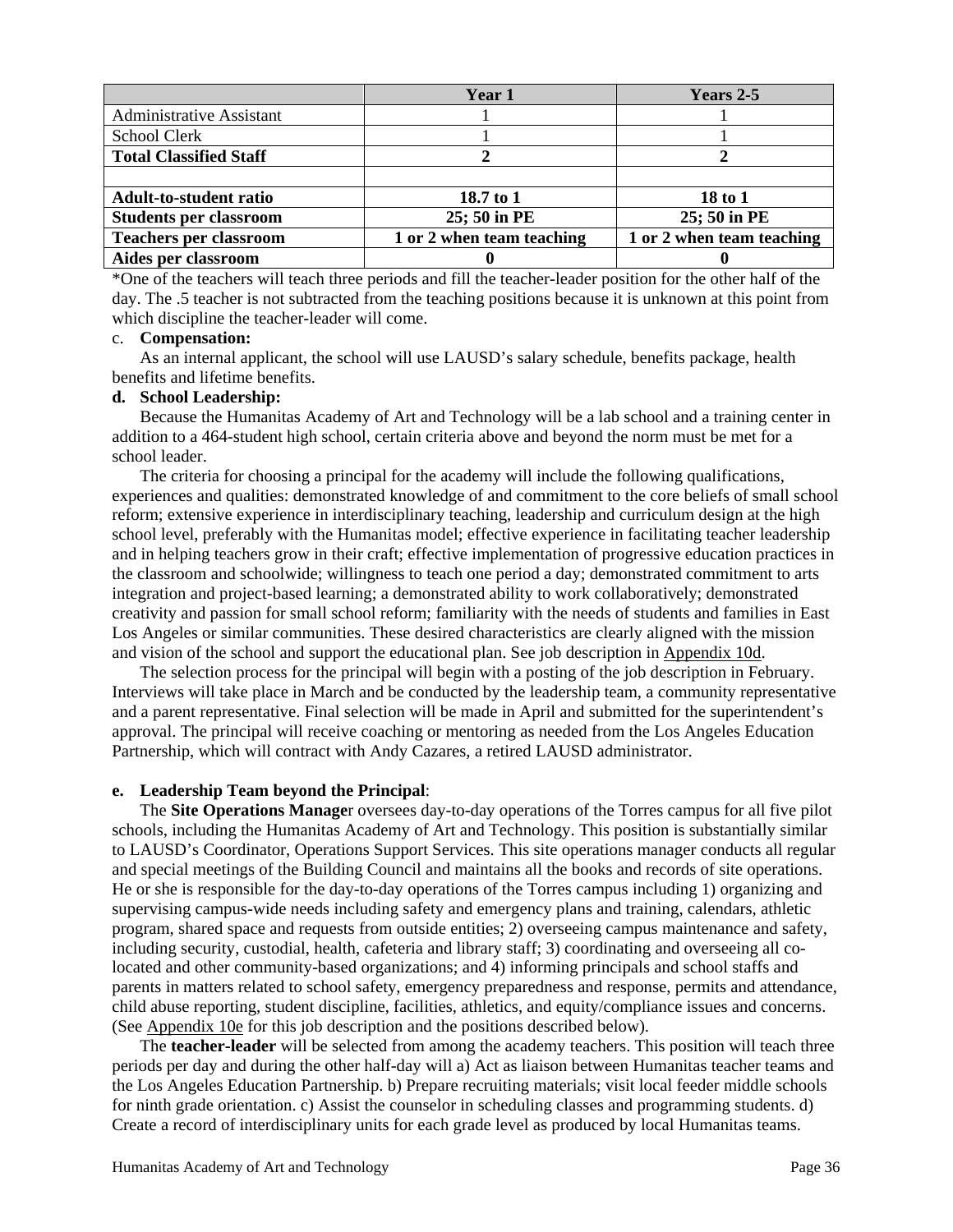| | Year 1 | Years 2-5 |
|---|---|---|
| Administrative Assistant | 1 | 1 |
| School Clerk | 1 | 1 |
| **Total Classified Staff** | **2** | **2** |
| | | |
| **Adult-to-student ratio** | **18.7 to 1** | **18 to 1** |
| **Students per classroom** | **25; 50 in PE** | **25; 50 in PE** |
| **Teachers per classroom** | **1 or 2 when team teaching** | **1 or 2 when team teaching** |
| **Aides per classroom** | **0** | **0** |

*One of the teachers will teach three periods and fill the teacher-leader position for the other half of the day. The .5 teacher is not subtracted from the teaching positions because it is unknown at this point from which discipline the teacher-leader will come.

c. **Compensation:**

As an internal applicant, the school will use LAUSD's salary schedule, benefits package, health benefits and lifetime benefits.

**d. School Leadership:**

Because the Humanitas Academy of Art and Technology will be a lab school and a training center in addition to a 464-student high school, certain criteria above and beyond the norm must be met for a school leader.

The criteria for choosing a principal for the academy will include the following qualifications, experiences and qualities: demonstrated knowledge of and commitment to the core beliefs of small school reform; extensive experience in interdisciplinary teaching, leadership and curriculum design at the high school level, preferably with the Humanitas model; effective experience in facilitating teacher leadership and in helping teachers grow in their craft; effective implementation of progressive education practices in the classroom and schoolwide; willingness to teach one period a day; demonstrated commitment to arts integration and project-based learning; a demonstrated ability to work collaboratively; demonstrated creativity and passion for small school reform; familiarity with the needs of students and families in East Los Angeles or similar communities. These desired characteristics are clearly aligned with the mission and vision of the school and support the educational plan. See job description in Appendix 10d.

The selection process for the principal will begin with a posting of the job description in February. Interviews will take place in March and be conducted by the leadership team, a community representative and a parent representative. Final selection will be made in April and submitted for the superintendent's approval. The principal will receive coaching or mentoring as needed from the Los Angeles Education Partnership, which will contract with Andy Cazares, a retired LAUSD administrator.

**e. Leadership Team beyond the Principal**:

The **Site Operations Manage**r oversees day-to-day operations of the Torres campus for all five pilot schools, including the Humanitas Academy of Art and Technology. This position is substantially similar to LAUSD's Coordinator, Operations Support Services. This site operations manager conducts all regular and special meetings of the Building Council and maintains all the books and records of site operations. He or she is responsible for the day-to-day operations of the Torres campus including 1) organizing and supervising campus-wide needs including safety and emergency plans and training, calendars, athletic program, shared space and requests from outside entities; 2) overseeing campus maintenance and safety, including security, custodial, health, cafeteria and library staff; 3) coordinating and overseeing all co-located and other community-based organizations; and 4) informing principals and school staffs and parents in matters related to school safety, emergency preparedness and response, permits and attendance, child abuse reporting, student discipline, facilities, athletics, and equity/compliance issues and concerns. (See Appendix 10e for this job description and the positions described below).

The **teacher-leader** will be selected from among the academy teachers. This position will teach three periods per day and during the other half-day will a) Act as liaison between Humanitas teacher teams and the Los Angeles Education Partnership. b) Prepare recruiting materials; visit local feeder middle schools for ninth grade orientation. c) Assist the counselor in scheduling classes and programming students. d) Create a record of interdisciplinary units for each grade level as produced by local Humanitas teams.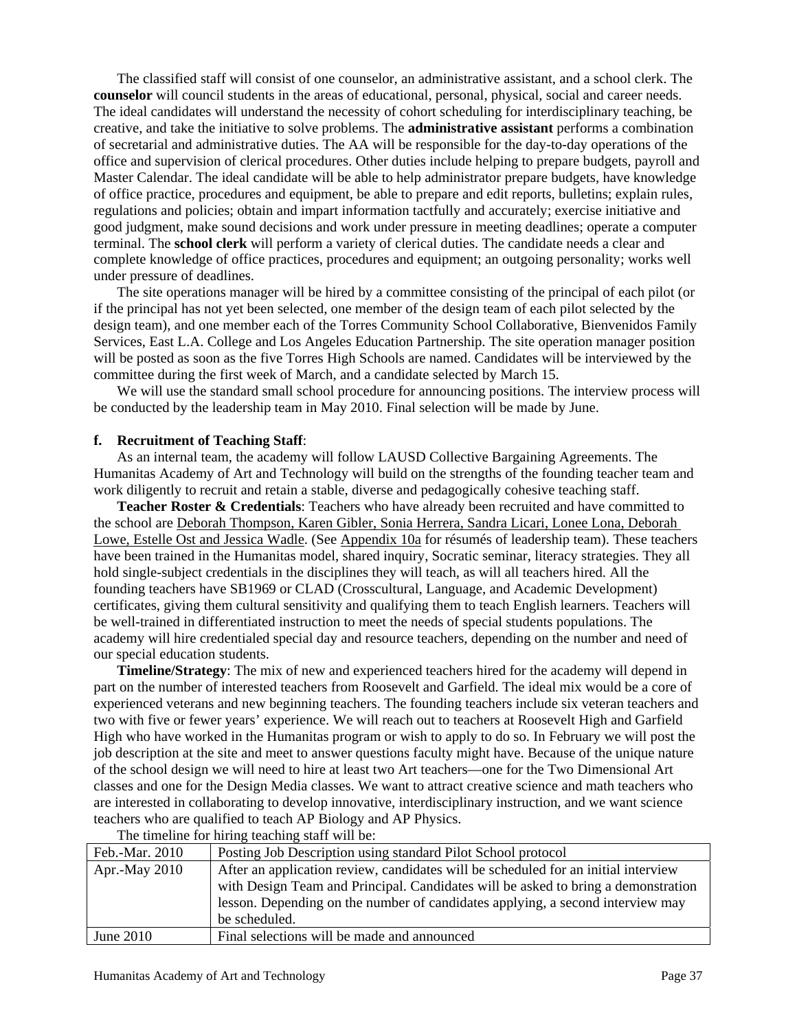The classified staff will consist of one counselor, an administrative assistant, and a school clerk. The **counselor** will council students in the areas of educational, personal, physical, social and career needs. The ideal candidates will understand the necessity of cohort scheduling for interdisciplinary teaching, be creative, and take the initiative to solve problems. The **administrative assistant** performs a combination of secretarial and administrative duties. The AA will be responsible for the day-to-day operations of the office and supervision of clerical procedures. Other duties include helping to prepare budgets, payroll and Master Calendar. The ideal candidate will be able to help administrator prepare budgets, have knowledge of office practice, procedures and equipment, be able to prepare and edit reports, bulletins; explain rules, regulations and policies; obtain and impart information tactfully and accurately; exercise initiative and good judgment, make sound decisions and work under pressure in meeting deadlines; operate a computer terminal. The **school clerk** will perform a variety of clerical duties. The candidate needs a clear and complete knowledge of office practices, procedures and equipment; an outgoing personality; works well under pressure of deadlines.

The site operations manager will be hired by a committee consisting of the principal of each pilot (or if the principal has not yet been selected, one member of the design team of each pilot selected by the design team), and one member each of the Torres Community School Collaborative, Bienvenidos Family Services, East L.A. College and Los Angeles Education Partnership. The site operation manager position will be posted as soon as the five Torres High Schools are named. Candidates will be interviewed by the committee during the first week of March, and a candidate selected by March 15.

We will use the standard small school procedure for announcing positions. The interview process will be conducted by the leadership team in May 2010. Final selection will be made by June.

**f. Recruitment of Teaching Staff**:

As an internal team, the academy will follow LAUSD Collective Bargaining Agreements. The Humanitas Academy of Art and Technology will build on the strengths of the founding teacher team and work diligently to recruit and retain a stable, diverse and pedagogically cohesive teaching staff.

**Teacher Roster & Credentials**: Teachers who have already been recruited and have committed to the school are Deborah Thompson, Karen Gibler, Sonia Herrera, Sandra Licari, Lonee Lona, Deborah Lowe, Estelle Ost and Jessica Wadle. (See Appendix 10a for résumés of leadership team). These teachers have been trained in the Humanitas model, shared inquiry, Socratic seminar, literacy strategies. They all hold single-subject credentials in the disciplines they will teach, as will all teachers hired. All the founding teachers have SB1969 or CLAD (Crosscultural, Language, and Academic Development) certificates, giving them cultural sensitivity and qualifying them to teach English learners. Teachers will be well-trained in differentiated instruction to meet the needs of special students populations. The academy will hire credentialed special day and resource teachers, depending on the number and need of our special education students.

**Timeline/Strategy**: The mix of new and experienced teachers hired for the academy will depend in part on the number of interested teachers from Roosevelt and Garfield. The ideal mix would be a core of experienced veterans and new beginning teachers. The founding teachers include six veteran teachers and two with five or fewer years' experience. We will reach out to teachers at Roosevelt High and Garfield High who have worked in the Humanitas program or wish to apply to do so. In February we will post the job description at the site and meet to answer questions faculty might have. Because of the unique nature of the school design we will need to hire at least two Art teachers—one for the Two Dimensional Art classes and one for the Design Media classes. We want to attract creative science and math teachers who are interested in collaborating to develop innovative, interdisciplinary instruction, and we want science teachers who are qualified to teach AP Biology and AP Physics.

The timeline for hiring teaching staff will be:

| | |
|---|---|
| Feb.-Mar. 2010 | Posting Job Description using standard Pilot School protocol |
| Apr.-May 2010 | After an application review, candidates will be scheduled for an initial interview with Design Team and Principal. Candidates will be asked to bring a demonstration lesson. Depending on the number of candidates applying, a second interview may be scheduled. |
| June 2010 | Final selections will be made and announced |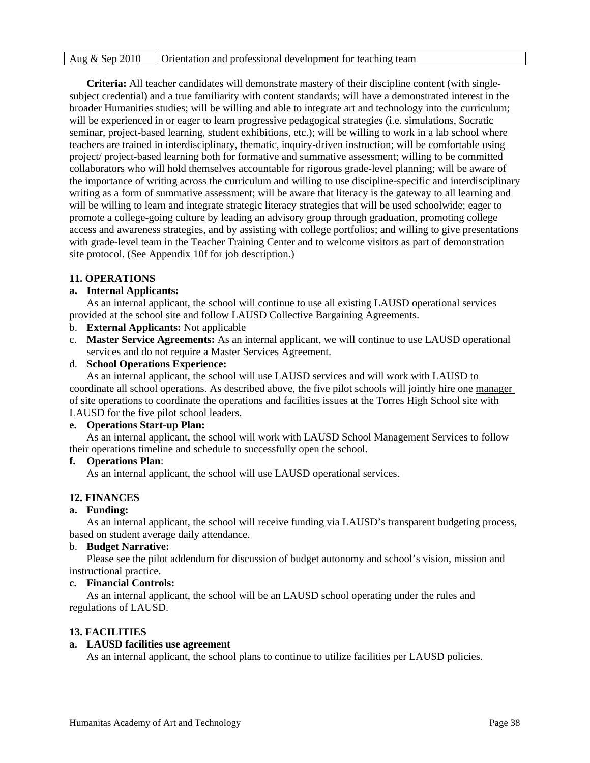| | |
|---|---|
| Aug & Sep 2010 | Orientation and professional development for teaching team |

**Criteria:** All teacher candidates will demonstrate mastery of their discipline content (with single-subject credential) and a true familiarity with content standards; will have a demonstrated interest in the broader Humanities studies; will be willing and able to integrate art and technology into the curriculum; will be experienced in or eager to learn progressive pedagogical strategies (i.e. simulations, Socratic seminar, project-based learning, student exhibitions, etc.); will be willing to work in a lab school where teachers are trained in interdisciplinary, thematic, inquiry-driven instruction; will be comfortable using project/ project-based learning both for formative and summative assessment; willing to be committed collaborators who will hold themselves accountable for rigorous grade-level planning; will be aware of the importance of writing across the curriculum and willing to use discipline-specific and interdisciplinary writing as a form of summative assessment; will be aware that literacy is the gateway to all learning and will be willing to learn and integrate strategic literacy strategies that will be used schoolwide; eager to promote a college-going culture by leading an advisory group through graduation, promoting college access and awareness strategies, and by assisting with college portfolios; and willing to give presentations with grade-level team in the Teacher Training Center and to welcome visitors as part of demonstration site protocol. (See Appendix 10f for job description.)

**11. OPERATIONS**

**a. Internal Applicants:**

As an internal applicant, the school will continue to use all existing LAUSD operational services provided at the school site and follow LAUSD Collective Bargaining Agreements.

b. **External Applicants:** Not applicable

c. **Master Service Agreements:** As an internal applicant, we will continue to use LAUSD operational services and do not require a Master Services Agreement.

d. **School Operations Experience:**

As an internal applicant, the school will use LAUSD services and will work with LAUSD to coordinate all school operations. As described above, the five pilot schools will jointly hire one manager of site operations to coordinate the operations and facilities issues at the Torres High School site with LAUSD for the five pilot school leaders.

**e. Operations Start-up Plan:**

As an internal applicant, the school will work with LAUSD School Management Services to follow their operations timeline and schedule to successfully open the school.

**f. Operations Plan**:

As an internal applicant, the school will use LAUSD operational services.

**12. FINANCES**

**a. Funding:**

As an internal applicant, the school will receive funding via LAUSD's transparent budgeting process, based on student average daily attendance.

b. **Budget Narrative:**

Please see the pilot addendum for discussion of budget autonomy and school's vision, mission and instructional practice.

**c. Financial Controls:**

As an internal applicant, the school will be an LAUSD school operating under the rules and regulations of LAUSD.

**13. FACILITIES**

**a. LAUSD facilities use agreement**

As an internal applicant, the school plans to continue to utilize facilities per LAUSD policies.